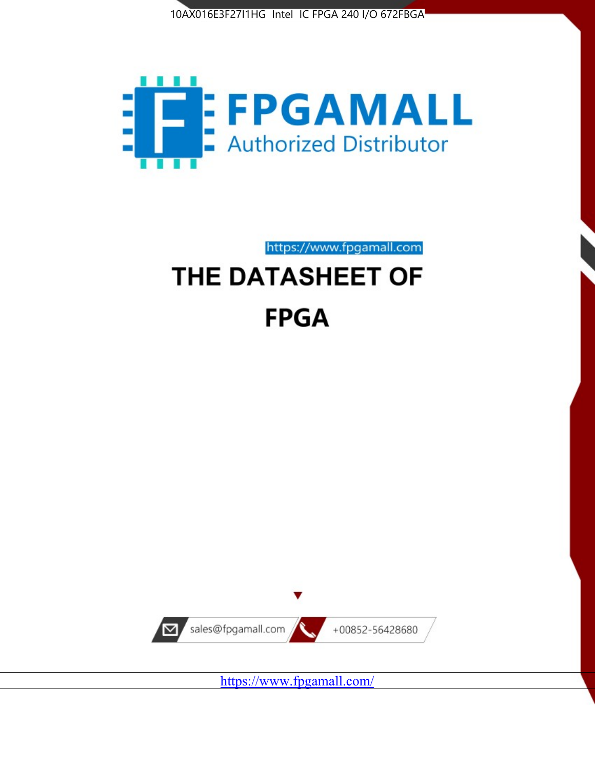10AX016E3F27I1HG Intel IC FPGA 240 I/O 672FBGA

FPGAMALL

Authorized Distributor

https://www.fpgamall.com

# THE DATASHEET OF

# FPGA

sales@fpgamall.com

+00852-56428680

https://www.fpgamall.com/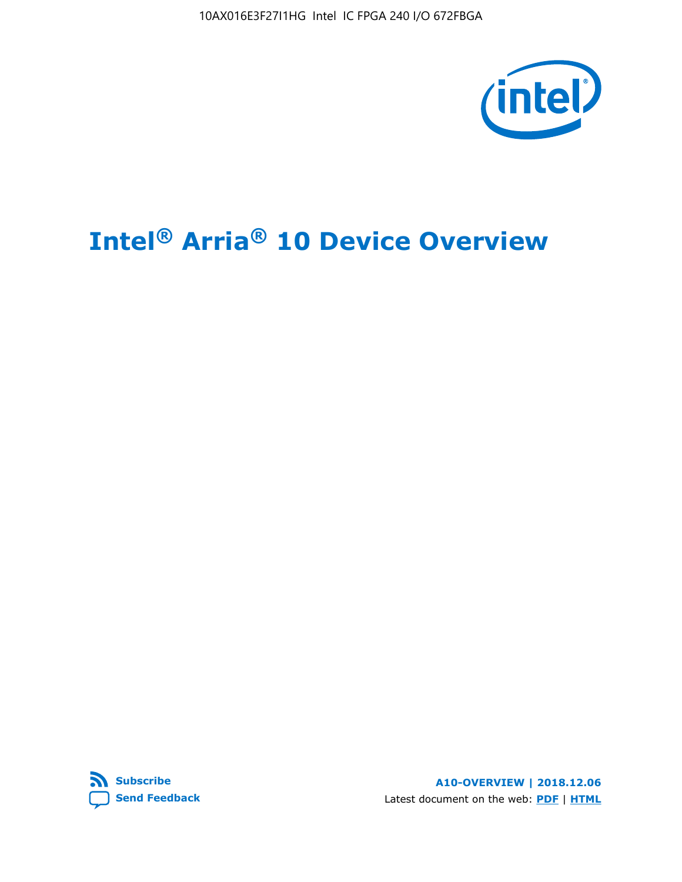# Intel® Arria® 10 Device Overview

**A10-OVERVIEW | 2018.12.06**

Latest document on the web: **PDF** | **HTML**

**Subscribe**

**Send Feedback**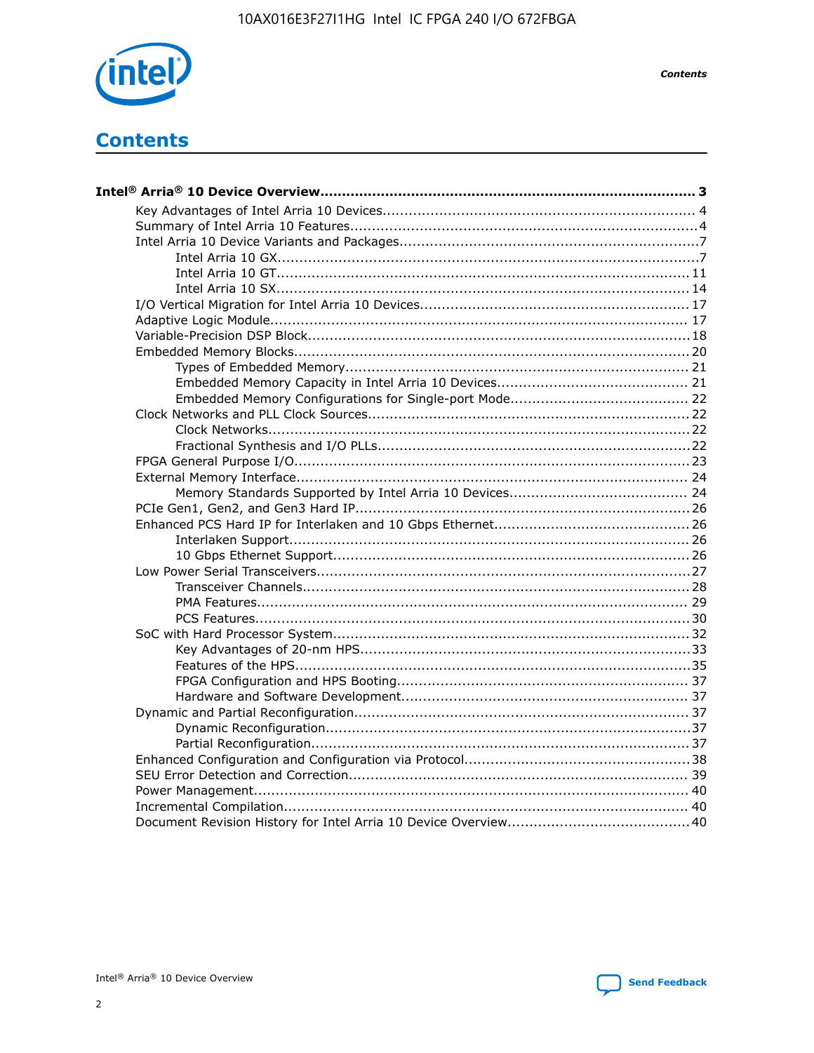# Contents

**Intel® Arria® 10 Device Overview...................................................................................... 3**

- Key Advantages of Intel Arria 10 Devices....................................................................... 4
- Summary of Intel Arria 10 Features................................................................................4
- Intel Arria 10 Device Variants and Packages....................................................................7
  - Intel Arria 10 GX.................................................................................................7
  - Intel Arria 10 GT............................................................................................... 11
  - Intel Arria 10 SX............................................................................................... 14
- I/O Vertical Migration for Intel Arria 10 Devices............................................................. 17
- Adaptive Logic Module................................................................................................ 17
- Variable-Precision DSP Block.......................................................................................18
- Embedded Memory Blocks.......................................................................................... 20
  - Types of Embedded Memory............................................................................... 21
  - Embedded Memory Capacity in Intel Arria 10 Devices............................................ 21
  - Embedded Memory Configurations for Single-port Mode......................................... 22
- Clock Networks and PLL Clock Sources......................................................................... 22
  - Clock Networks.................................................................................................22
  - Fractional Synthesis and I/O PLLs........................................................................22
- FPGA General Purpose I/O.......................................................................................... 23
- External Memory Interface.......................................................................................... 24
  - Memory Standards Supported by Intel Arria 10 Devices......................................... 24
- PCIe Gen1, Gen2, and Gen3 Hard IP............................................................................ 26
- Enhanced PCS Hard IP for Interlaken and 10 Gbps Ethernet............................................ 26
  - Interlaken Support............................................................................................ 26
  - 10 Gbps Ethernet Support.................................................................................. 26
- Low Power Serial Transceivers..................................................................................... 27
  - Transceiver Channels......................................................................................... 28
  - PMA Features................................................................................................... 29
  - PCS Features................................................................................................... 30
- SoC with Hard Processor System.................................................................................. 32
  - Key Advantages of 20-nm HPS............................................................................33
  - Features of the HPS...........................................................................................35
  - FPGA Configuration and HPS Booting................................................................... 37
  - Hardware and Software Development.................................................................. 37
- Dynamic and Partial Reconfiguration............................................................................ 37
  - Dynamic Reconfiguration....................................................................................37
  - Partial Reconfiguration....................................................................................... 37
- Enhanced Configuration and Configuration via Protocol...................................................38
- SEU Error Detection and Correction.............................................................................. 39
- Power Management.................................................................................................... 40
- Incremental Compilation............................................................................................. 40
- Document Revision History for Intel Arria 10 Device Overview.........................................40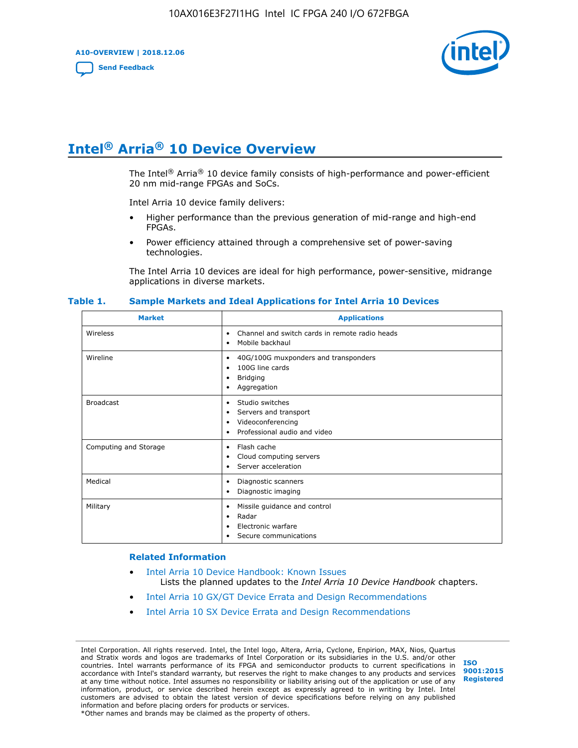# Intel® Arria® 10 Device Overview

The Intel® Arria® 10 device family consists of high-performance and power-efficient 20 nm mid-range FPGAs and SoCs.

Intel Arria 10 device family delivers:

- Higher performance than the previous generation of mid-range and high-end FPGAs.
- Power efficiency attained through a comprehensive set of power-saving technologies.

The Intel Arria 10 devices are ideal for high performance, power-sensitive, midrange applications in diverse markets.

**Table 1. Sample Markets and Ideal Applications for Intel Arria 10 Devices**

| Market | Applications |
|---|---|
| Wireless | • Channel and switch cards in remote radio heads<br>• Mobile backhaul |
| Wireline | • 40G/100G muxponders and transponders<br>• 100G line cards<br>• Bridging<br>• Aggregation |
| Broadcast | • Studio switches<br>• Servers and transport<br>• Videoconferencing<br>• Professional audio and video |
| Computing and Storage | • Flash cache<br>• Cloud computing servers<br>• Server acceleration |
| Medical | • Diagnostic scanners<br>• Diagnostic imaging |
| Military | • Missile guidance and control<br>• Radar<br>• Electronic warfare<br>• Secure communications |

### Related Information

- Intel Arria 10 Device Handbook: Known Issues
  Lists the planned updates to the *Intel Arria 10 Device Handbook* chapters.
- Intel Arria 10 GX/GT Device Errata and Design Recommendations
- Intel Arria 10 SX Device Errata and Design Recommendations

Intel Corporation. All rights reserved. Intel, the Intel logo, Altera, Arria, Cyclone, Enpirion, MAX, Nios, Quartus and Stratix words and logos are trademarks of Intel Corporation or its subsidiaries in the U.S. and/or other countries. Intel warrants performance of its FPGA and semiconductor products to current specifications in accordance with Intel's standard warranty, but reserves the right to make changes to any products and services at any time without notice. Intel assumes no responsibility or liability arising out of the application or use of any information, product, or service described herein except as expressly agreed to in writing by Intel. Intel customers are advised to obtain the latest version of device specifications before relying on any published information and before placing orders for products or services.
*Other names and brands may be claimed as the property of others.

ISO 9001:2015 Registered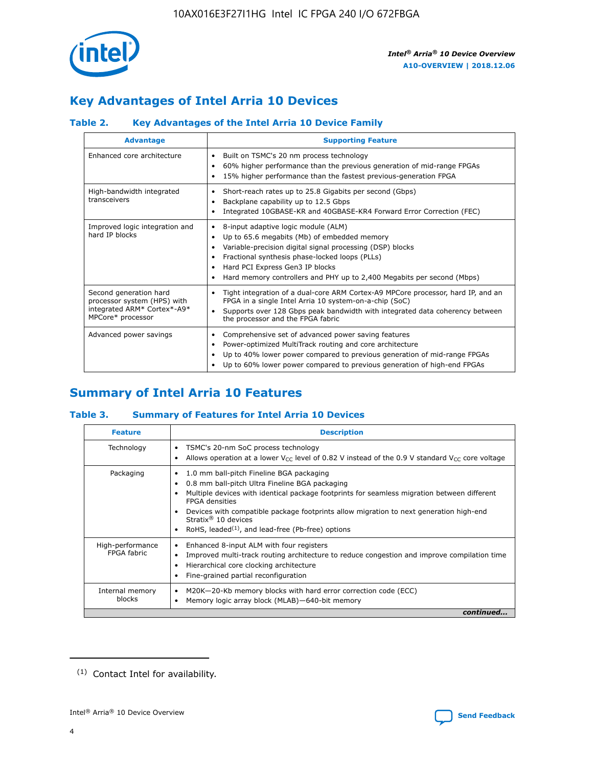## Key Advantages of Intel Arria 10 Devices

### Table 2. Key Advantages of the Intel Arria 10 Device Family

| Advantage | Supporting Feature |
|---|---|
| Enhanced core architecture | • Built on TSMC's 20 nm process technology<br>• 60% higher performance than the previous generation of mid-range FPGAs<br>• 15% higher performance than the fastest previous-generation FPGA |
| High-bandwidth integrated transceivers | • Short-reach rates up to 25.8 Gigabits per second (Gbps)<br>• Backplane capability up to 12.5 Gbps<br>• Integrated 10GBASE-KR and 40GBASE-KR4 Forward Error Correction (FEC) |
| Improved logic integration and hard IP blocks | • 8-input adaptive logic module (ALM)<br>• Up to 65.6 megabits (Mb) of embedded memory<br>• Variable-precision digital signal processing (DSP) blocks<br>• Fractional synthesis phase-locked loops (PLLs)<br>• Hard PCI Express Gen3 IP blocks<br>• Hard memory controllers and PHY up to 2,400 Megabits per second (Mbps) |
| Second generation hard processor system (HPS) with integrated ARM* Cortex*-A9* MPCore* processor | • Tight integration of a dual-core ARM Cortex-A9 MPCore processor, hard IP, and an FPGA in a single Intel Arria 10 system-on-a-chip (SoC)<br>• Supports over 128 Gbps peak bandwidth with integrated data coherency between the processor and the FPGA fabric |
| Advanced power savings | • Comprehensive set of advanced power saving features<br>• Power-optimized MultiTrack routing and core architecture<br>• Up to 40% lower power compared to previous generation of mid-range FPGAs<br>• Up to 60% lower power compared to previous generation of high-end FPGAs |

## Summary of Intel Arria 10 Features

### Table 3. Summary of Features for Intel Arria 10 Devices

| Feature | Description |
|---|---|
| Technology | • TSMC's 20-nm SoC process technology<br>• Allows operation at a lower $V_{CC}$ level of 0.82 V instead of the 0.9 V standard $V_{CC}$ core voltage |
| Packaging | • 1.0 mm ball-pitch Fineline BGA packaging<br>• 0.8 mm ball-pitch Ultra Fineline BGA packaging<br>• Multiple devices with identical package footprints for seamless migration between different FPGA densities<br>• Devices with compatible package footprints allow migration to next generation high-end Stratix® 10 devices<br>• RoHS, leaded[1], and lead-free (Pb-free) options |
| High-performance FPGA fabric | • Enhanced 8-input ALM with four registers<br>• Improved multi-track routing architecture to reduce congestion and improve compilation time<br>• Hierarchical core clocking architecture<br>• Fine-grained partial reconfiguration |
| Internal memory blocks | • M20K—20-Kb memory blocks with hard error correction code (ECC)<br>• Memory logic array block (MLAB)—640-bit memory |

*continued...*

(1) Contact Intel for availability.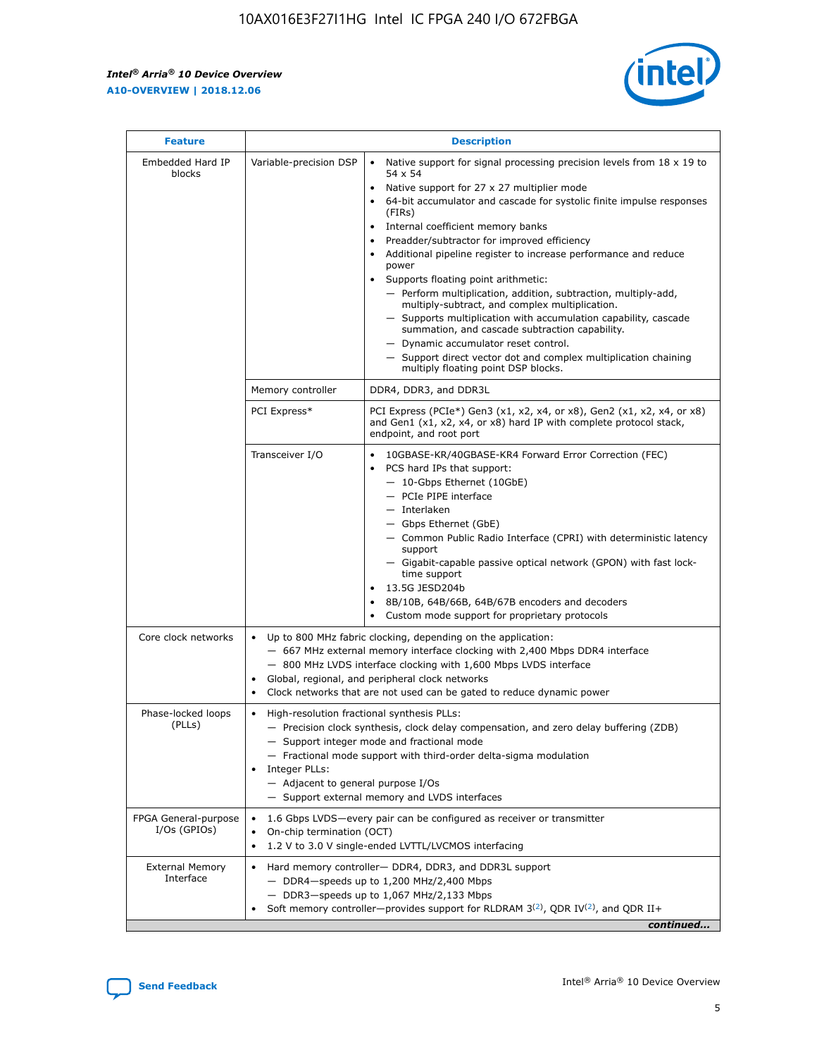| Feature | Description | |
|---|---|---|
| Embedded Hard IP blocks | Variable-precision DSP | • Native support for signal processing precision levels from 18 x 19 to 54 x 54<br>• Native support for 27 x 27 multiplier mode<br>• 64-bit accumulator and cascade for systolic finite impulse responses (FIRs)<br>• Internal coefficient memory banks<br>• Preadder/subtractor for improved efficiency<br>• Additional pipeline register to increase performance and reduce power<br>• Supports floating point arithmetic:<br>— Perform multiplication, addition, subtraction, multiply-add, multiply-subtract, and complex multiplication.<br>— Supports multiplication with accumulation capability, cascade summation, and cascade subtraction capability.<br>— Dynamic accumulator reset control.<br>— Support direct vector dot and complex multiplication chaining multiply floating point DSP blocks. |
| | Memory controller | DDR4, DDR3, and DDR3L |
| | PCI Express* | PCI Express (PCIe*) Gen3 (x1, x2, x4, or x8), Gen2 (x1, x2, x4, or x8) and Gen1 (x1, x2, x4, or x8) hard IP with complete protocol stack, endpoint, and root port |
| | Transceiver I/O | • 10GBASE-KR/40GBASE-KR4 Forward Error Correction (FEC)<br>• PCS hard IPs that support:<br>— 10-Gbps Ethernet (10GbE)<br>— PCIe PIPE interface<br>— Interlaken<br>— Gbps Ethernet (GbE)<br>— Common Public Radio Interface (CPRI) with deterministic latency support<br>— Gigabit-capable passive optical network (GPON) with fast lock-time support<br>• 13.5G JESD204b<br>• 8B/10B, 64B/66B, 64B/67B encoders and decoders<br>• Custom mode support for proprietary protocols |
| Core clock networks | • Up to 800 MHz fabric clocking, depending on the application:<br>— 667 MHz external memory interface clocking with 2,400 Mbps DDR4 interface<br>— 800 MHz LVDS interface clocking with 1,600 Mbps LVDS interface<br>• Global, regional, and peripheral clock networks<br>• Clock networks that are not used can be gated to reduce dynamic power | |
| Phase-locked loops (PLLs) | • High-resolution fractional synthesis PLLs:<br>— Precision clock synthesis, clock delay compensation, and zero delay buffering (ZDB)<br>— Support integer mode and fractional mode<br>— Fractional mode support with third-order delta-sigma modulation<br>• Integer PLLs:<br>— Adjacent to general purpose I/Os<br>— Support external memory and LVDS interfaces | |
| FPGA General-purpose I/Os (GPIOs) | • 1.6 Gbps LVDS—every pair can be configured as receiver or transmitter<br>• On-chip termination (OCT)<br>• 1.2 V to 3.0 V single-ended LVTTL/LVCMOS interfacing | |
| External Memory Interface | • Hard memory controller— DDR4, DDR3, and DDR3L support<br>— DDR4—speeds up to 1,200 MHz/2,400 Mbps<br>— DDR3—speeds up to 1,067 MHz/2,133 Mbps<br>• Soft memory controller—provides support for RLDRAM 3[(2)], QDR IV[(2)], and QDR II+ | |

*continued...*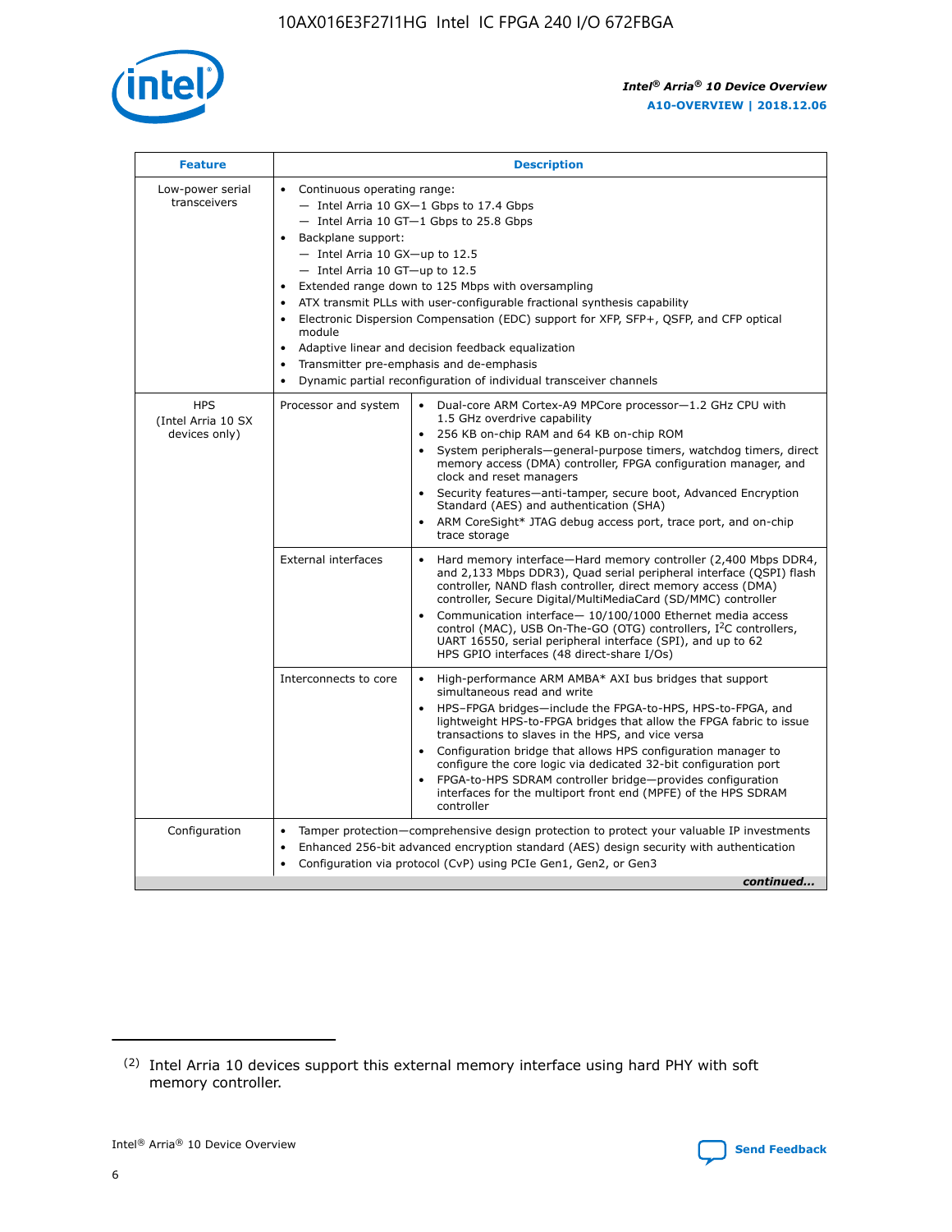| Feature | Description | |
|---|---|---|
| Low-power serial transceivers | • Continuous operating range:<br>— Intel Arria 10 GX—1 Gbps to 17.4 Gbps<br>— Intel Arria 10 GT—1 Gbps to 25.8 Gbps<br>• Backplane support:<br>— Intel Arria 10 GX—up to 12.5<br>— Intel Arria 10 GT—up to 12.5<br>• Extended range down to 125 Mbps with oversampling<br>• ATX transmit PLLs with user-configurable fractional synthesis capability<br>• Electronic Dispersion Compensation (EDC) support for XFP, SFP+, QSFP, and CFP optical module<br>• Adaptive linear and decision feedback equalization<br>• Transmitter pre-emphasis and de-emphasis<br>• Dynamic partial reconfiguration of individual transceiver channels | |
| HPS (Intel Arria 10 SX devices only) | Processor and system | • Dual-core ARM Cortex-A9 MPCore processor—1.2 GHz CPU with 1.5 GHz overdrive capability<br>• 256 KB on-chip RAM and 64 KB on-chip ROM<br>• System peripherals—general-purpose timers, watchdog timers, direct memory access (DMA) controller, FPGA configuration manager, and clock and reset managers<br>• Security features—anti-tamper, secure boot, Advanced Encryption Standard (AES) and authentication (SHA)<br>• ARM CoreSight* JTAG debug access port, trace port, and on-chip trace storage |
| | External interfaces | • Hard memory interface—Hard memory controller (2,400 Mbps DDR4, and 2,133 Mbps DDR3), Quad serial peripheral interface (QSPI) flash controller, NAND flash controller, direct memory access (DMA) controller, Secure Digital/MultiMediaCard (SD/MMC) controller<br>• Communication interface— 10/100/1000 Ethernet media access control (MAC), USB On-The-GO (OTG) controllers, I²C controllers, UART 16550, serial peripheral interface (SPI), and up to 62 HPS GPIO interfaces (48 direct-share I/Os) |
| | Interconnects to core | • High-performance ARM AMBA* AXI bus bridges that support simultaneous read and write<br>• HPS–FPGA bridges—include the FPGA-to-HPS, HPS-to-FPGA, and lightweight HPS-to-FPGA bridges that allow the FPGA fabric to issue transactions to slaves in the HPS, and vice versa<br>• Configuration bridge that allows HPS configuration manager to configure the core logic via dedicated 32-bit configuration port<br>• FPGA-to-HPS SDRAM controller bridge—provides configuration interfaces for the multiport front end (MPFE) of the HPS SDRAM controller |
| Configuration | • Tamper protection—comprehensive design protection to protect your valuable IP investments<br>• Enhanced 256-bit advanced encryption standard (AES) design security with authentication<br>• Configuration via protocol (CvP) using PCIe Gen1, Gen2, or Gen3 | |

*continued...*

(2) Intel Arria 10 devices support this external memory interface using hard PHY with soft memory controller.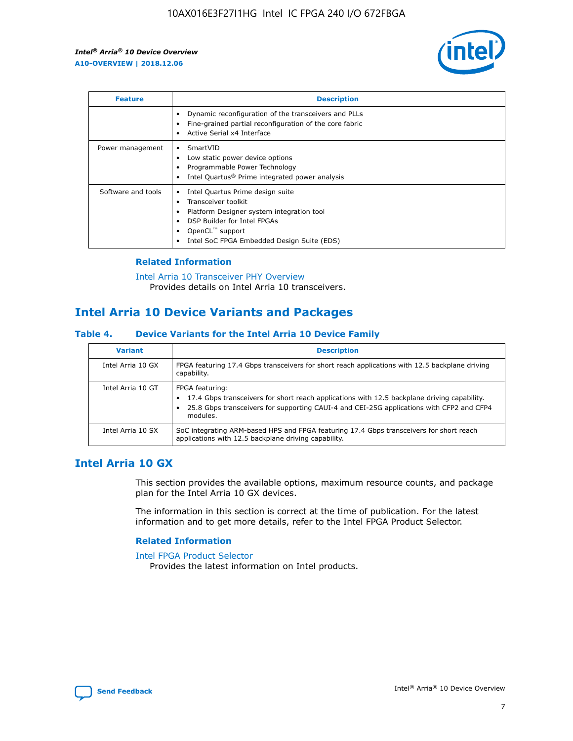| Feature | Description |
| --- | --- |
| | • Dynamic reconfiguration of the transceivers and PLLs<br>• Fine-grained partial reconfiguration of the core fabric<br>• Active Serial x4 Interface |
| Power management | • SmartVID<br>• Low static power device options<br>• Programmable Power Technology<br>• Intel Quartus® Prime integrated power analysis |
| Software and tools | • Intel Quartus Prime design suite<br>• Transceiver toolkit<br>• Platform Designer system integration tool<br>• DSP Builder for Intel FPGAs<br>• OpenCL™ support<br>• Intel SoC FPGA Embedded Design Suite (EDS) |

### Related Information

Intel Arria 10 Transceiver PHY Overview
Provides details on Intel Arria 10 transceivers.

## Intel Arria 10 Device Variants and Packages

### Table 4. Device Variants for the Intel Arria 10 Device Family

| Variant | Description |
| --- | --- |
| Intel Arria 10 GX | FPGA featuring 17.4 Gbps transceivers for short reach applications with 12.5 backplane driving capability. |
| Intel Arria 10 GT | FPGA featuring:<br>• 17.4 Gbps transceivers for short reach applications with 12.5 backplane driving capability.<br>• 25.8 Gbps transceivers for supporting CAUI-4 and CEI-25G applications with CFP2 and CFP4 modules. |
| Intel Arria 10 SX | SoC integrating ARM-based HPS and FPGA featuring 17.4 Gbps transceivers for short reach applications with 12.5 backplane driving capability. |

## Intel Arria 10 GX

This section provides the available options, maximum resource counts, and package plan for the Intel Arria 10 GX devices.

The information in this section is correct at the time of publication. For the latest information and to get more details, refer to the Intel FPGA Product Selector.

### Related Information

Intel FPGA Product Selector
Provides the latest information on Intel products.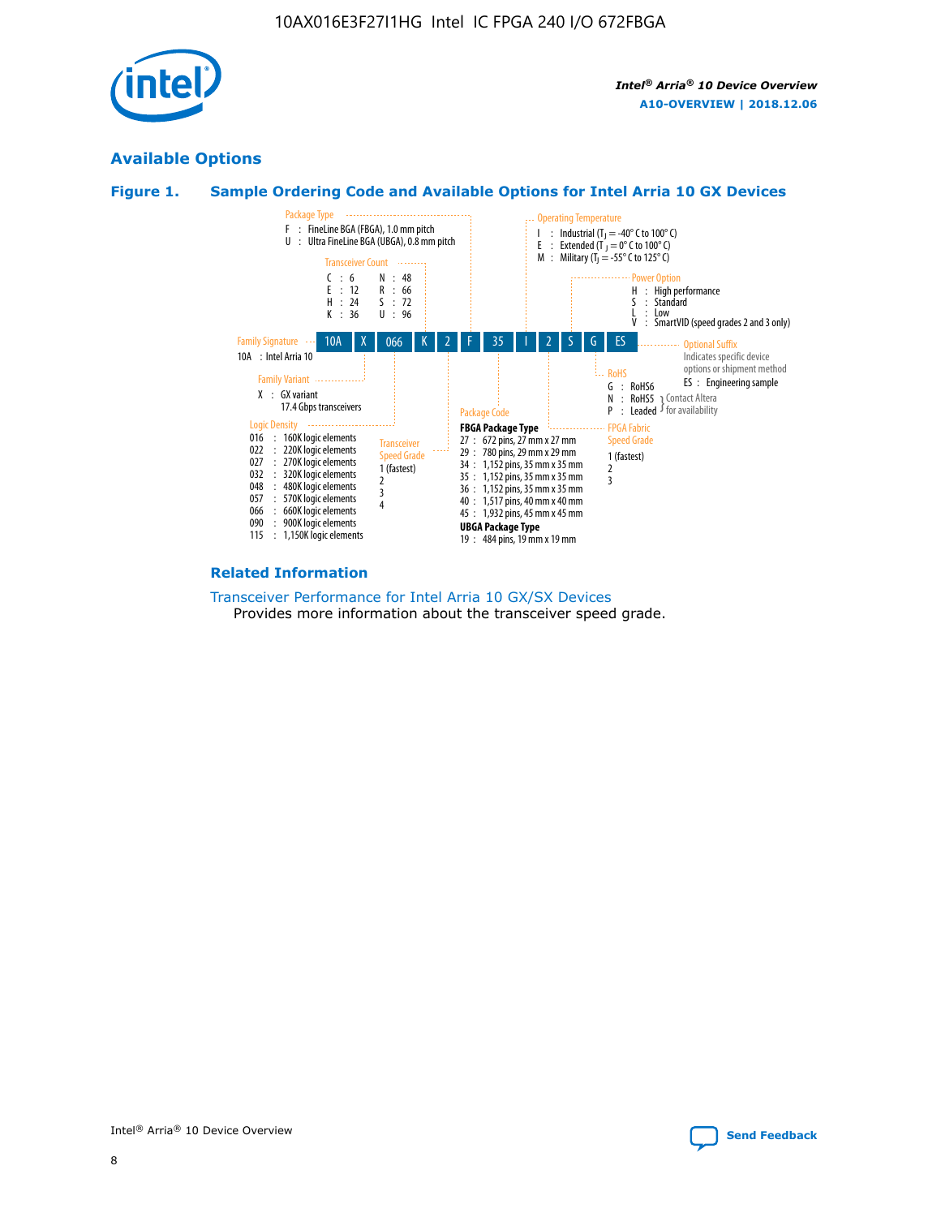## Available Options

### Figure 1. Sample Ordering Code and Available Options for Intel Arria 10 GX Devices

| 10A | X | 066 | K | 2 | F | 35 | I | 2 | S | G | ES |
|---|---|---|---|---|---|---|---|---|---|---|---|

**Family Signature**
10A : Intel Arria 10

**Family Variant**
X : GX variant
17.4 Gbps transceivers

**Logic Density**
016 : 160K logic elements
022 : 220K logic elements
027 : 270K logic elements
032 : 320K logic elements
048 : 480K logic elements
057 : 570K logic elements
066 : 660K logic elements
090 : 900K logic elements
115 : 1,150K logic elements

**Transceiver Count**
C : 6
E : 12
H : 24
K : 36
N : 48
R : 66
S : 72
U : 96

**Transceiver Speed Grade**
1 (fastest)
2
3
4

**Package Type**
F : FineLine BGA (FBGA), 1.0 mm pitch
U : Ultra FineLine BGA (UBGA), 0.8 mm pitch

**Package Code**

FBGA Package Type
27 : 672 pins, 27 mm x 27 mm
29 : 780 pins, 29 mm x 29 mm
34 : 1,152 pins, 35 mm x 35 mm
35 : 1,152 pins, 35 mm x 35 mm
36 : 1,152 pins, 35 mm x 35 mm
40 : 1,517 pins, 40 mm x 40 mm
45 : 1,932 pins, 45 mm x 45 mm

UBGA Package Type
19 : 484 pins, 19 mm x 19 mm

**Operating Temperature**
I : Industrial ($T_J$ = -40° C to 100° C)
E : Extended ($T_J$ = 0° C to 100° C)
M : Military ($T_J$ = -55° C to 125° C)

**FPGA Fabric Speed Grade**
1 (fastest)
2
3

**Power Option**
H : High performance
S : Standard
L : Low
V : SmartVID (speed grades 2 and 3 only)

**RoHS**
G : RoHS6
N : RoHS5 (Contact Altera for availability)
P : Leaded (Contact Altera for availability)

**Optional Suffix**
Indicates specific device options or shipment method
ES : Engineering sample

### Related Information

Transceiver Performance for Intel Arria 10 GX/SX Devices
Provides more information about the transceiver speed grade.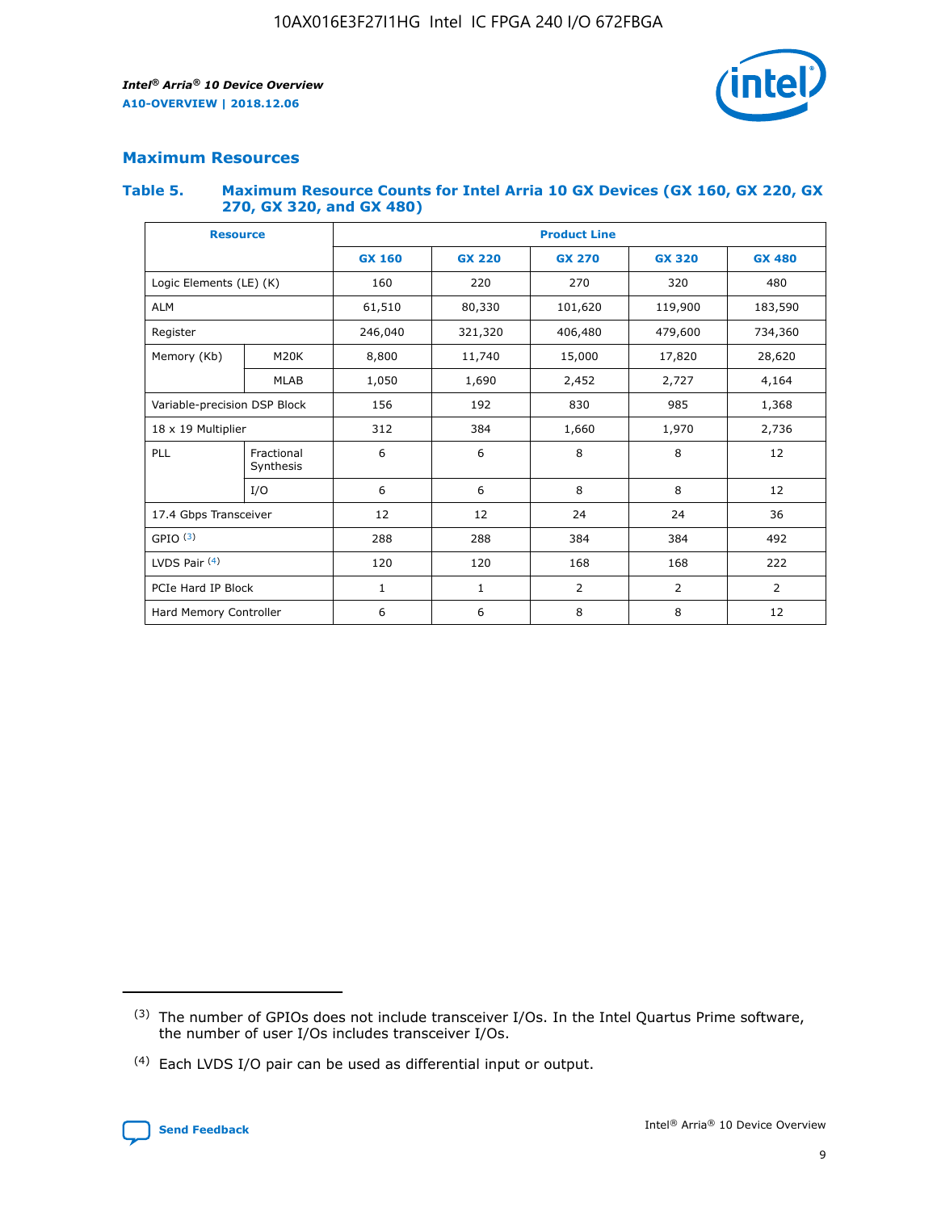## Maximum Resources

### Table 5. Maximum Resource Counts for Intel Arria 10 GX Devices (GX 160, GX 220, GX 270, GX 320, and GX 480)

| Resource | | Product Line | | | | |
|---|---|---|---|---|---|---|
| | | GX 160 | GX 220 | GX 270 | GX 320 | GX 480 |
| Logic Elements (LE) (K) | | 160 | 220 | 270 | 320 | 480 |
| ALM | | 61,510 | 80,330 | 101,620 | 119,900 | 183,590 |
| Register | | 246,040 | 321,320 | 406,480 | 479,600 | 734,360 |
| Memory (Kb) | M20K | 8,800 | 11,740 | 15,000 | 17,820 | 28,620 |
| | MLAB | 1,050 | 1,690 | 2,452 | 2,727 | 4,164 |
| Variable-precision DSP Block | | 156 | 192 | 830 | 985 | 1,368 |
| 18 x 19 Multiplier | | 312 | 384 | 1,660 | 1,970 | 2,736 |
| PLL | Fractional Synthesis | 6 | 6 | 8 | 8 | 12 |
| | I/O | 6 | 6 | 8 | 8 | 12 |
| 17.4 Gbps Transceiver | | 12 | 12 | 24 | 24 | 36 |
| GPIO [(3)] | | 288 | 288 | 384 | 384 | 492 |
| LVDS Pair [(4)] | | 120 | 120 | 168 | 168 | 222 |
| PCIe Hard IP Block | | 1 | 1 | 2 | 2 | 2 |
| Hard Memory Controller | | 6 | 6 | 8 | 8 | 12 |

(3) The number of GPIOs does not include transceiver I/Os. In the Intel Quartus Prime software, the number of user I/Os includes transceiver I/Os.

(4) Each LVDS I/O pair can be used as differential input or output.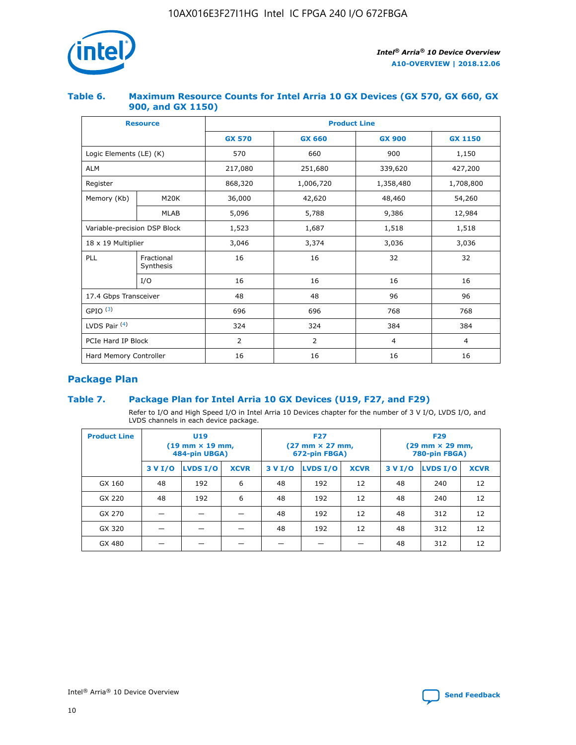### Table 6. Maximum Resource Counts for Intel Arria 10 GX Devices (GX 570, GX 660, GX 900, and GX 1150)

| Resource | | Product Line | | | |
|---|---|---|---|---|---|
| | | GX 570 | GX 660 | GX 900 | GX 1150 |
| Logic Elements (LE) (K) | | 570 | 660 | 900 | 1,150 |
| ALM | | 217,080 | 251,680 | 339,620 | 427,200 |
| Register | | 868,320 | 1,006,720 | 1,358,480 | 1,708,800 |
| Memory (Kb) | M20K | 36,000 | 42,620 | 48,460 | 54,260 |
| | MLAB | 5,096 | 5,788 | 9,386 | 12,984 |
| Variable-precision DSP Block | | 1,523 | 1,687 | 1,518 | 1,518 |
| 18 x 19 Multiplier | | 3,046 | 3,374 | 3,036 | 3,036 |
| PLL | Fractional Synthesis | 16 | 16 | 32 | 32 |
| | I/O | 16 | 16 | 16 | 16 |
| 17.4 Gbps Transceiver | | 48 | 48 | 96 | 96 |
| GPIO [(3)] | | 696 | 696 | 768 | 768 |
| LVDS Pair [(4)] | | 324 | 324 | 384 | 384 |
| PCIe Hard IP Block | | 2 | 2 | 4 | 4 |
| Hard Memory Controller | | 16 | 16 | 16 | 16 |

## Package Plan

### Table 7. Package Plan for Intel Arria 10 GX Devices (U19, F27, and F29)

Refer to I/O and High Speed I/O in Intel Arria 10 Devices chapter for the number of 3 V I/O, LVDS I/O, and LVDS channels in each device package.

| Product Line | U19 (19 mm × 19 mm, 484-pin UBGA) | | | F27 (27 mm × 27 mm, 672-pin FBGA) | | | F29 (29 mm × 29 mm, 780-pin FBGA) | | |
|---|---|---|---|---|---|---|---|---|---|
| | 3 V I/O | LVDS I/O | XCVR | 3 V I/O | LVDS I/O | XCVR | 3 V I/O | LVDS I/O | XCVR |
| GX 160 | 48 | 192 | 6 | 48 | 192 | 12 | 48 | 240 | 12 |
| GX 220 | 48 | 192 | 6 | 48 | 192 | 12 | 48 | 240 | 12 |
| GX 270 | — | — | — | 48 | 192 | 12 | 48 | 312 | 12 |
| GX 320 | — | — | — | 48 | 192 | 12 | 48 | 312 | 12 |
| GX 480 | — | — | — | — | — | — | 48 | 312 | 12 |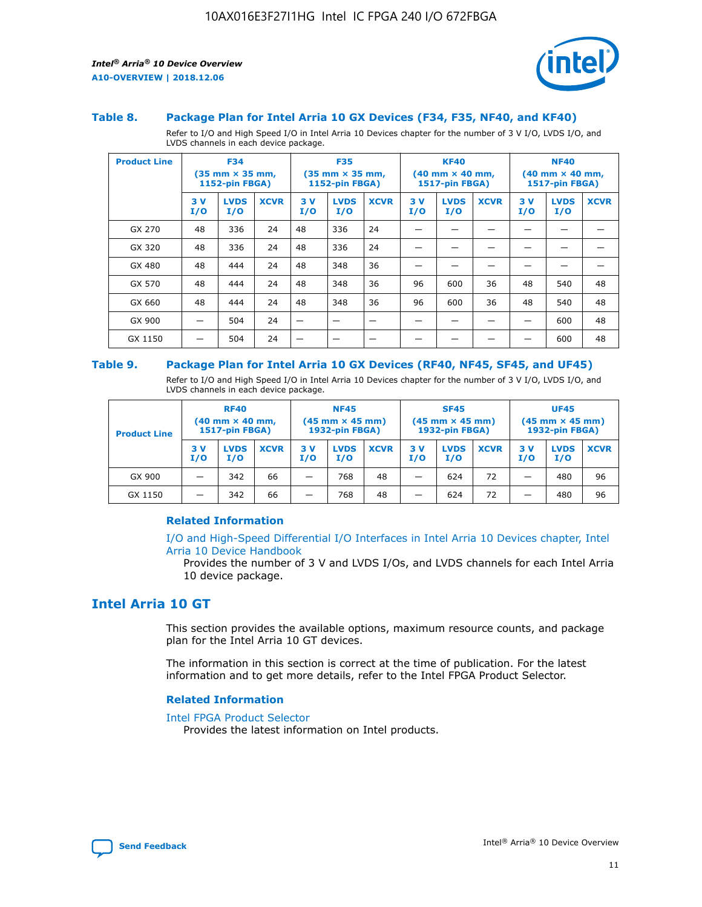### Table 8. Package Plan for Intel Arria 10 GX Devices (F34, F35, NF40, and KF40)

Refer to I/O and High Speed I/O in Intel Arria 10 Devices chapter for the number of 3 V I/O, LVDS I/O, and LVDS channels in each device package.

| Product Line | F34 (35 mm × 35 mm, 1152-pin FBGA) | | | F35 (35 mm × 35 mm, 1152-pin FBGA) | | | KF40 (40 mm × 40 mm, 1517-pin FBGA) | | | NF40 (40 mm × 40 mm, 1517-pin FBGA) | | |
|---|---|---|---|---|---|---|---|---|---|---|---|---|
| | 3 V I/O | LVDS I/O | XCVR | 3 V I/O | LVDS I/O | XCVR | 3 V I/O | LVDS I/O | XCVR | 3 V I/O | LVDS I/O | XCVR |
| GX 270 | 48 | 336 | 24 | 48 | 336 | 24 | — | — | — | — | — | — |
| GX 320 | 48 | 336 | 24 | 48 | 336 | 24 | — | — | — | — | — | — |
| GX 480 | 48 | 444 | 24 | 48 | 348 | 36 | — | — | — | — | — | — |
| GX 570 | 48 | 444 | 24 | 48 | 348 | 36 | 96 | 600 | 36 | 48 | 540 | 48 |
| GX 660 | 48 | 444 | 24 | 48 | 348 | 36 | 96 | 600 | 36 | 48 | 540 | 48 |
| GX 900 | — | 504 | 24 | — | — | — | — | — | — | — | 600 | 48 |
| GX 1150 | — | 504 | 24 | — | — | — | — | — | — | — | 600 | 48 |

### Table 9. Package Plan for Intel Arria 10 GX Devices (RF40, NF45, SF45, and UF45)

Refer to I/O and High Speed I/O in Intel Arria 10 Devices chapter for the number of 3 V I/O, LVDS I/O, and LVDS channels in each device package.

| Product Line | RF40 (40 mm × 40 mm, 1517-pin FBGA) | | | NF45 (45 mm × 45 mm) 1932-pin FBGA) | | | SF45 (45 mm × 45 mm) 1932-pin FBGA) | | | UF45 (45 mm × 45 mm) 1932-pin FBGA) | | |
|---|---|---|---|---|---|---|---|---|---|---|---|---|
| | 3 V I/O | LVDS I/O | XCVR | 3 V I/O | LVDS I/O | XCVR | 3 V I/O | LVDS I/O | XCVR | 3 V I/O | LVDS I/O | XCVR |
| GX 900 | — | 342 | 66 | — | 768 | 48 | — | 624 | 72 | — | 480 | 96 |
| GX 1150 | — | 342 | 66 | — | 768 | 48 | — | 624 | 72 | — | 480 | 96 |

#### Related Information

I/O and High-Speed Differential I/O Interfaces in Intel Arria 10 Devices chapter, Intel Arria 10 Device Handbook
Provides the number of 3 V and LVDS I/Os, and LVDS channels for each Intel Arria 10 device package.

## Intel Arria 10 GT

This section provides the available options, maximum resource counts, and package plan for the Intel Arria 10 GT devices.

The information in this section is correct at the time of publication. For the latest information and to get more details, refer to the Intel FPGA Product Selector.

#### Related Information

Intel FPGA Product Selector
Provides the latest information on Intel products.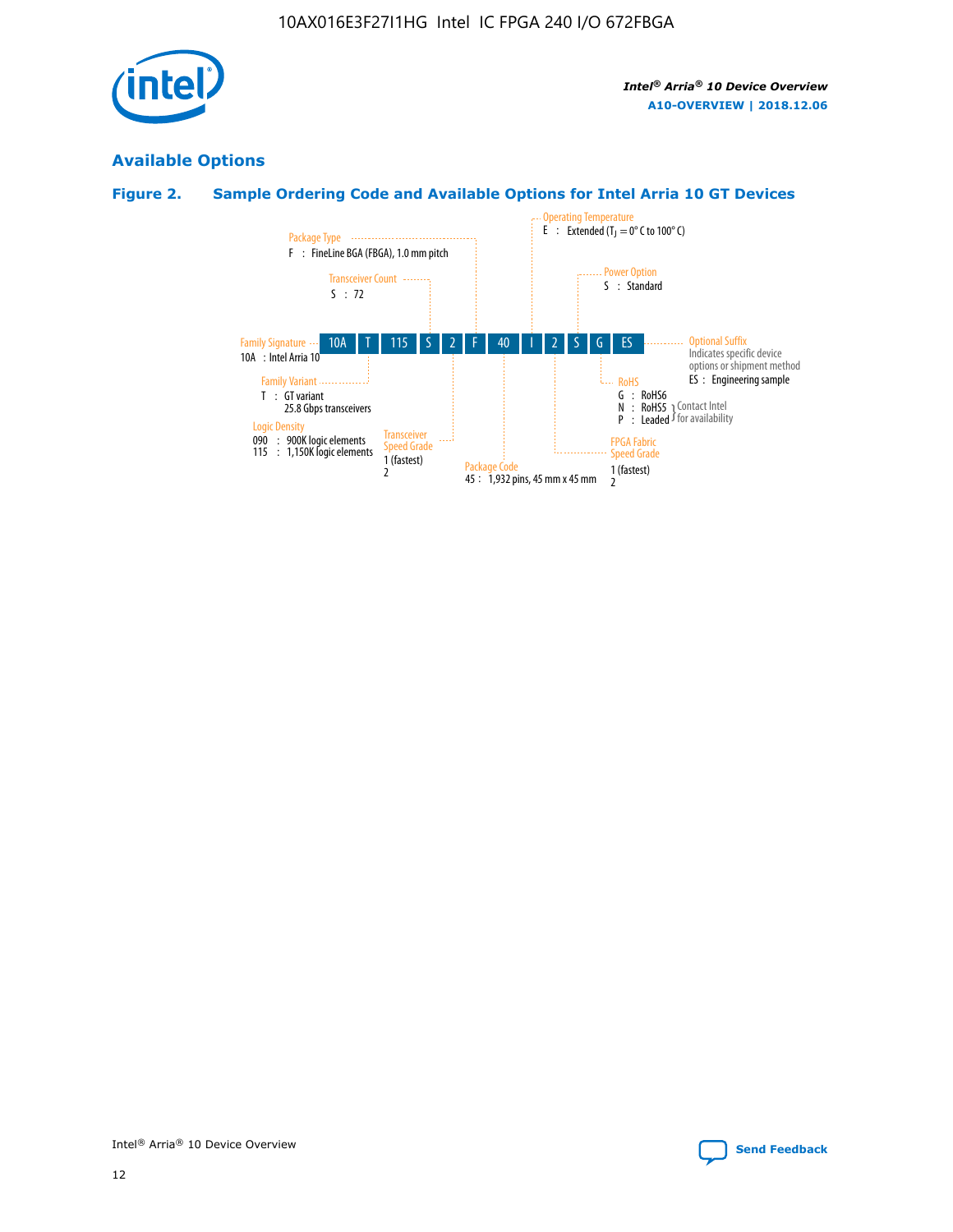## Available Options

### Figure 2. Sample Ordering Code and Available Options for Intel Arria 10 GT Devices

**Sample ordering code:** 10A T 115 S 2 F 40 I 2 S G ES

| Code | Field | Options |
| --- | --- | --- |
| 10A | Family Signature | 10A : Intel Arria 10 |
| T | Family Variant | T : GT variant, 25.8 Gbps transceivers |
| 115 | Logic Density | 090 : 900K logic elements; 115 : 1,150K logic elements |
| S | Transceiver Count | S : 72 |
| 2 | Transceiver Speed Grade | 1 (fastest); 2 |
| F | Package Type | F : FineLine BGA (FBGA), 1.0 mm pitch |
| 40 | Package Code | 45 : 1,932 pins, 45 mm x 45 mm |
| I | Operating Temperature | E : Extended ($T_J$ = 0° C to 100° C) |
| 2 | FPGA Fabric Speed Grade | 1 (fastest); 2 |
| S | Power Option | S : Standard |
| G | RoHS | G : RoHS6; N : RoHS5 (Contact Intel for availability); P : Leaded (Contact Intel for availability) |
| ES | Optional Suffix | Indicates specific device options or shipment method. ES : Engineering sample |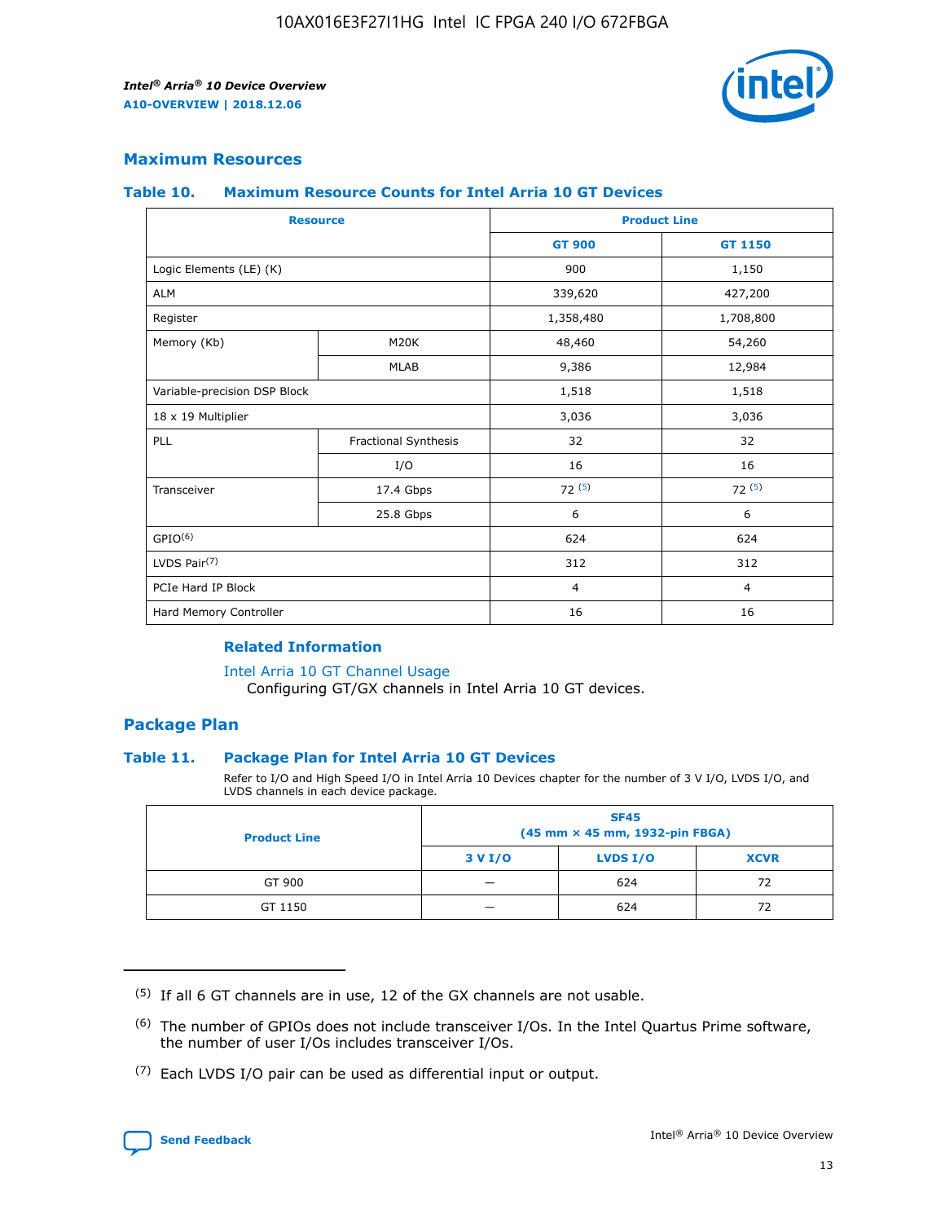## Maximum Resources

### Table 10. Maximum Resource Counts for Intel Arria 10 GT Devices

| Resource | | Product Line | |
|---|---|---|---|
| | | GT 900 | GT 1150 |
| Logic Elements (LE) (K) | | 900 | 1,150 |
| ALM | | 339,620 | 427,200 |
| Register | | 1,358,480 | 1,708,800 |
| Memory (Kb) | M20K | 48,460 | 54,260 |
| | MLAB | 9,386 | 12,984 |
| Variable-precision DSP Block | | 1,518 | 1,518 |
| 18 x 19 Multiplier | | 3,036 | 3,036 |
| PLL | Fractional Synthesis | 32 | 32 |
| | I/O | 16 | 16 |
| Transceiver | 17.4 Gbps | 72 [5] | 72 [5] |
| | 25.8 Gbps | 6 | 6 |
| GPIO[6] | | 624 | 624 |
| LVDS Pair[7] | | 312 | 312 |
| PCIe Hard IP Block | | 4 | 4 |
| Hard Memory Controller | | 16 | 16 |

#### Related Information

Intel Arria 10 GT Channel Usage
Configuring GT/GX channels in Intel Arria 10 GT devices.

## Package Plan

### Table 11. Package Plan for Intel Arria 10 GT Devices

Refer to I/O and High Speed I/O in Intel Arria 10 Devices chapter for the number of 3 V I/O, LVDS I/O, and LVDS channels in each device package.

| Product Line | SF45 (45 mm × 45 mm, 1932-pin FBGA) | | |
|---|---|---|---|
| | 3 V I/O | LVDS I/O | XCVR |
| GT 900 | — | 624 | 72 |
| GT 1150 | — | 624 | 72 |

(5) If all 6 GT channels are in use, 12 of the GX channels are not usable.

(6) The number of GPIOs does not include transceiver I/Os. In the Intel Quartus Prime software, the number of user I/Os includes transceiver I/Os.

(7) Each LVDS I/O pair can be used as differential input or output.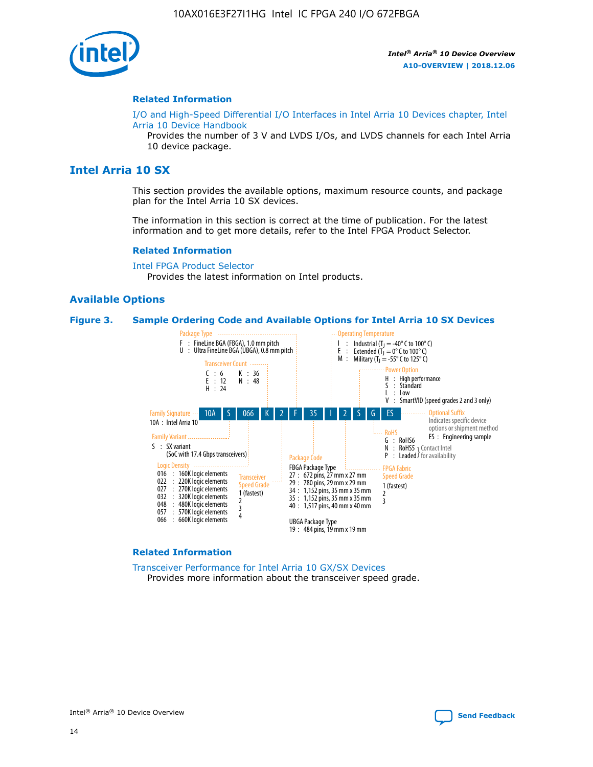## Related Information

I/O and High-Speed Differential I/O Interfaces in Intel Arria 10 Devices chapter, Intel Arria 10 Device Handbook

Provides the number of 3 V and LVDS I/Os, and LVDS channels for each Intel Arria 10 device package.

## Intel Arria 10 SX

This section provides the available options, maximum resource counts, and package plan for the Intel Arria 10 SX devices.

The information in this section is correct at the time of publication. For the latest information and to get more details, refer to the Intel FPGA Product Selector.

### Related Information

Intel FPGA Product Selector

Provides the latest information on Intel products.

### Available Options

**Figure 3. Sample Ordering Code and Available Options for Intel Arria 10 SX Devices**

Sample ordering code: 10A S 066 K 2 F 35 I 2 S G ES

- **Family Signature**
  - 10A : Intel Arria 10
- **Family Variant**
  - S : SX variant (SoC with 17.4 Gbps transceivers)
- **Logic Density**
  - 016 : 160K logic elements
  - 022 : 220K logic elements
  - 027 : 270K logic elements
  - 032 : 320K logic elements
  - 048 : 480K logic elements
  - 057 : 570K logic elements
  - 066 : 660K logic elements
- **Transceiver Count**
  - C : 6
  - E : 12
  - H : 24
  - K : 36
  - N : 48
- **Transceiver Speed Grade**
  - 1 (fastest)
  - 2
  - 3
  - 4
- **Package Type**
  - F : FineLine BGA (FBGA), 1.0 mm pitch
  - U : Ultra FineLine BGA (UBGA), 0.8 mm pitch
- **Package Code**
  - FBGA Package Type
    - 27 : 672 pins, 27 mm x 27 mm
    - 29 : 780 pins, 29 mm x 29 mm
    - 34 : 1,152 pins, 35 mm x 35 mm
    - 35 : 1,152 pins, 35 mm x 35 mm
    - 40 : 1,517 pins, 40 mm x 40 mm
  - UBGA Package Type
    - 19 : 484 pins, 19 mm x 19 mm
- **Operating Temperature**
  - I : Industrial ($T_J$ = -40° C to 100° C)
  - E : Extended ($T_J$ = 0° C to 100° C)
  - M : Military ($T_J$ = -55° C to 125° C)
- **FPGA Fabric Speed Grade**
  - 1 (fastest)
  - 2
  - 3
- **Power Option**
  - H : High performance
  - S : Standard
  - L : Low
  - V : SmartVID (speed grades 2 and 3 only)
- **RoHS**
  - G : RoHS6
  - N : RoHS5 (Contact Intel for availability)
  - P : Leaded (Contact Intel for availability)
- **Optional Suffix**
  - Indicates specific device options or shipment method
  - ES : Engineering sample

### Related Information

Transceiver Performance for Intel Arria 10 GX/SX Devices

Provides more information about the transceiver speed grade.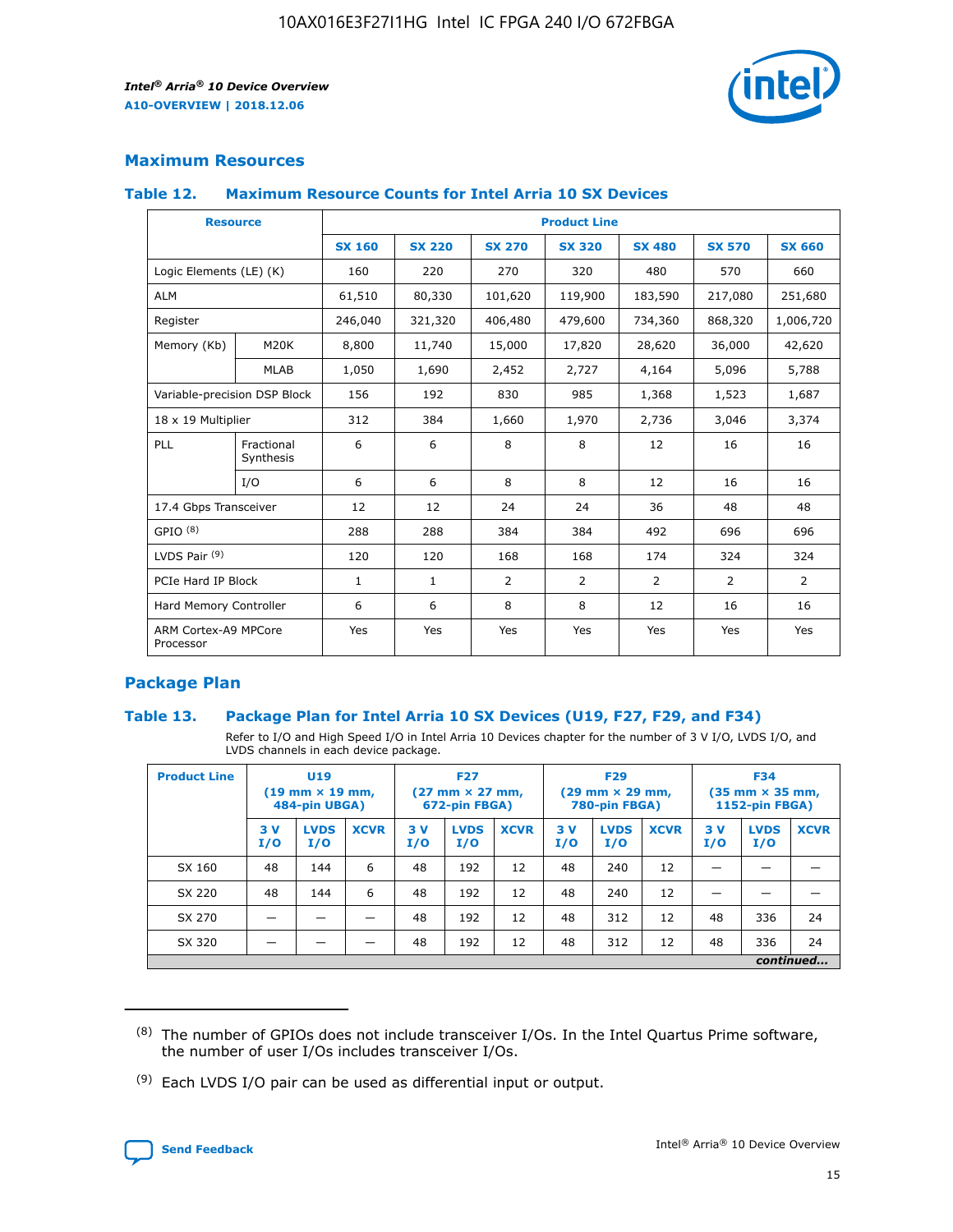## Maximum Resources

### Table 12. Maximum Resource Counts for Intel Arria 10 SX Devices

| Resource | | Product Line | | | | | | |
|---|---|---|---|---|---|---|---|---|
| | | SX 160 | SX 220 | SX 270 | SX 320 | SX 480 | SX 570 | SX 660 |
| Logic Elements (LE) (K) | | 160 | 220 | 270 | 320 | 480 | 570 | 660 |
| ALM | | 61,510 | 80,330 | 101,620 | 119,900 | 183,590 | 217,080 | 251,680 |
| Register | | 246,040 | 321,320 | 406,480 | 479,600 | 734,360 | 868,320 | 1,006,720 |
| Memory (Kb) | M20K | 8,800 | 11,740 | 15,000 | 17,820 | 28,620 | 36,000 | 42,620 |
| | MLAB | 1,050 | 1,690 | 2,452 | 2,727 | 4,164 | 5,096 | 5,788 |
| Variable-precision DSP Block | | 156 | 192 | 830 | 985 | 1,368 | 1,523 | 1,687 |
| 18 x 19 Multiplier | | 312 | 384 | 1,660 | 1,970 | 2,736 | 3,046 | 3,374 |
| PLL | Fractional Synthesis | 6 | 6 | 8 | 8 | 12 | 16 | 16 |
| | I/O | 6 | 6 | 8 | 8 | 12 | 16 | 16 |
| 17.4 Gbps Transceiver | | 12 | 12 | 24 | 24 | 36 | 48 | 48 |
| GPIO [(8)] | | 288 | 288 | 384 | 384 | 492 | 696 | 696 |
| LVDS Pair [(9)] | | 120 | 120 | 168 | 168 | 174 | 324 | 324 |
| PCIe Hard IP Block | | 1 | 1 | 2 | 2 | 2 | 2 | 2 |
| Hard Memory Controller | | 6 | 6 | 8 | 8 | 12 | 16 | 16 |
| ARM Cortex-A9 MPCore Processor | | Yes | Yes | Yes | Yes | Yes | Yes | Yes |

## Package Plan

### Table 13. Package Plan for Intel Arria 10 SX Devices (U19, F27, F29, and F34)

Refer to I/O and High Speed I/O in Intel Arria 10 Devices chapter for the number of 3 V I/O, LVDS I/O, and LVDS channels in each device package.

| Product Line | U19 (19 mm × 19 mm, 484-pin UBGA) | | | F27 (27 mm × 27 mm, 672-pin FBGA) | | | F29 (29 mm × 29 mm, 780-pin FBGA) | | | F34 (35 mm × 35 mm, 1152-pin FBGA) | | |
|---|---|---|---|---|---|---|---|---|---|---|---|---|
| | 3 V I/O | LVDS I/O | XCVR | 3 V I/O | LVDS I/O | XCVR | 3 V I/O | LVDS I/O | XCVR | 3 V I/O | LVDS I/O | XCVR |
| SX 160 | 48 | 144 | 6 | 48 | 192 | 12 | 48 | 240 | 12 | — | — | — |
| SX 220 | 48 | 144 | 6 | 48 | 192 | 12 | 48 | 240 | 12 | — | — | — |
| SX 270 | — | — | — | 48 | 192 | 12 | 48 | 312 | 12 | 48 | 336 | 24 |
| SX 320 | — | — | — | 48 | 192 | 12 | 48 | 312 | 12 | 48 | 336 | 24 |

*continued...*

(8) The number of GPIOs does not include transceiver I/Os. In the Intel Quartus Prime software, the number of user I/Os includes transceiver I/Os.

(9) Each LVDS I/O pair can be used as differential input or output.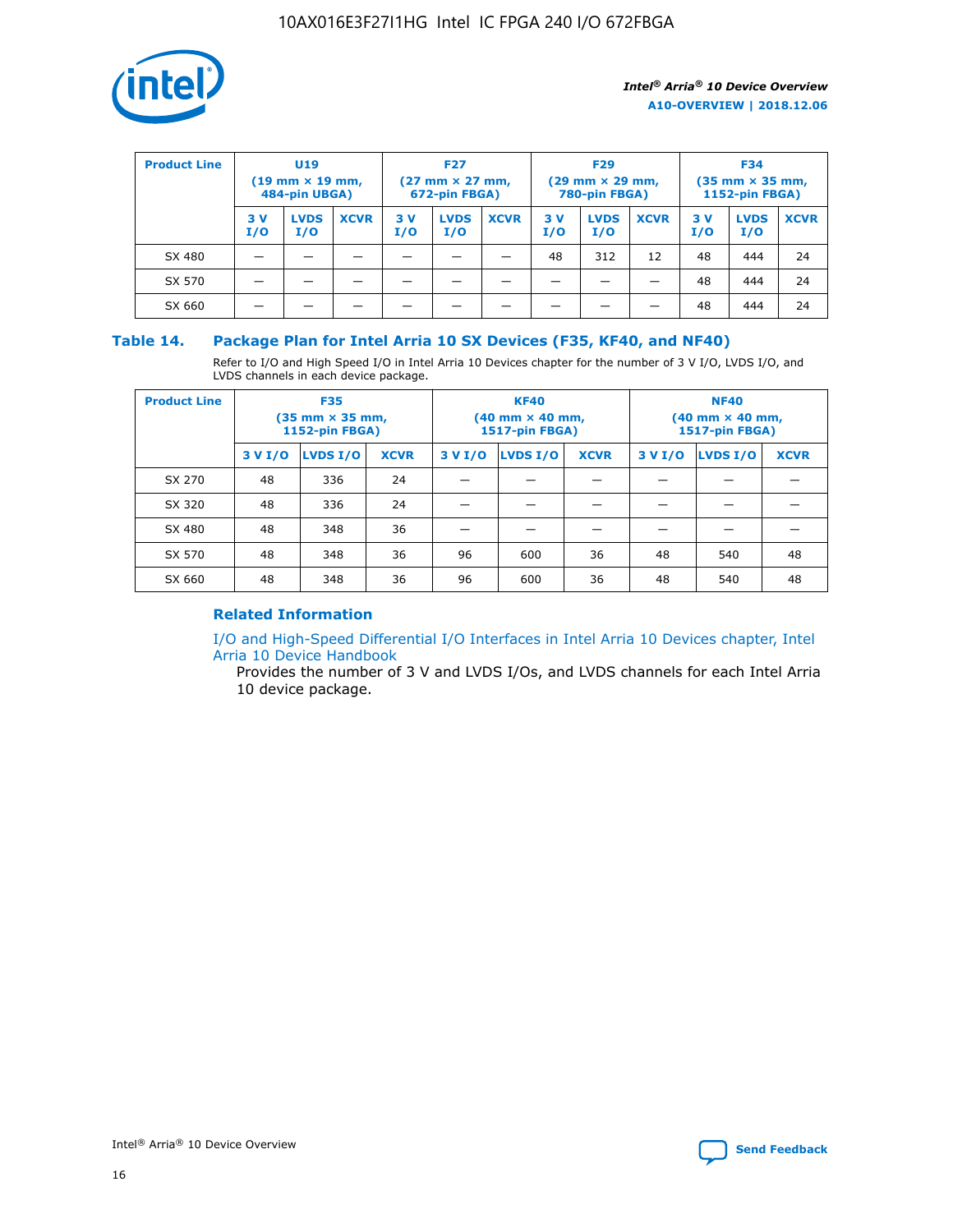| Product Line | U19 (19 mm × 19 mm, 484-pin UBGA) | | | F27 (27 mm × 27 mm, 672-pin FBGA) | | | F29 (29 mm × 29 mm, 780-pin FBGA) | | | F34 (35 mm × 35 mm, 1152-pin FBGA) | | |
|---|---|---|---|---|---|---|---|---|---|---|---|---|
| | 3 V I/O | LVDS I/O | XCVR | 3 V I/O | LVDS I/O | XCVR | 3 V I/O | LVDS I/O | XCVR | 3 V I/O | LVDS I/O | XCVR |
| SX 480 | — | — | — | — | — | — | 48 | 312 | 12 | 48 | 444 | 24 |
| SX 570 | — | — | — | — | — | — | — | — | — | 48 | 444 | 24 |
| SX 660 | — | — | — | — | — | — | — | — | — | 48 | 444 | 24 |

## Table 14. Package Plan for Intel Arria 10 SX Devices (F35, KF40, and NF40)

Refer to I/O and High Speed I/O in Intel Arria 10 Devices chapter for the number of 3 V I/O, LVDS I/O, and LVDS channels in each device package.

| Product Line | F35 (35 mm × 35 mm, 1152-pin FBGA) | | | KF40 (40 mm × 40 mm, 1517-pin FBGA) | | | NF40 (40 mm × 40 mm, 1517-pin FBGA) | | |
|---|---|---|---|---|---|---|---|---|---|
| | 3 V I/O | LVDS I/O | XCVR | 3 V I/O | LVDS I/O | XCVR | 3 V I/O | LVDS I/O | XCVR |
| SX 270 | 48 | 336 | 24 | — | — | — | — | — | — |
| SX 320 | 48 | 336 | 24 | — | — | — | — | — | — |
| SX 480 | 48 | 348 | 36 | — | — | — | — | — | — |
| SX 570 | 48 | 348 | 36 | 96 | 600 | 36 | 48 | 540 | 48 |
| SX 660 | 48 | 348 | 36 | 96 | 600 | 36 | 48 | 540 | 48 |

### Related Information

I/O and High-Speed Differential I/O Interfaces in Intel Arria 10 Devices chapter, Intel Arria 10 Device Handbook

Provides the number of 3 V and LVDS I/Os, and LVDS channels for each Intel Arria 10 device package.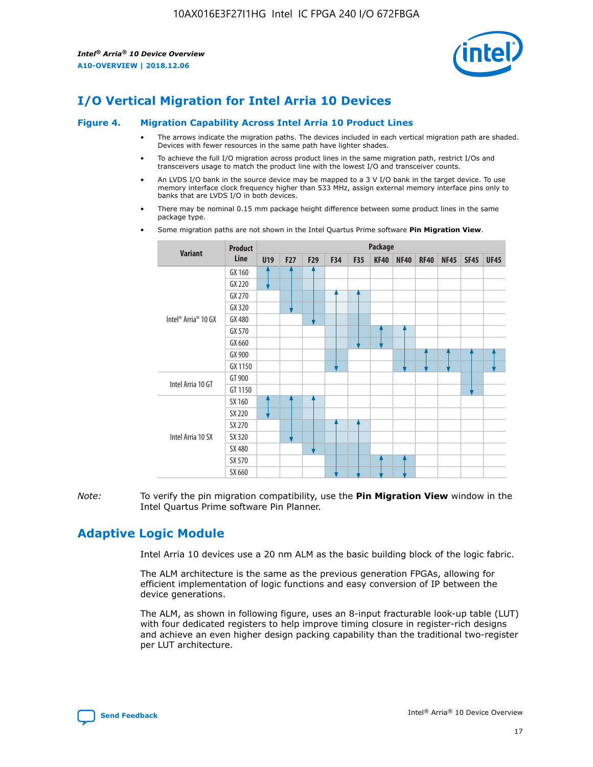## I/O Vertical Migration for Intel Arria 10 Devices

**Figure 4. Migration Capability Across Intel Arria 10 Product Lines**

- The arrows indicate the migration paths. The devices included in each vertical migration path are shaded. Devices with fewer resources in the same path have lighter shades.
- To achieve the full I/O migration across product lines in the same migration path, restrict I/Os and transceivers usage to match the product line with the lowest I/O and transceiver counts.
- An LVDS I/O bank in the source device may be mapped to a 3 V I/O bank in the target device. To use memory interface clock frequency higher than 533 MHz, assign external memory interface pins only to banks that are LVDS I/O in both devices.
- There may be nominal 0.15 mm package height difference between some product lines in the same package type.
- Some migration paths are not shown in the Intel Quartus Prime software **Pin Migration View**.

| Variant | Product Line | Package | | | | | | | | | | |
|---|---|---|---|---|---|---|---|---|---|---|---|---|
| | | U19 | F27 | F29 | F34 | F35 | KF40 | NF40 | RF40 | NF45 | SF45 | UF45 |
| Intel® Arria® 10 GX | GX 160 | | | | | | | | | | | |
| | GX 220 | | | | | | | | | | | |
| | GX 270 | | | | | | | | | | | |
| | GX 320 | | | | | | | | | | | |
| | GX 480 | | | | | | | | | | | |
| | GX 570 | | | | | | | | | | | |
| | GX 660 | | | | | | | | | | | |
| | GX 900 | | | | | | | | | | | |
| | GX 1150 | | | | | | | | | | | |
| Intel Arria 10 GT | GT 900 | | | | | | | | | | | |
| | GT 1150 | | | | | | | | | | | |
| Intel Arria 10 SX | SX 160 | | | | | | | | | | | |
| | SX 220 | | | | | | | | | | | |
| | SX 270 | | | | | | | | | | | |
| | SX 320 | | | | | | | | | | | |
| | SX 480 | | | | | | | | | | | |
| | SX 570 | | | | | | | | | | | |
| | SX 660 | | | | | | | | | | | |

*Note:* To verify the pin migration compatibility, use the **Pin Migration View** window in the Intel Quartus Prime software Pin Planner.

## Adaptive Logic Module

Intel Arria 10 devices use a 20 nm ALM as the basic building block of the logic fabric.

The ALM architecture is the same as the previous generation FPGAs, allowing for efficient implementation of logic functions and easy conversion of IP between the device generations.

The ALM, as shown in following figure, uses an 8-input fracturable look-up table (LUT) with four dedicated registers to help improve timing closure in register-rich designs and achieve an even higher design packing capability than the traditional two-register per LUT architecture.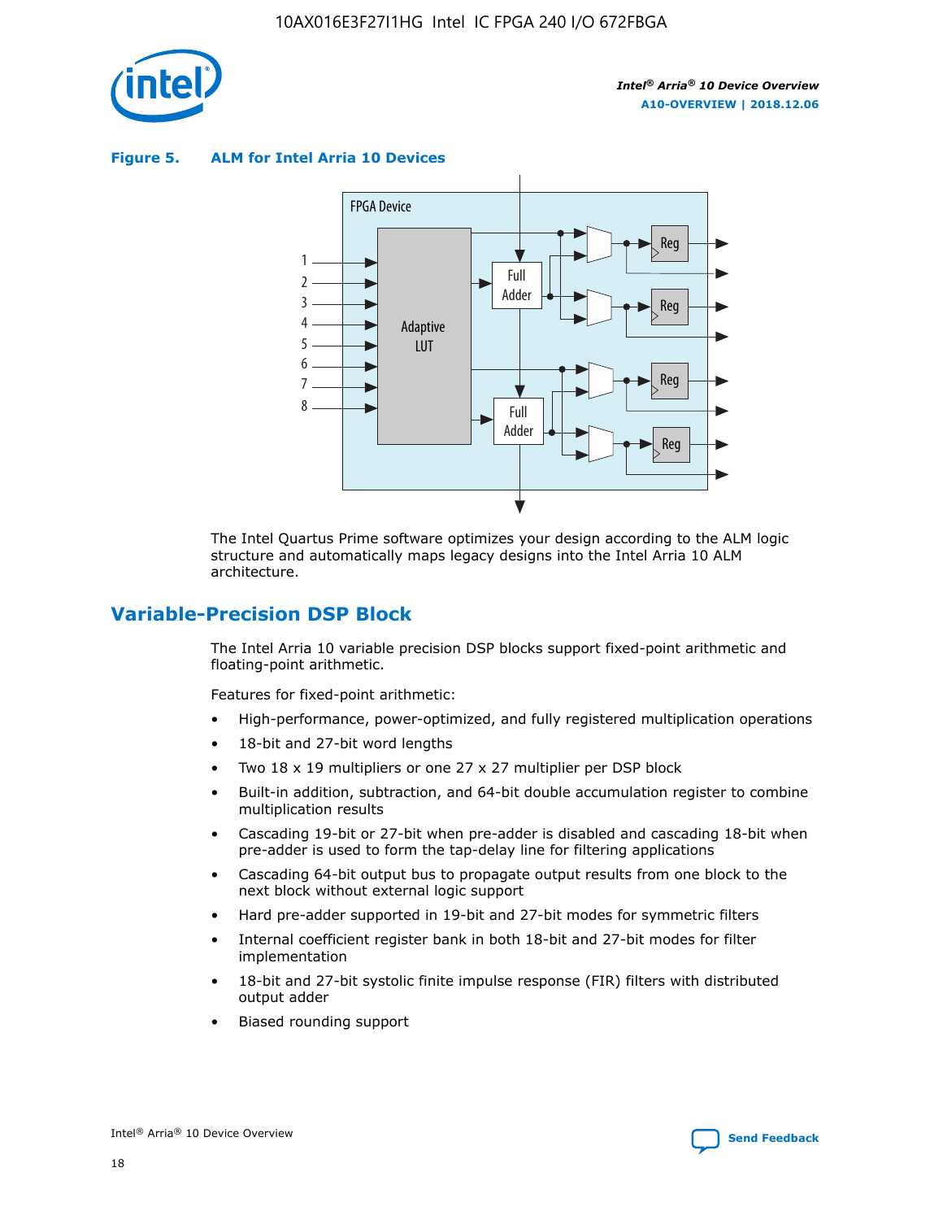**Figure 5. ALM for Intel Arria 10 Devices**

The Intel Quartus Prime software optimizes your design according to the ALM logic structure and automatically maps legacy designs into the Intel Arria 10 ALM architecture.

## Variable-Precision DSP Block

The Intel Arria 10 variable precision DSP blocks support fixed-point arithmetic and floating-point arithmetic.

Features for fixed-point arithmetic:

- High-performance, power-optimized, and fully registered multiplication operations
- 18-bit and 27-bit word lengths
- Two 18 x 19 multipliers or one 27 x 27 multiplier per DSP block
- Built-in addition, subtraction, and 64-bit double accumulation register to combine multiplication results
- Cascading 19-bit or 27-bit when pre-adder is disabled and cascading 18-bit when pre-adder is used to form the tap-delay line for filtering applications
- Cascading 64-bit output bus to propagate output results from one block to the next block without external logic support
- Hard pre-adder supported in 19-bit and 27-bit modes for symmetric filters
- Internal coefficient register bank in both 18-bit and 27-bit modes for filter implementation
- 18-bit and 27-bit systolic finite impulse response (FIR) filters with distributed output adder
- Biased rounding support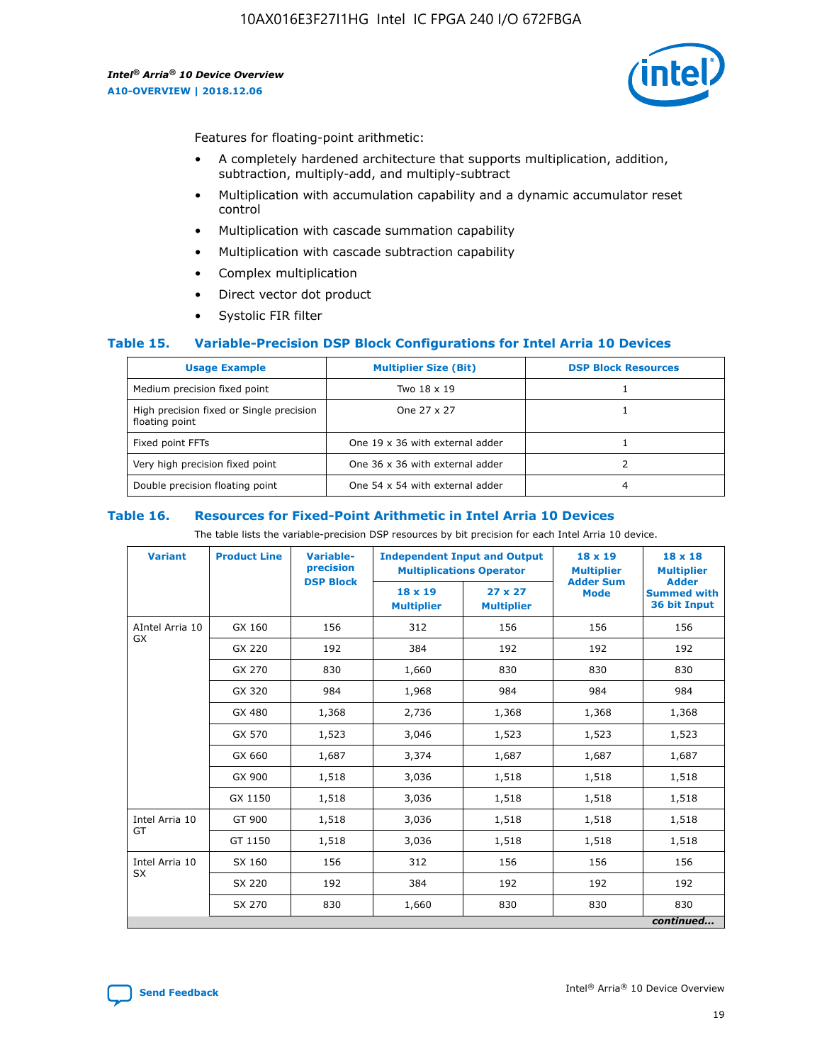Features for floating-point arithmetic:

- A completely hardened architecture that supports multiplication, addition, subtraction, multiply-add, and multiply-subtract
- Multiplication with accumulation capability and a dynamic accumulator reset control
- Multiplication with cascade summation capability
- Multiplication with cascade subtraction capability
- Complex multiplication
- Direct vector dot product
- Systolic FIR filter

### Table 15. Variable-Precision DSP Block Configurations for Intel Arria 10 Devices

| Usage Example | Multiplier Size (Bit) | DSP Block Resources |
|---|---|---|
| Medium precision fixed point | Two 18 x 19 | 1 |
| High precision fixed or Single precision floating point | One 27 x 27 | 1 |
| Fixed point FFTs | One 19 x 36 with external adder | 1 |
| Very high precision fixed point | One 36 x 36 with external adder | 2 |
| Double precision floating point | One 54 x 54 with external adder | 4 |

### Table 16. Resources for Fixed-Point Arithmetic in Intel Arria 10 Devices

The table lists the variable-precision DSP resources by bit precision for each Intel Arria 10 device.

| Variant | Product Line | Variable-precision DSP Block | Independent Input and Output Multiplications Operator | | 18 x 19 Multiplier Adder Sum Mode | 18 x 18 Multiplier Adder Summed with 36 bit Input |
|---|---|---|---|---|---|---|
| | | | 18 x 19 Multiplier | 27 x 27 Multiplier | | |
| AIntel Arria 10 GX | GX 160 | 156 | 312 | 156 | 156 | 156 |
| | GX 220 | 192 | 384 | 192 | 192 | 192 |
| | GX 270 | 830 | 1,660 | 830 | 830 | 830 |
| | GX 320 | 984 | 1,968 | 984 | 984 | 984 |
| | GX 480 | 1,368 | 2,736 | 1,368 | 1,368 | 1,368 |
| | GX 570 | 1,523 | 3,046 | 1,523 | 1,523 | 1,523 |
| | GX 660 | 1,687 | 3,374 | 1,687 | 1,687 | 1,687 |
| | GX 900 | 1,518 | 3,036 | 1,518 | 1,518 | 1,518 |
| | GX 1150 | 1,518 | 3,036 | 1,518 | 1,518 | 1,518 |
| Intel Arria 10 GT | GT 900 | 1,518 | 3,036 | 1,518 | 1,518 | 1,518 |
| | GT 1150 | 1,518 | 3,036 | 1,518 | 1,518 | 1,518 |
| Intel Arria 10 SX | SX 160 | 156 | 312 | 156 | 156 | 156 |
| | SX 220 | 192 | 384 | 192 | 192 | 192 |
| | SX 270 | 830 | 1,660 | 830 | 830 | 830 |

*continued...*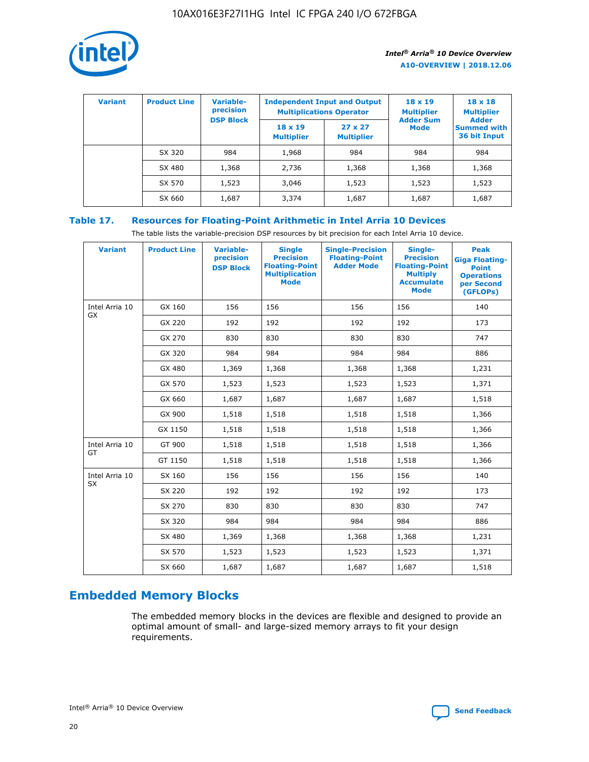| Variant | Product Line | Variable-precision DSP Block | Independent Input and Output Multiplications Operator | | 18 x 19 Multiplier Adder Sum Mode | 18 x 18 Multiplier Adder Summed with 36 bit Input |
|---|---|---|---|---|---|---|
| | | | 18 x 19 Multiplier | 27 x 27 Multiplier | | |
| | SX 320 | 984 | 1,968 | 984 | 984 | 984 |
| | SX 480 | 1,368 | 2,736 | 1,368 | 1,368 | 1,368 |
| | SX 570 | 1,523 | 3,046 | 1,523 | 1,523 | 1,523 |
| | SX 660 | 1,687 | 3,374 | 1,687 | 1,687 | 1,687 |

**Table 17. Resources for Floating-Point Arithmetic in Intel Arria 10 Devices**

The table lists the variable-precision DSP resources by bit precision for each Intel Arria 10 device.

| Variant | Product Line | Variable-precision DSP Block | Single Precision Floating-Point Multiplication Mode | Single-Precision Floating-Point Adder Mode | Single-Precision Floating-Point Multiply Accumulate Mode | Peak Giga Floating-Point Operations per Second (GFLOPs) |
|---|---|---|---|---|---|---|
| Intel Arria 10 GX | GX 160 | 156 | 156 | 156 | 156 | 140 |
| | GX 220 | 192 | 192 | 192 | 192 | 173 |
| | GX 270 | 830 | 830 | 830 | 830 | 747 |
| | GX 320 | 984 | 984 | 984 | 984 | 886 |
| | GX 480 | 1,369 | 1,368 | 1,368 | 1,368 | 1,231 |
| | GX 570 | 1,523 | 1,523 | 1,523 | 1,523 | 1,371 |
| | GX 660 | 1,687 | 1,687 | 1,687 | 1,687 | 1,518 |
| | GX 900 | 1,518 | 1,518 | 1,518 | 1,518 | 1,366 |
| | GX 1150 | 1,518 | 1,518 | 1,518 | 1,518 | 1,366 |
| Intel Arria 10 GT | GT 900 | 1,518 | 1,518 | 1,518 | 1,518 | 1,366 |
| | GT 1150 | 1,518 | 1,518 | 1,518 | 1,518 | 1,366 |
| Intel Arria 10 SX | SX 160 | 156 | 156 | 156 | 156 | 140 |
| | SX 220 | 192 | 192 | 192 | 192 | 173 |
| | SX 270 | 830 | 830 | 830 | 830 | 747 |
| | SX 320 | 984 | 984 | 984 | 984 | 886 |
| | SX 480 | 1,369 | 1,368 | 1,368 | 1,368 | 1,231 |
| | SX 570 | 1,523 | 1,523 | 1,523 | 1,523 | 1,371 |
| | SX 660 | 1,687 | 1,687 | 1,687 | 1,687 | 1,518 |

## Embedded Memory Blocks

The embedded memory blocks in the devices are flexible and designed to provide an optimal amount of small- and large-sized memory arrays to fit your design requirements.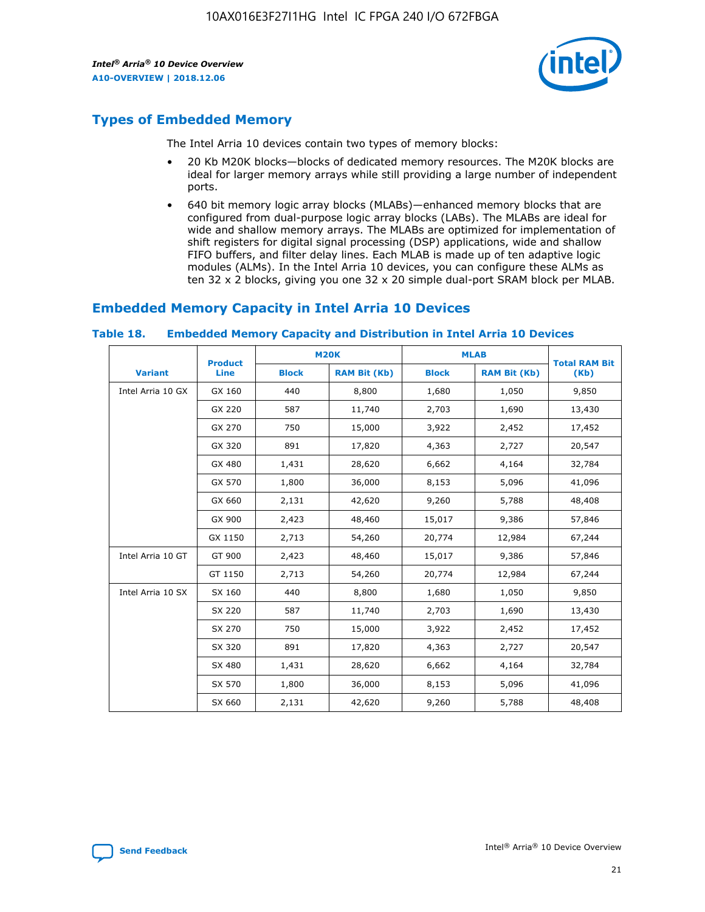## Types of Embedded Memory

The Intel Arria 10 devices contain two types of memory blocks:

- 20 Kb M20K blocks—blocks of dedicated memory resources. The M20K blocks are ideal for larger memory arrays while still providing a large number of independent ports.
- 640 bit memory logic array blocks (MLABs)—enhanced memory blocks that are configured from dual-purpose logic array blocks (LABs). The MLABs are ideal for wide and shallow memory arrays. The MLABs are optimized for implementation of shift registers for digital signal processing (DSP) applications, wide and shallow FIFO buffers, and filter delay lines. Each MLAB is made up of ten adaptive logic modules (ALMs). In the Intel Arria 10 devices, you can configure these ALMs as ten 32 x 2 blocks, giving you one 32 x 20 simple dual-port SRAM block per MLAB.

## Embedded Memory Capacity in Intel Arria 10 Devices

**Table 18. Embedded Memory Capacity and Distribution in Intel Arria 10 Devices**

| Variant | Product Line | M20K | | MLAB | | Total RAM Bit (Kb) |
|---|---|---|---|---|---|---|
| | | Block | RAM Bit (Kb) | Block | RAM Bit (Kb) | |
| Intel Arria 10 GX | GX 160 | 440 | 8,800 | 1,680 | 1,050 | 9,850 |
| | GX 220 | 587 | 11,740 | 2,703 | 1,690 | 13,430 |
| | GX 270 | 750 | 15,000 | 3,922 | 2,452 | 17,452 |
| | GX 320 | 891 | 17,820 | 4,363 | 2,727 | 20,547 |
| | GX 480 | 1,431 | 28,620 | 6,662 | 4,164 | 32,784 |
| | GX 570 | 1,800 | 36,000 | 8,153 | 5,096 | 41,096 |
| | GX 660 | 2,131 | 42,620 | 9,260 | 5,788 | 48,408 |
| | GX 900 | 2,423 | 48,460 | 15,017 | 9,386 | 57,846 |
| | GX 1150 | 2,713 | 54,260 | 20,774 | 12,984 | 67,244 |
| Intel Arria 10 GT | GT 900 | 2,423 | 48,460 | 15,017 | 9,386 | 57,846 |
| | GT 1150 | 2,713 | 54,260 | 20,774 | 12,984 | 67,244 |
| Intel Arria 10 SX | SX 160 | 440 | 8,800 | 1,680 | 1,050 | 9,850 |
| | SX 220 | 587 | 11,740 | 2,703 | 1,690 | 13,430 |
| | SX 270 | 750 | 15,000 | 3,922 | 2,452 | 17,452 |
| | SX 320 | 891 | 17,820 | 4,363 | 2,727 | 20,547 |
| | SX 480 | 1,431 | 28,620 | 6,662 | 4,164 | 32,784 |
| | SX 570 | 1,800 | 36,000 | 8,153 | 5,096 | 41,096 |
| | SX 660 | 2,131 | 42,620 | 9,260 | 5,788 | 48,408 |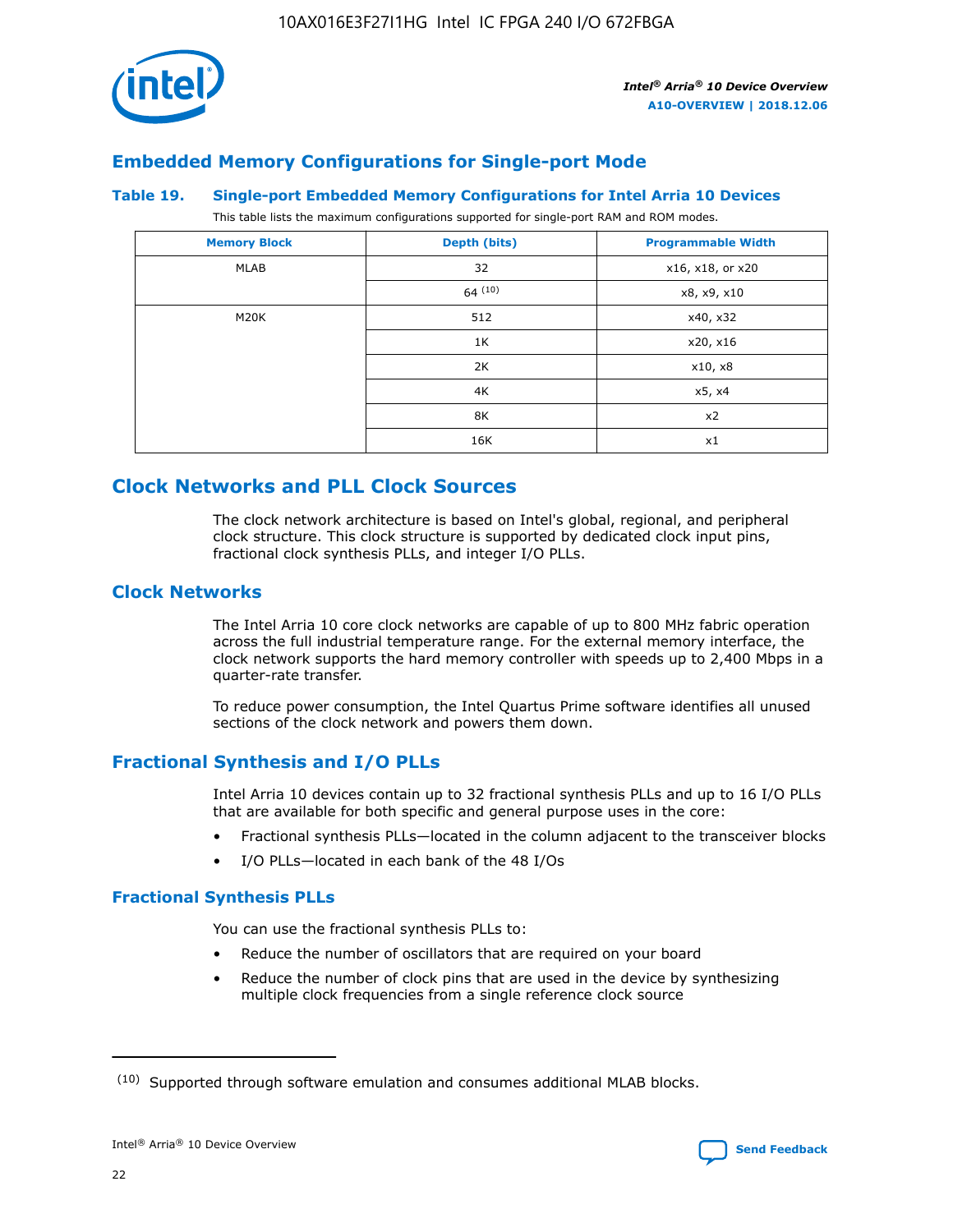## Embedded Memory Configurations for Single-port Mode

### Table 19. Single-port Embedded Memory Configurations for Intel Arria 10 Devices

This table lists the maximum configurations supported for single-port RAM and ROM modes.

| Memory Block | Depth (bits) | Programmable Width |
| --- | --- | --- |
| MLAB | 32 | x16, x18, or x20 |
| | 64 (10) | x8, x9, x10 |
| M20K | 512 | x40, x32 |
| | 1K | x20, x16 |
| | 2K | x10, x8 |
| | 4K | x5, x4 |
| | 8K | x2 |
| | 16K | x1 |

## Clock Networks and PLL Clock Sources

The clock network architecture is based on Intel's global, regional, and peripheral clock structure. This clock structure is supported by dedicated clock input pins, fractional clock synthesis PLLs, and integer I/O PLLs.

### Clock Networks

The Intel Arria 10 core clock networks are capable of up to 800 MHz fabric operation across the full industrial temperature range. For the external memory interface, the clock network supports the hard memory controller with speeds up to 2,400 Mbps in a quarter-rate transfer.

To reduce power consumption, the Intel Quartus Prime software identifies all unused sections of the clock network and powers them down.

### Fractional Synthesis and I/O PLLs

Intel Arria 10 devices contain up to 32 fractional synthesis PLLs and up to 16 I/O PLLs that are available for both specific and general purpose uses in the core:

- Fractional synthesis PLLs—located in the column adjacent to the transceiver blocks
- I/O PLLs—located in each bank of the 48 I/Os

#### Fractional Synthesis PLLs

You can use the fractional synthesis PLLs to:

- Reduce the number of oscillators that are required on your board
- Reduce the number of clock pins that are used in the device by synthesizing multiple clock frequencies from a single reference clock source

(10) Supported through software emulation and consumes additional MLAB blocks.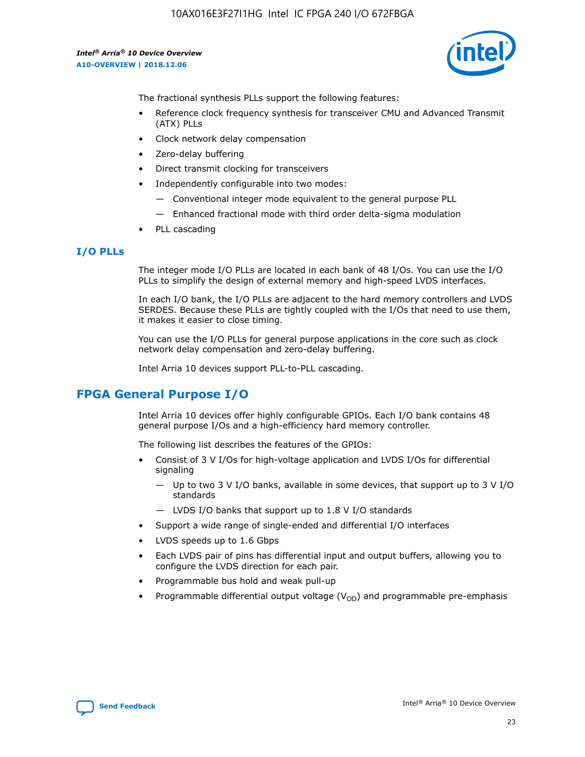The fractional synthesis PLLs support the following features:

- Reference clock frequency synthesis for transceiver CMU and Advanced Transmit (ATX) PLLs
- Clock network delay compensation
- Zero-delay buffering
- Direct transmit clocking for transceivers
- Independently configurable into two modes:
  - Conventional integer mode equivalent to the general purpose PLL
  - Enhanced fractional mode with third order delta-sigma modulation
- PLL cascading

### I/O PLLs

The integer mode I/O PLLs are located in each bank of 48 I/Os. You can use the I/O PLLs to simplify the design of external memory and high-speed LVDS interfaces.

In each I/O bank, the I/O PLLs are adjacent to the hard memory controllers and LVDS SERDES. Because these PLLs are tightly coupled with the I/Os that need to use them, it makes it easier to close timing.

You can use the I/O PLLs for general purpose applications in the core such as clock network delay compensation and zero-delay buffering.

Intel Arria 10 devices support PLL-to-PLL cascading.

## FPGA General Purpose I/O

Intel Arria 10 devices offer highly configurable GPIOs. Each I/O bank contains 48 general purpose I/Os and a high-efficiency hard memory controller.

The following list describes the features of the GPIOs:

- Consist of 3 V I/Os for high-voltage application and LVDS I/Os for differential signaling
  - Up to two 3 V I/O banks, available in some devices, that support up to 3 V I/O standards
  - LVDS I/O banks that support up to 1.8 V I/O standards
- Support a wide range of single-ended and differential I/O interfaces
- LVDS speeds up to 1.6 Gbps
- Each LVDS pair of pins has differential input and output buffers, allowing you to configure the LVDS direction for each pair.
- Programmable bus hold and weak pull-up
- Programmable differential output voltage ($V_{OD}$) and programmable pre-emphasis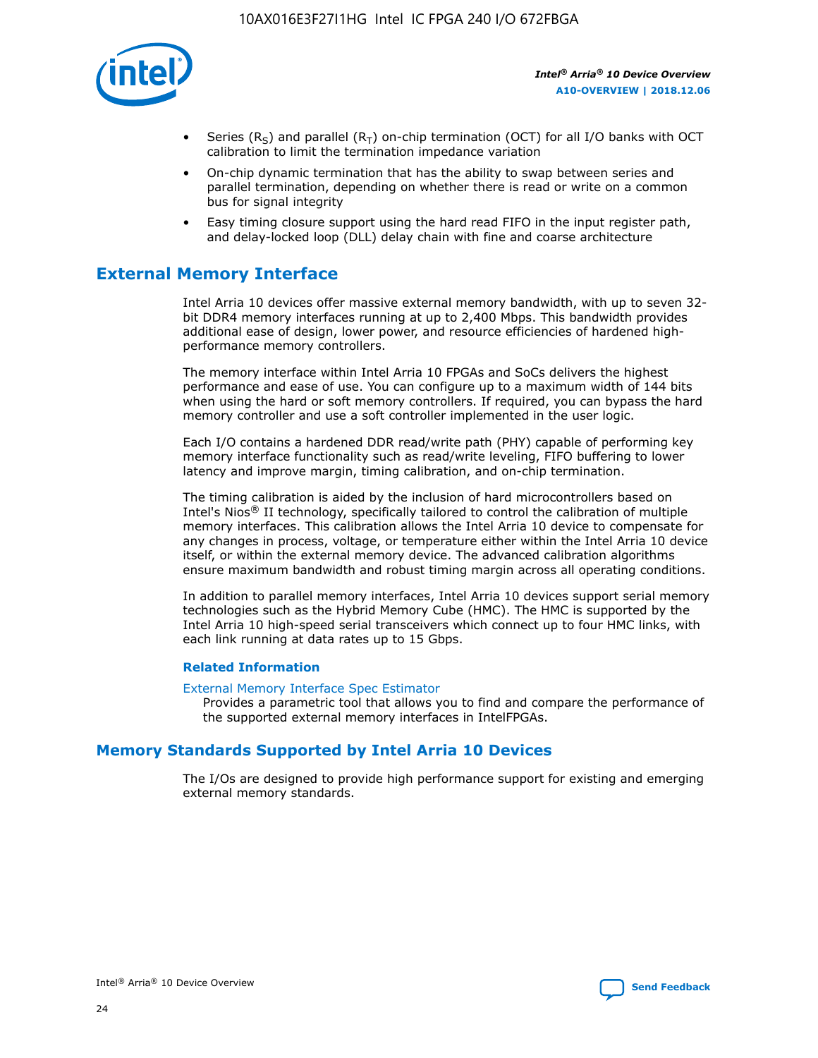- Series ($R_S$) and parallel ($R_T$) on-chip termination (OCT) for all I/O banks with OCT calibration to limit the termination impedance variation
- On-chip dynamic termination that has the ability to swap between series and parallel termination, depending on whether there is read or write on a common bus for signal integrity
- Easy timing closure support using the hard read FIFO in the input register path, and delay-locked loop (DLL) delay chain with fine and coarse architecture

## External Memory Interface

Intel Arria 10 devices offer massive external memory bandwidth, with up to seven 32-bit DDR4 memory interfaces running at up to 2,400 Mbps. This bandwidth provides additional ease of design, lower power, and resource efficiencies of hardened high-performance memory controllers.

The memory interface within Intel Arria 10 FPGAs and SoCs delivers the highest performance and ease of use. You can configure up to a maximum width of 144 bits when using the hard or soft memory controllers. If required, you can bypass the hard memory controller and use a soft controller implemented in the user logic.

Each I/O contains a hardened DDR read/write path (PHY) capable of performing key memory interface functionality such as read/write leveling, FIFO buffering to lower latency and improve margin, timing calibration, and on-chip termination.

The timing calibration is aided by the inclusion of hard microcontrollers based on Intel's Nios® II technology, specifically tailored to control the calibration of multiple memory interfaces. This calibration allows the Intel Arria 10 device to compensate for any changes in process, voltage, or temperature either within the Intel Arria 10 device itself, or within the external memory device. The advanced calibration algorithms ensure maximum bandwidth and robust timing margin across all operating conditions.

In addition to parallel memory interfaces, Intel Arria 10 devices support serial memory technologies such as the Hybrid Memory Cube (HMC). The HMC is supported by the Intel Arria 10 high-speed serial transceivers which connect up to four HMC links, with each link running at data rates up to 15 Gbps.

### Related Information

External Memory Interface Spec Estimator
Provides a parametric tool that allows you to find and compare the performance of the supported external memory interfaces in IntelFPGAs.

## Memory Standards Supported by Intel Arria 10 Devices

The I/Os are designed to provide high performance support for existing and emerging external memory standards.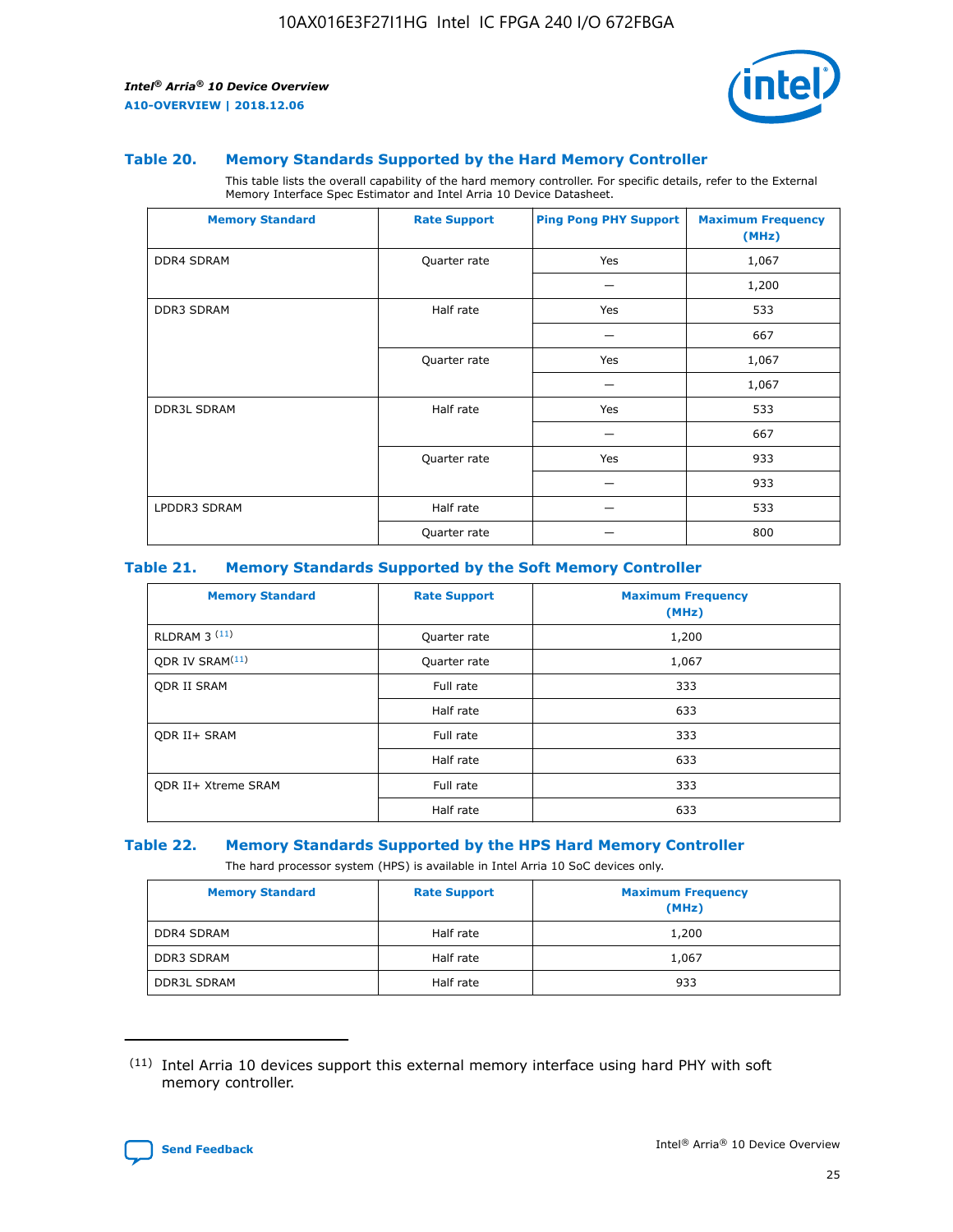### Table 20. Memory Standards Supported by the Hard Memory Controller

This table lists the overall capability of the hard memory controller. For specific details, refer to the External Memory Interface Spec Estimator and Intel Arria 10 Device Datasheet.

| Memory Standard | Rate Support | Ping Pong PHY Support | Maximum Frequency (MHz) |
|---|---|---|---|
| DDR4 SDRAM | Quarter rate | Yes | 1,067 |
| | | — | 1,200 |
| DDR3 SDRAM | Half rate | Yes | 533 |
| | | — | 667 |
| | Quarter rate | Yes | 1,067 |
| | | — | 1,067 |
| DDR3L SDRAM | Half rate | Yes | 533 |
| | | — | 667 |
| | Quarter rate | Yes | 933 |
| | | — | 933 |
| LPDDR3 SDRAM | Half rate | — | 533 |
| | Quarter rate | — | 800 |

### Table 21. Memory Standards Supported by the Soft Memory Controller

| Memory Standard | Rate Support | Maximum Frequency (MHz) |
|---|---|---|
| RLDRAM 3 [(11)] | Quarter rate | 1,200 |
| QDR IV SRAM[(11)] | Quarter rate | 1,067 |
| QDR II SRAM | Full rate | 333 |
| | Half rate | 633 |
| QDR II+ SRAM | Full rate | 333 |
| | Half rate | 633 |
| QDR II+ Xtreme SRAM | Full rate | 333 |
| | Half rate | 633 |

### Table 22. Memory Standards Supported by the HPS Hard Memory Controller

The hard processor system (HPS) is available in Intel Arria 10 SoC devices only.

| Memory Standard | Rate Support | Maximum Frequency (MHz) |
|---|---|---|
| DDR4 SDRAM | Half rate | 1,200 |
| DDR3 SDRAM | Half rate | 1,067 |
| DDR3L SDRAM | Half rate | 933 |

(11) Intel Arria 10 devices support this external memory interface using hard PHY with soft memory controller.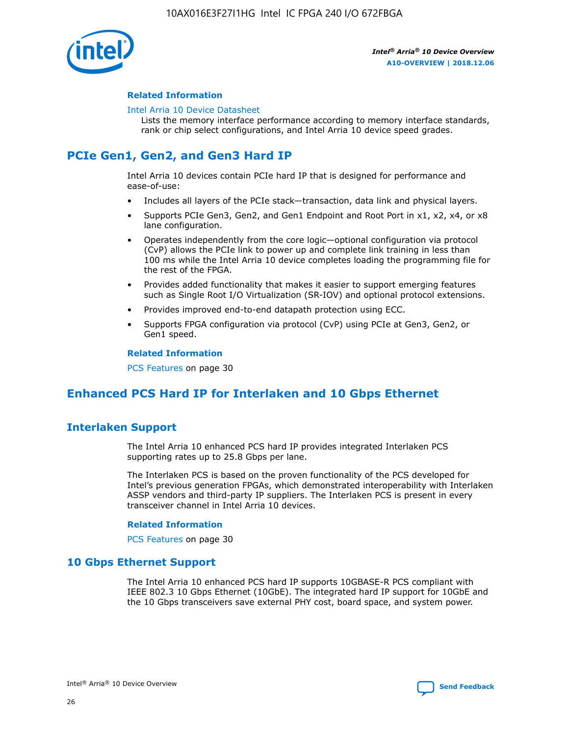#### Related Information

Intel Arria 10 Device Datasheet

Lists the memory interface performance according to memory interface standards, rank or chip select configurations, and Intel Arria 10 device speed grades.

## PCIe Gen1, Gen2, and Gen3 Hard IP

Intel Arria 10 devices contain PCIe hard IP that is designed for performance and ease-of-use:

- Includes all layers of the PCIe stack—transaction, data link and physical layers.
- Supports PCIe Gen3, Gen2, and Gen1 Endpoint and Root Port in x1, x2, x4, or x8 lane configuration.
- Operates independently from the core logic—optional configuration via protocol (CvP) allows the PCIe link to power up and complete link training in less than 100 ms while the Intel Arria 10 device completes loading the programming file for the rest of the FPGA.
- Provides added functionality that makes it easier to support emerging features such as Single Root I/O Virtualization (SR-IOV) and optional protocol extensions.
- Provides improved end-to-end datapath protection using ECC.
- Supports FPGA configuration via protocol (CvP) using PCIe at Gen3, Gen2, or Gen1 speed.

#### Related Information

PCS Features on page 30

## Enhanced PCS Hard IP for Interlaken and 10 Gbps Ethernet

### Interlaken Support

The Intel Arria 10 enhanced PCS hard IP provides integrated Interlaken PCS supporting rates up to 25.8 Gbps per lane.

The Interlaken PCS is based on the proven functionality of the PCS developed for Intel's previous generation FPGAs, which demonstrated interoperability with Interlaken ASSP vendors and third-party IP suppliers. The Interlaken PCS is present in every transceiver channel in Intel Arria 10 devices.

#### Related Information

PCS Features on page 30

### 10 Gbps Ethernet Support

The Intel Arria 10 enhanced PCS hard IP supports 10GBASE-R PCS compliant with IEEE 802.3 10 Gbps Ethernet (10GbE). The integrated hard IP support for 10GbE and the 10 Gbps transceivers save external PHY cost, board space, and system power.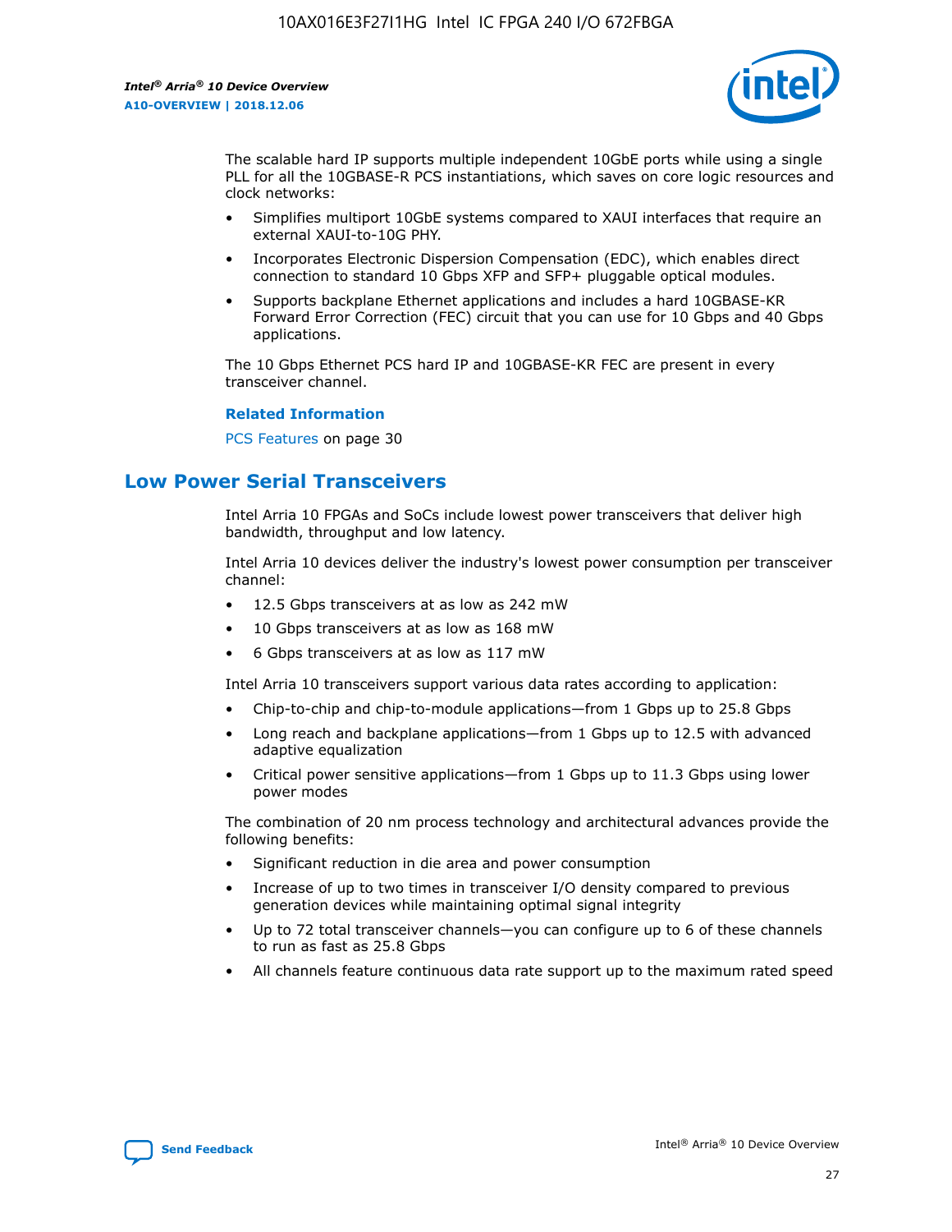The scalable hard IP supports multiple independent 10GbE ports while using a single PLL for all the 10GBASE-R PCS instantiations, which saves on core logic resources and clock networks:

- Simplifies multiport 10GbE systems compared to XAUI interfaces that require an external XAUI-to-10G PHY.
- Incorporates Electronic Dispersion Compensation (EDC), which enables direct connection to standard 10 Gbps XFP and SFP+ pluggable optical modules.
- Supports backplane Ethernet applications and includes a hard 10GBASE-KR Forward Error Correction (FEC) circuit that you can use for 10 Gbps and 40 Gbps applications.

The 10 Gbps Ethernet PCS hard IP and 10GBASE-KR FEC are present in every transceiver channel.

**Related Information**

PCS Features on page 30

## Low Power Serial Transceivers

Intel Arria 10 FPGAs and SoCs include lowest power transceivers that deliver high bandwidth, throughput and low latency.

Intel Arria 10 devices deliver the industry's lowest power consumption per transceiver channel:

- 12.5 Gbps transceivers at as low as 242 mW
- 10 Gbps transceivers at as low as 168 mW
- 6 Gbps transceivers at as low as 117 mW

Intel Arria 10 transceivers support various data rates according to application:

- Chip-to-chip and chip-to-module applications—from 1 Gbps up to 25.8 Gbps
- Long reach and backplane applications—from 1 Gbps up to 12.5 with advanced adaptive equalization
- Critical power sensitive applications—from 1 Gbps up to 11.3 Gbps using lower power modes

The combination of 20 nm process technology and architectural advances provide the following benefits:

- Significant reduction in die area and power consumption
- Increase of up to two times in transceiver I/O density compared to previous generation devices while maintaining optimal signal integrity
- Up to 72 total transceiver channels—you can configure up to 6 of these channels to run as fast as 25.8 Gbps
- All channels feature continuous data rate support up to the maximum rated speed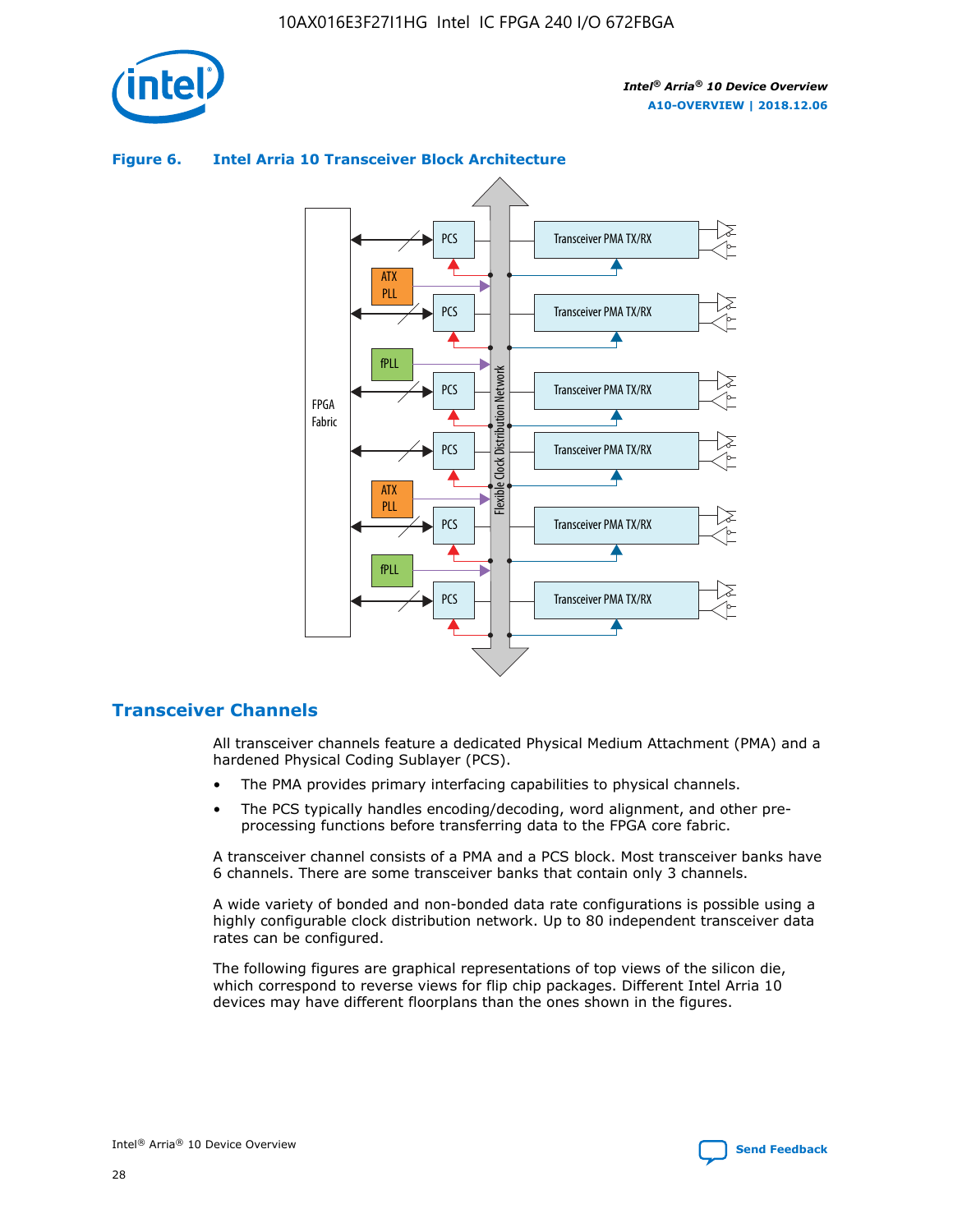**Figure 6. Intel Arria 10 Transceiver Block Architecture**

## Transceiver Channels

All transceiver channels feature a dedicated Physical Medium Attachment (PMA) and a hardened Physical Coding Sublayer (PCS).

- The PMA provides primary interfacing capabilities to physical channels.
- The PCS typically handles encoding/decoding, word alignment, and other pre-processing functions before transferring data to the FPGA core fabric.

A transceiver channel consists of a PMA and a PCS block. Most transceiver banks have 6 channels. There are some transceiver banks that contain only 3 channels.

A wide variety of bonded and non-bonded data rate configurations is possible using a highly configurable clock distribution network. Up to 80 independent transceiver data rates can be configured.

The following figures are graphical representations of top views of the silicon die, which correspond to reverse views for flip chip packages. Different Intel Arria 10 devices may have different floorplans than the ones shown in the figures.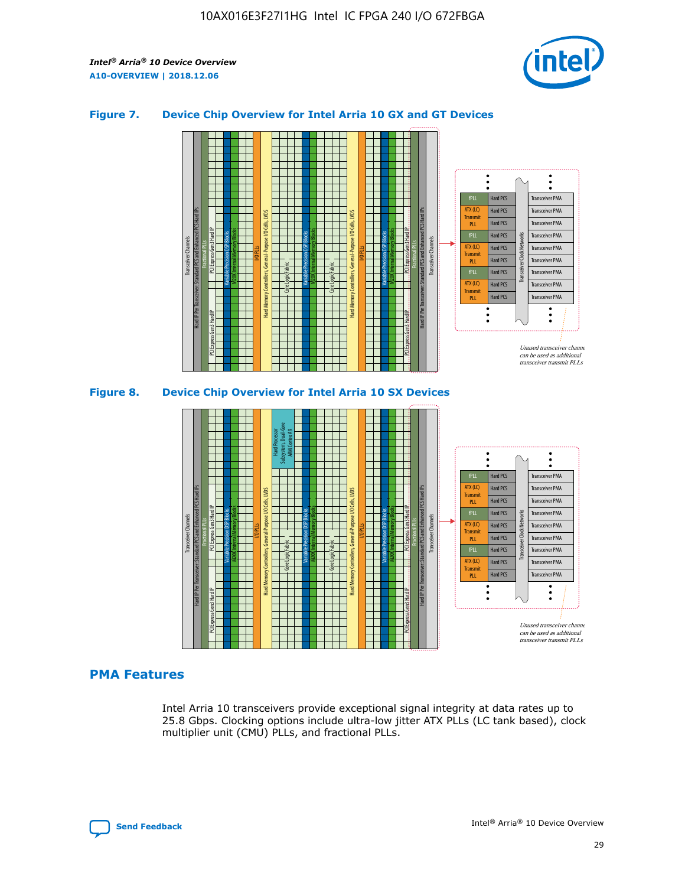### Figure 7. Device Chip Overview for Intel Arria 10 GX and GT Devices

### Figure 8. Device Chip Overview for Intel Arria 10 SX Devices

## PMA Features

Intel Arria 10 transceivers provide exceptional signal integrity at data rates up to 25.8 Gbps. Clocking options include ultra-low jitter ATX PLLs (LC tank based), clock multiplier unit (CMU) PLLs, and fractional PLLs.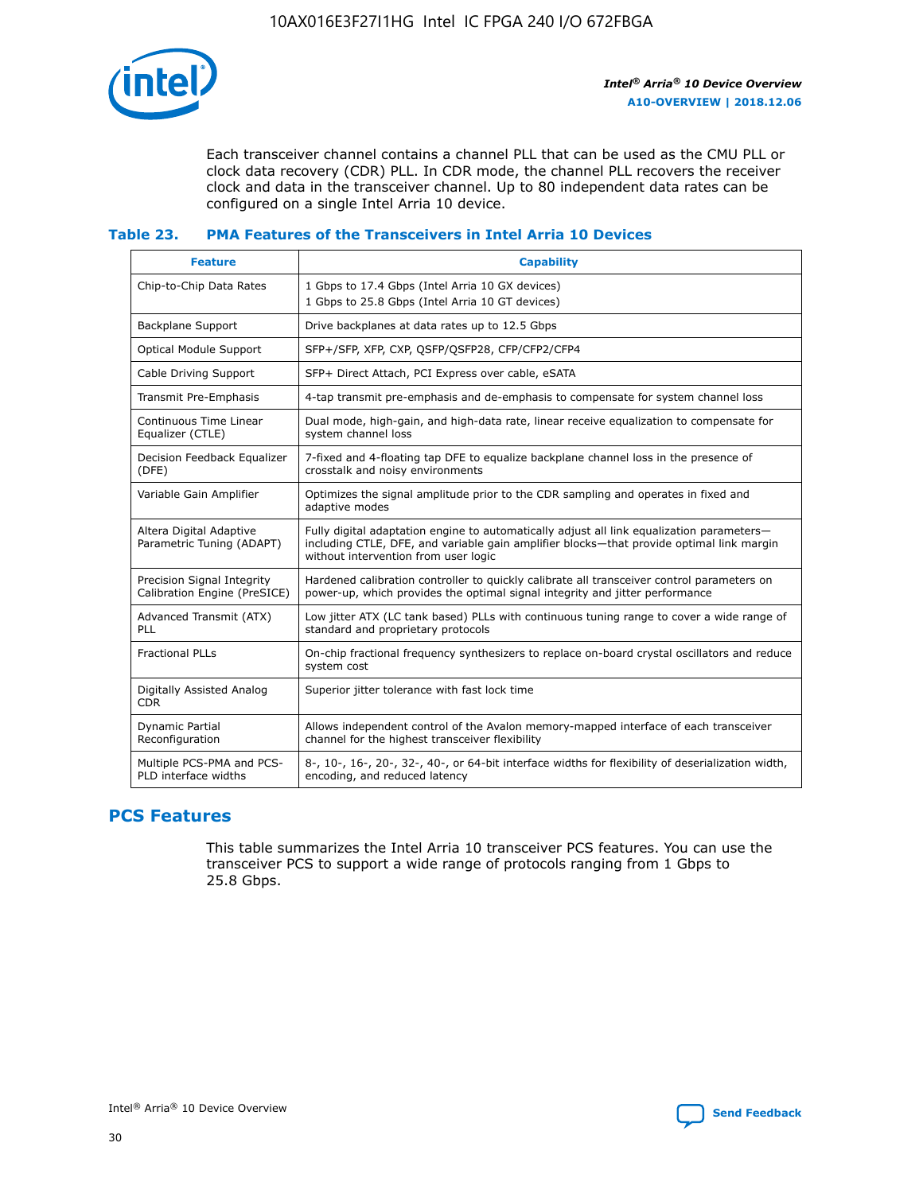Each transceiver channel contains a channel PLL that can be used as the CMU PLL or clock data recovery (CDR) PLL. In CDR mode, the channel PLL recovers the receiver clock and data in the transceiver channel. Up to 80 independent data rates can be configured on a single Intel Arria 10 device.

### Table 23. PMA Features of the Transceivers in Intel Arria 10 Devices

| Feature | Capability |
|---|---|
| Chip-to-Chip Data Rates | 1 Gbps to 17.4 Gbps (Intel Arria 10 GX devices)<br>1 Gbps to 25.8 Gbps (Intel Arria 10 GT devices) |
| Backplane Support | Drive backplanes at data rates up to 12.5 Gbps |
| Optical Module Support | SFP+/SFP, XFP, CXP, QSFP/QSFP28, CFP/CFP2/CFP4 |
| Cable Driving Support | SFP+ Direct Attach, PCI Express over cable, eSATA |
| Transmit Pre-Emphasis | 4-tap transmit pre-emphasis and de-emphasis to compensate for system channel loss |
| Continuous Time Linear Equalizer (CTLE) | Dual mode, high-gain, and high-data rate, linear receive equalization to compensate for system channel loss |
| Decision Feedback Equalizer (DFE) | 7-fixed and 4-floating tap DFE to equalize backplane channel loss in the presence of crosstalk and noisy environments |
| Variable Gain Amplifier | Optimizes the signal amplitude prior to the CDR sampling and operates in fixed and adaptive modes |
| Altera Digital Adaptive Parametric Tuning (ADAPT) | Fully digital adaptation engine to automatically adjust all link equalization parameters—including CTLE, DFE, and variable gain amplifier blocks—that provide optimal link margin without intervention from user logic |
| Precision Signal Integrity Calibration Engine (PreSICE) | Hardened calibration controller to quickly calibrate all transceiver control parameters on power-up, which provides the optimal signal integrity and jitter performance |
| Advanced Transmit (ATX) PLL | Low jitter ATX (LC tank based) PLLs with continuous tuning range to cover a wide range of standard and proprietary protocols |
| Fractional PLLs | On-chip fractional frequency synthesizers to replace on-board crystal oscillators and reduce system cost |
| Digitally Assisted Analog CDR | Superior jitter tolerance with fast lock time |
| Dynamic Partial Reconfiguration | Allows independent control of the Avalon memory-mapped interface of each transceiver channel for the highest transceiver flexibility |
| Multiple PCS-PMA and PCS-PLD interface widths | 8-, 10-, 16-, 20-, 32-, 40-, or 64-bit interface widths for flexibility of deserialization width, encoding, and reduced latency |

## PCS Features

This table summarizes the Intel Arria 10 transceiver PCS features. You can use the transceiver PCS to support a wide range of protocols ranging from 1 Gbps to 25.8 Gbps.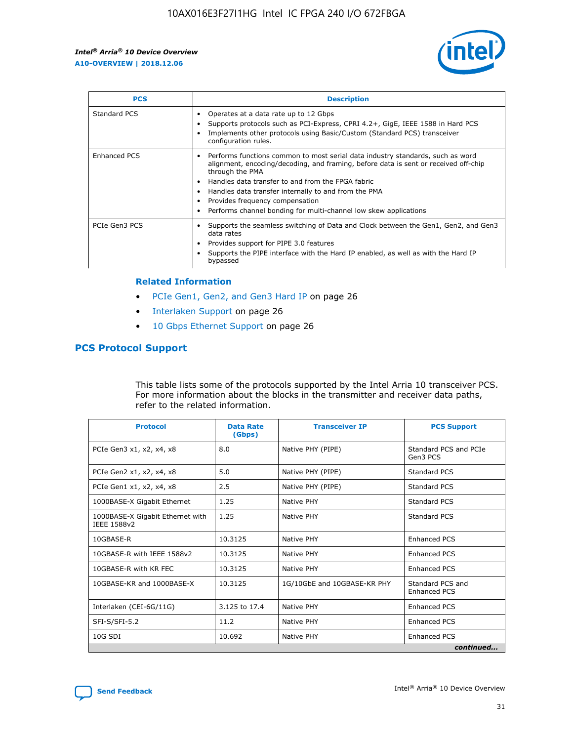| PCS | Description |
| --- | --- |
| Standard PCS | • Operates at a data rate up to 12 Gbps<br>• Supports protocols such as PCI-Express, CPRI 4.2+, GigE, IEEE 1588 in Hard PCS<br>• Implements other protocols using Basic/Custom (Standard PCS) transceiver configuration rules. |
| Enhanced PCS | • Performs functions common to most serial data industry standards, such as word alignment, encoding/decoding, and framing, before data is sent or received off-chip through the PMA<br>• Handles data transfer to and from the FPGA fabric<br>• Handles data transfer internally to and from the PMA<br>• Provides frequency compensation<br>• Performs channel bonding for multi-channel low skew applications |
| PCIe Gen3 PCS | • Supports the seamless switching of Data and Clock between the Gen1, Gen2, and Gen3 data rates<br>• Provides support for PIPE 3.0 features<br>• Supports the PIPE interface with the Hard IP enabled, as well as with the Hard IP bypassed |

### Related Information

- PCIe Gen1, Gen2, and Gen3 Hard IP on page 26
- Interlaken Support on page 26
- 10 Gbps Ethernet Support on page 26

## PCS Protocol Support

This table lists some of the protocols supported by the Intel Arria 10 transceiver PCS. For more information about the blocks in the transmitter and receiver data paths, refer to the related information.

| Protocol | Data Rate (Gbps) | Transceiver IP | PCS Support |
| --- | --- | --- | --- |
| PCIe Gen3 x1, x2, x4, x8 | 8.0 | Native PHY (PIPE) | Standard PCS and PCIe Gen3 PCS |
| PCIe Gen2 x1, x2, x4, x8 | 5.0 | Native PHY (PIPE) | Standard PCS |
| PCIe Gen1 x1, x2, x4, x8 | 2.5 | Native PHY (PIPE) | Standard PCS |
| 1000BASE-X Gigabit Ethernet | 1.25 | Native PHY | Standard PCS |
| 1000BASE-X Gigabit Ethernet with IEEE 1588v2 | 1.25 | Native PHY | Standard PCS |
| 10GBASE-R | 10.3125 | Native PHY | Enhanced PCS |
| 10GBASE-R with IEEE 1588v2 | 10.3125 | Native PHY | Enhanced PCS |
| 10GBASE-R with KR FEC | 10.3125 | Native PHY | Enhanced PCS |
| 10GBASE-KR and 1000BASE-X | 10.3125 | 1G/10GbE and 10GBASE-KR PHY | Standard PCS and Enhanced PCS |
| Interlaken (CEI-6G/11G) | 3.125 to 17.4 | Native PHY | Enhanced PCS |
| SFI-S/SFI-5.2 | 11.2 | Native PHY | Enhanced PCS |
| 10G SDI | 10.692 | Native PHY | Enhanced PCS |

*continued...*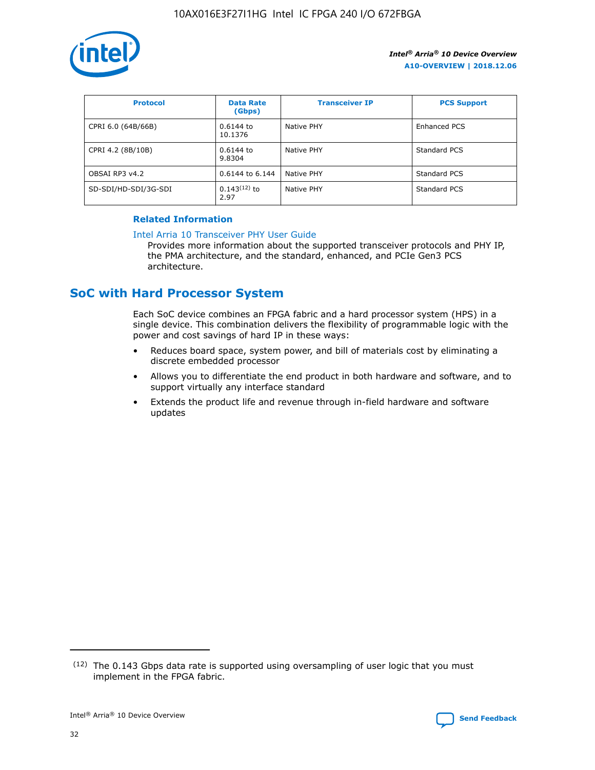| Protocol | Data Rate (Gbps) | Transceiver IP | PCS Support |
| --- | --- | --- | --- |
| CPRI 6.0 (64B/66B) | 0.6144 to 10.1376 | Native PHY | Enhanced PCS |
| CPRI 4.2 (8B/10B) | 0.6144 to 9.8304 | Native PHY | Standard PCS |
| OBSAI RP3 v4.2 | 0.6144 to 6.144 | Native PHY | Standard PCS |
| SD-SDI/HD-SDI/3G-SDI | 0.143[12] to 2.97 | Native PHY | Standard PCS |

**Related Information**

Intel Arria 10 Transceiver PHY User Guide
Provides more information about the supported transceiver protocols and PHY IP, the PMA architecture, and the standard, enhanced, and PCIe Gen3 PCS architecture.

## SoC with Hard Processor System

Each SoC device combines an FPGA fabric and a hard processor system (HPS) in a single device. This combination delivers the flexibility of programmable logic with the power and cost savings of hard IP in these ways:

- Reduces board space, system power, and bill of materials cost by eliminating a discrete embedded processor
- Allows you to differentiate the end product in both hardware and software, and to support virtually any interface standard
- Extends the product life and revenue through in-field hardware and software updates

[12] The 0.143 Gbps data rate is supported using oversampling of user logic that you must implement in the FPGA fabric.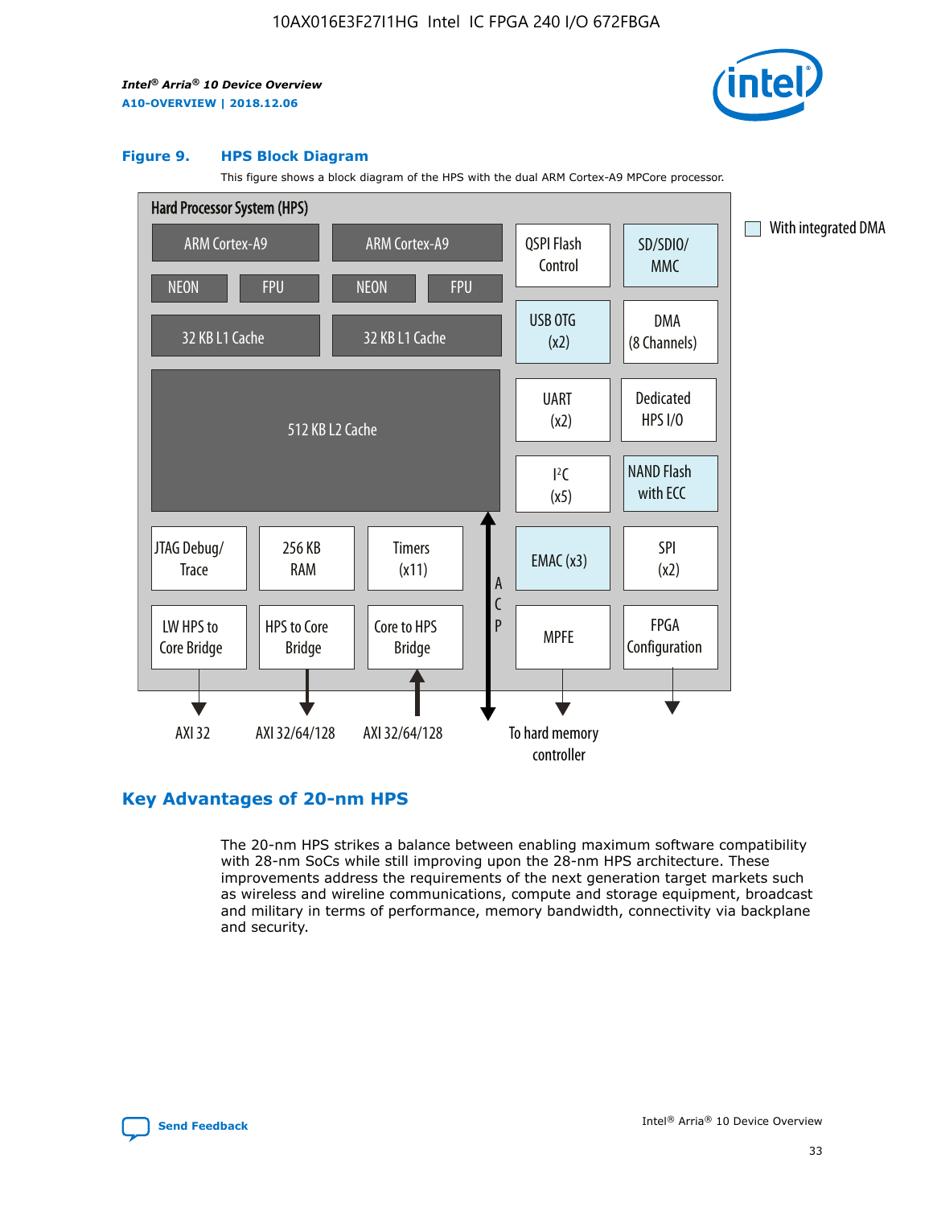**Figure 9. HPS Block Diagram**

This figure shows a block diagram of the HPS with the dual ARM Cortex-A9 MPCore processor.

Hard Processor System (HPS)

ARM Cortex-A9 | ARM Cortex-A9
NEON | FPU | NEON | FPU
32 KB L1 Cache | 32 KB L1 Cache
512 KB L2 Cache
JTAG Debug/Trace | 256 KB RAM | Timers (x11)
LW HPS to Core Bridge | HPS to Core Bridge | Core to HPS Bridge
ACP
QSPI Flash Control | SD/SDIO/MMC
USB OTG (x2) | DMA (8 Channels)
UART (x2) | Dedicated HPS I/O
I²C (x5) | NAND Flash with ECC
EMAC (x3) | SPI (x2)
MPFE | FPGA Configuration

AXI 32 | AXI 32/64/128 | AXI 32/64/128 | To hard memory controller

With integrated DMA

## Key Advantages of 20-nm HPS

The 20-nm HPS strikes a balance between enabling maximum software compatibility with 28-nm SoCs while still improving upon the 28-nm HPS architecture. These improvements address the requirements of the next generation target markets such as wireless and wireline communications, compute and storage equipment, broadcast and military in terms of performance, memory bandwidth, connectivity via backplane and security.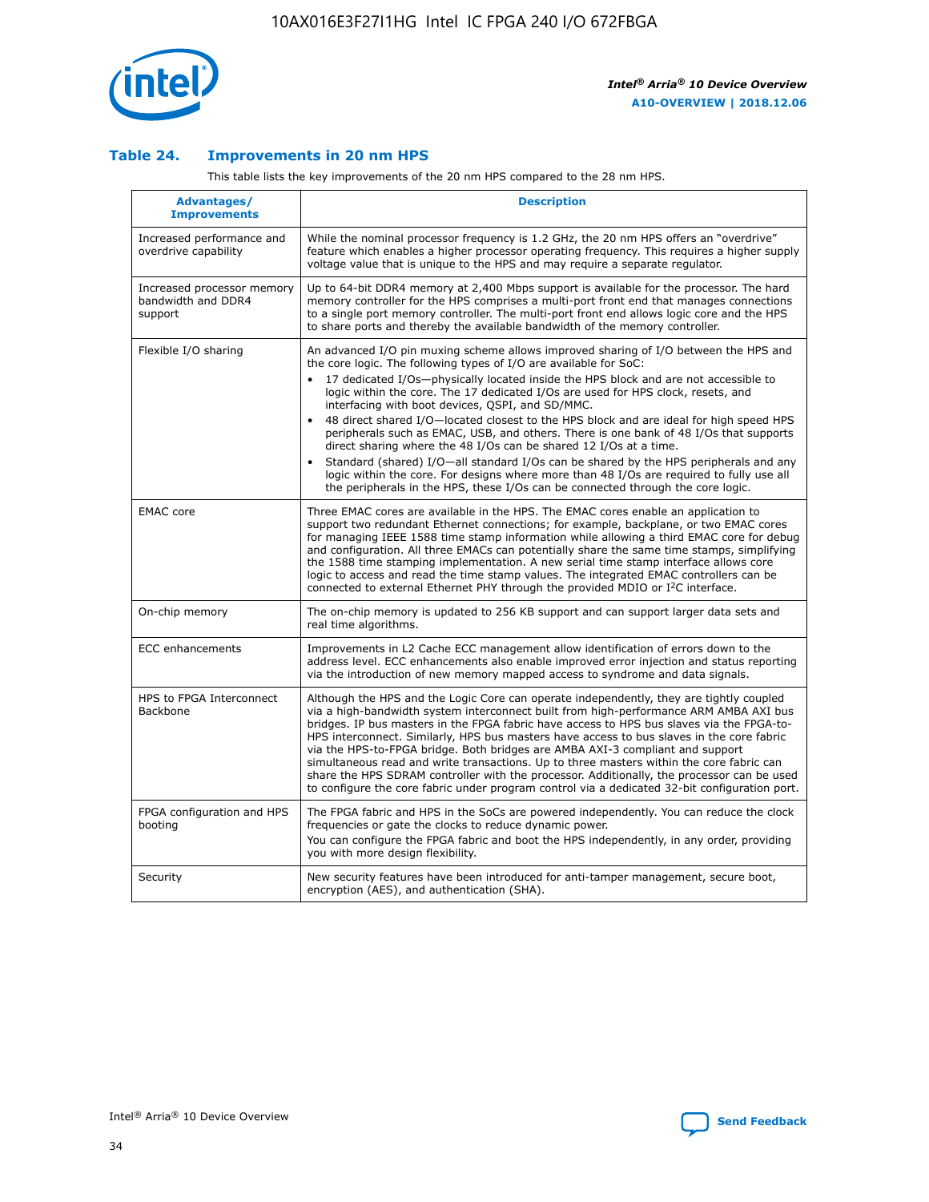## Table 24. Improvements in 20 nm HPS

This table lists the key improvements of the 20 nm HPS compared to the 28 nm HPS.

| Advantages/ Improvements | Description |
|---|---|
| Increased performance and overdrive capability | While the nominal processor frequency is 1.2 GHz, the 20 nm HPS offers an "overdrive" feature which enables a higher processor operating frequency. This requires a higher supply voltage value that is unique to the HPS and may require a separate regulator. |
| Increased processor memory bandwidth and DDR4 support | Up to 64-bit DDR4 memory at 2,400 Mbps support is available for the processor. The hard memory controller for the HPS comprises a multi-port front end that manages connections to a single port memory controller. The multi-port front end allows logic core and the HPS to share ports and thereby the available bandwidth of the memory controller. |
| Flexible I/O sharing | An advanced I/O pin muxing scheme allows improved sharing of I/O between the HPS and the core logic. The following types of I/O are available for SoC:<br>• 17 dedicated I/Os—physically located inside the HPS block and are not accessible to logic within the core. The 17 dedicated I/Os are used for HPS clock, resets, and interfacing with boot devices, QSPI, and SD/MMC.<br>• 48 direct shared I/O—located closest to the HPS block and are ideal for high speed HPS peripherals such as EMAC, USB, and others. There is one bank of 48 I/Os that supports direct sharing where the 48 I/Os can be shared 12 I/Os at a time.<br>• Standard (shared) I/O—all standard I/Os can be shared by the HPS peripherals and any logic within the core. For designs where more than 48 I/Os are required to fully use all the peripherals in the HPS, these I/Os can be connected through the core logic. |
| EMAC core | Three EMAC cores are available in the HPS. The EMAC cores enable an application to support two redundant Ethernet connections; for example, backplane, or two EMAC cores for managing IEEE 1588 time stamp information while allowing a third EMAC core for debug and configuration. All three EMACs can potentially share the same time stamps, simplifying the 1588 time stamping implementation. A new serial time stamp interface allows core logic to access and read the time stamp values. The integrated EMAC controllers can be connected to external Ethernet PHY through the provided MDIO or I²C interface. |
| On-chip memory | The on-chip memory is updated to 256 KB support and can support larger data sets and real time algorithms. |
| ECC enhancements | Improvements in L2 Cache ECC management allow identification of errors down to the address level. ECC enhancements also enable improved error injection and status reporting via the introduction of new memory mapped access to syndrome and data signals. |
| HPS to FPGA Interconnect Backbone | Although the HPS and the Logic Core can operate independently, they are tightly coupled via a high-bandwidth system interconnect built from high-performance ARM AMBA AXI bus bridges. IP bus masters in the FPGA fabric have access to HPS bus slaves via the FPGA-to-HPS interconnect. Similarly, HPS bus masters have access to bus slaves in the core fabric via the HPS-to-FPGA bridge. Both bridges are AMBA AXI-3 compliant and support simultaneous read and write transactions. Up to three masters within the core fabric can share the HPS SDRAM controller with the processor. Additionally, the processor can be used to configure the core fabric under program control via a dedicated 32-bit configuration port. |
| FPGA configuration and HPS booting | The FPGA fabric and HPS in the SoCs are powered independently. You can reduce the clock frequencies or gate the clocks to reduce dynamic power.<br>You can configure the FPGA fabric and boot the HPS independently, in any order, providing you with more design flexibility. |
| Security | New security features have been introduced for anti-tamper management, secure boot, encryption (AES), and authentication (SHA). |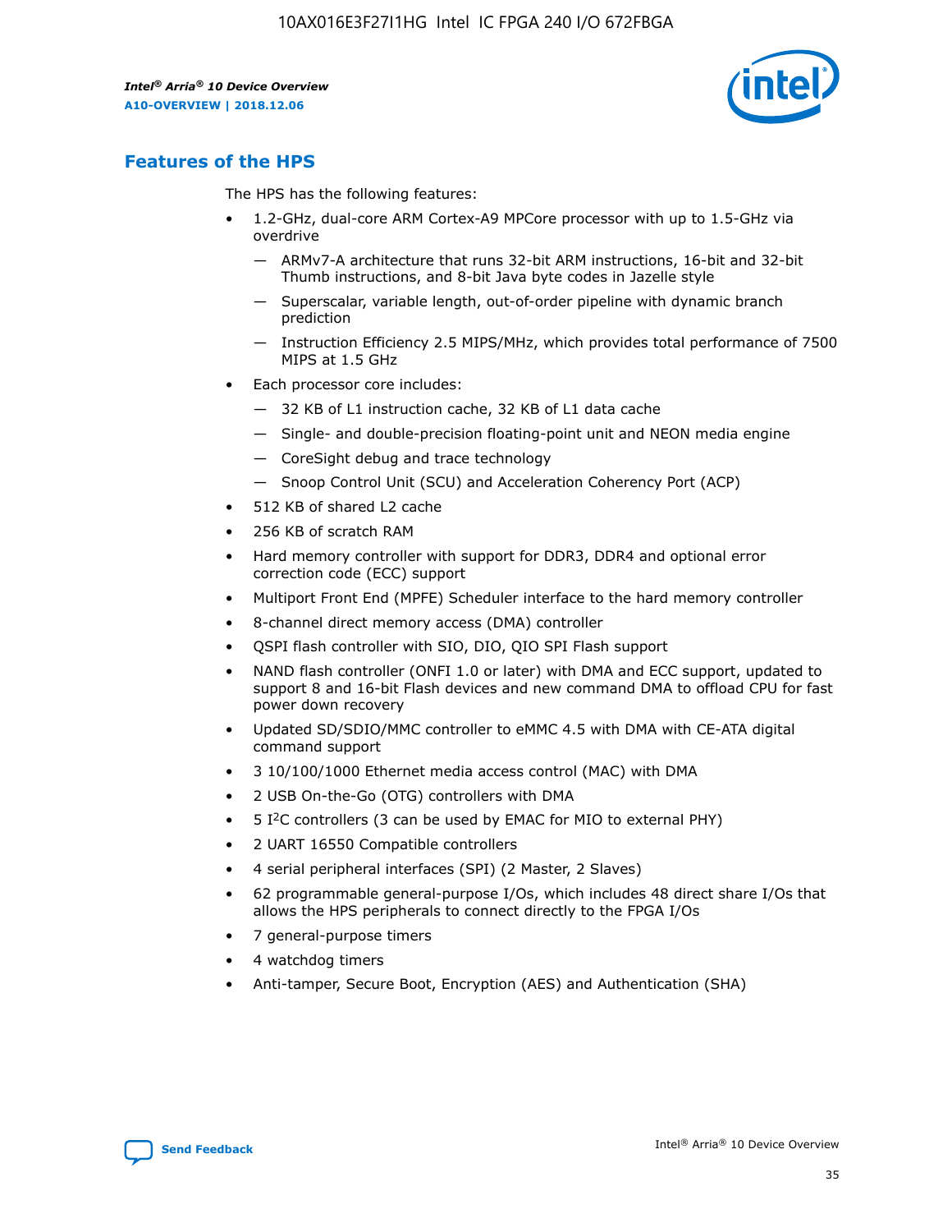## Features of the HPS

The HPS has the following features:

- 1.2-GHz, dual-core ARM Cortex-A9 MPCore processor with up to 1.5-GHz via overdrive
  - — ARMv7-A architecture that runs 32-bit ARM instructions, 16-bit and 32-bit Thumb instructions, and 8-bit Java byte codes in Jazelle style
  - — Superscalar, variable length, out-of-order pipeline with dynamic branch prediction
  - — Instruction Efficiency 2.5 MIPS/MHz, which provides total performance of 7500 MIPS at 1.5 GHz
- Each processor core includes:
  - — 32 KB of L1 instruction cache, 32 KB of L1 data cache
  - — Single- and double-precision floating-point unit and NEON media engine
  - — CoreSight debug and trace technology
  - — Snoop Control Unit (SCU) and Acceleration Coherency Port (ACP)
- 512 KB of shared L2 cache
- 256 KB of scratch RAM
- Hard memory controller with support for DDR3, DDR4 and optional error correction code (ECC) support
- Multiport Front End (MPFE) Scheduler interface to the hard memory controller
- 8-channel direct memory access (DMA) controller
- QSPI flash controller with SIO, DIO, QIO SPI Flash support
- NAND flash controller (ONFI 1.0 or later) with DMA and ECC support, updated to support 8 and 16-bit Flash devices and new command DMA to offload CPU for fast power down recovery
- Updated SD/SDIO/MMC controller to eMMC 4.5 with DMA with CE-ATA digital command support
- 3 10/100/1000 Ethernet media access control (MAC) with DMA
- 2 USB On-the-Go (OTG) controllers with DMA
- 5 I$^2$C controllers (3 can be used by EMAC for MIO to external PHY)
- 2 UART 16550 Compatible controllers
- 4 serial peripheral interfaces (SPI) (2 Master, 2 Slaves)
- 62 programmable general-purpose I/Os, which includes 48 direct share I/Os that allows the HPS peripherals to connect directly to the FPGA I/Os
- 7 general-purpose timers
- 4 watchdog timers
- Anti-tamper, Secure Boot, Encryption (AES) and Authentication (SHA)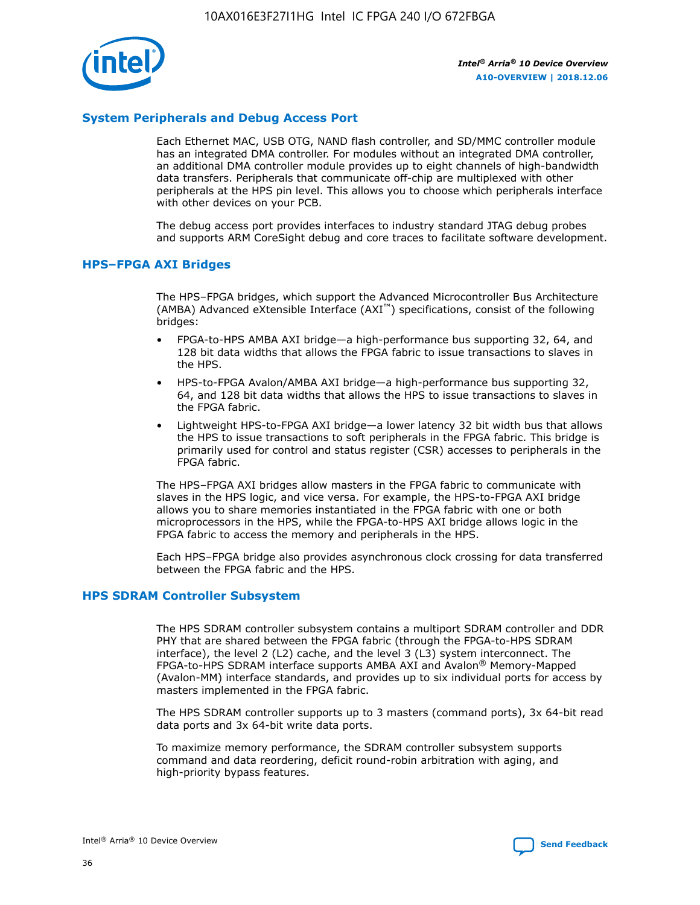## System Peripherals and Debug Access Port

Each Ethernet MAC, USB OTG, NAND flash controller, and SD/MMC controller module has an integrated DMA controller. For modules without an integrated DMA controller, an additional DMA controller module provides up to eight channels of high-bandwidth data transfers. Peripherals that communicate off-chip are multiplexed with other peripherals at the HPS pin level. This allows you to choose which peripherals interface with other devices on your PCB.

The debug access port provides interfaces to industry standard JTAG debug probes and supports ARM CoreSight debug and core traces to facilitate software development.

## HPS–FPGA AXI Bridges

The HPS–FPGA bridges, which support the Advanced Microcontroller Bus Architecture (AMBA) Advanced eXtensible Interface (AXI™) specifications, consist of the following bridges:

- FPGA-to-HPS AMBA AXI bridge—a high-performance bus supporting 32, 64, and 128 bit data widths that allows the FPGA fabric to issue transactions to slaves in the HPS.
- HPS-to-FPGA Avalon/AMBA AXI bridge—a high-performance bus supporting 32, 64, and 128 bit data widths that allows the HPS to issue transactions to slaves in the FPGA fabric.
- Lightweight HPS-to-FPGA AXI bridge—a lower latency 32 bit width bus that allows the HPS to issue transactions to soft peripherals in the FPGA fabric. This bridge is primarily used for control and status register (CSR) accesses to peripherals in the FPGA fabric.

The HPS–FPGA AXI bridges allow masters in the FPGA fabric to communicate with slaves in the HPS logic, and vice versa. For example, the HPS-to-FPGA AXI bridge allows you to share memories instantiated in the FPGA fabric with one or both microprocessors in the HPS, while the FPGA-to-HPS AXI bridge allows logic in the FPGA fabric to access the memory and peripherals in the HPS.

Each HPS–FPGA bridge also provides asynchronous clock crossing for data transferred between the FPGA fabric and the HPS.

## HPS SDRAM Controller Subsystem

The HPS SDRAM controller subsystem contains a multiport SDRAM controller and DDR PHY that are shared between the FPGA fabric (through the FPGA-to-HPS SDRAM interface), the level 2 (L2) cache, and the level 3 (L3) system interconnect. The FPGA-to-HPS SDRAM interface supports AMBA AXI and Avalon® Memory-Mapped (Avalon-MM) interface standards, and provides up to six individual ports for access by masters implemented in the FPGA fabric.

The HPS SDRAM controller supports up to 3 masters (command ports), 3x 64-bit read data ports and 3x 64-bit write data ports.

To maximize memory performance, the SDRAM controller subsystem supports command and data reordering, deficit round-robin arbitration with aging, and high-priority bypass features.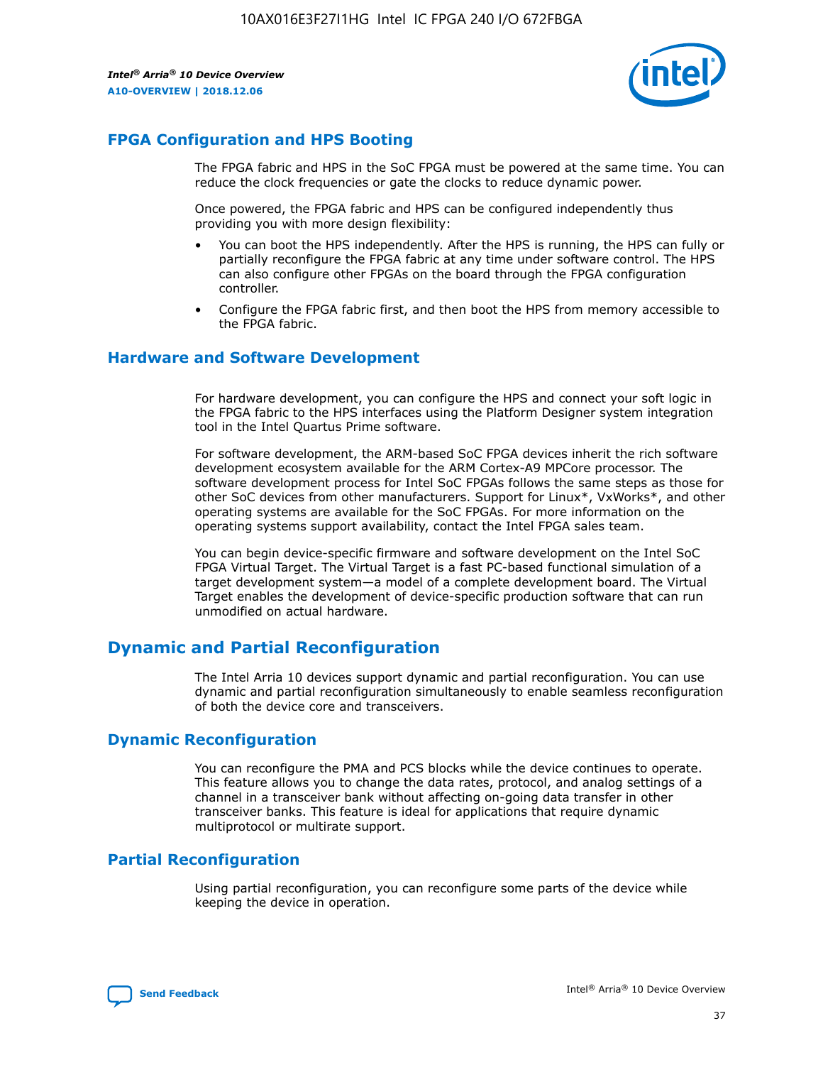## FPGA Configuration and HPS Booting

The FPGA fabric and HPS in the SoC FPGA must be powered at the same time. You can reduce the clock frequencies or gate the clocks to reduce dynamic power.

Once powered, the FPGA fabric and HPS can be configured independently thus providing you with more design flexibility:

- You can boot the HPS independently. After the HPS is running, the HPS can fully or partially reconfigure the FPGA fabric at any time under software control. The HPS can also configure other FPGAs on the board through the FPGA configuration controller.
- Configure the FPGA fabric first, and then boot the HPS from memory accessible to the FPGA fabric.

## Hardware and Software Development

For hardware development, you can configure the HPS and connect your soft logic in the FPGA fabric to the HPS interfaces using the Platform Designer system integration tool in the Intel Quartus Prime software.

For software development, the ARM-based SoC FPGA devices inherit the rich software development ecosystem available for the ARM Cortex-A9 MPCore processor. The software development process for Intel SoC FPGAs follows the same steps as those for other SoC devices from other manufacturers. Support for Linux*, VxWorks*, and other operating systems are available for the SoC FPGAs. For more information on the operating systems support availability, contact the Intel FPGA sales team.

You can begin device-specific firmware and software development on the Intel SoC FPGA Virtual Target. The Virtual Target is a fast PC-based functional simulation of a target development system—a model of a complete development board. The Virtual Target enables the development of device-specific production software that can run unmodified on actual hardware.

# Dynamic and Partial Reconfiguration

The Intel Arria 10 devices support dynamic and partial reconfiguration. You can use dynamic and partial reconfiguration simultaneously to enable seamless reconfiguration of both the device core and transceivers.

## Dynamic Reconfiguration

You can reconfigure the PMA and PCS blocks while the device continues to operate. This feature allows you to change the data rates, protocol, and analog settings of a channel in a transceiver bank without affecting on-going data transfer in other transceiver banks. This feature is ideal for applications that require dynamic multiprotocol or multirate support.

## Partial Reconfiguration

Using partial reconfiguration, you can reconfigure some parts of the device while keeping the device in operation.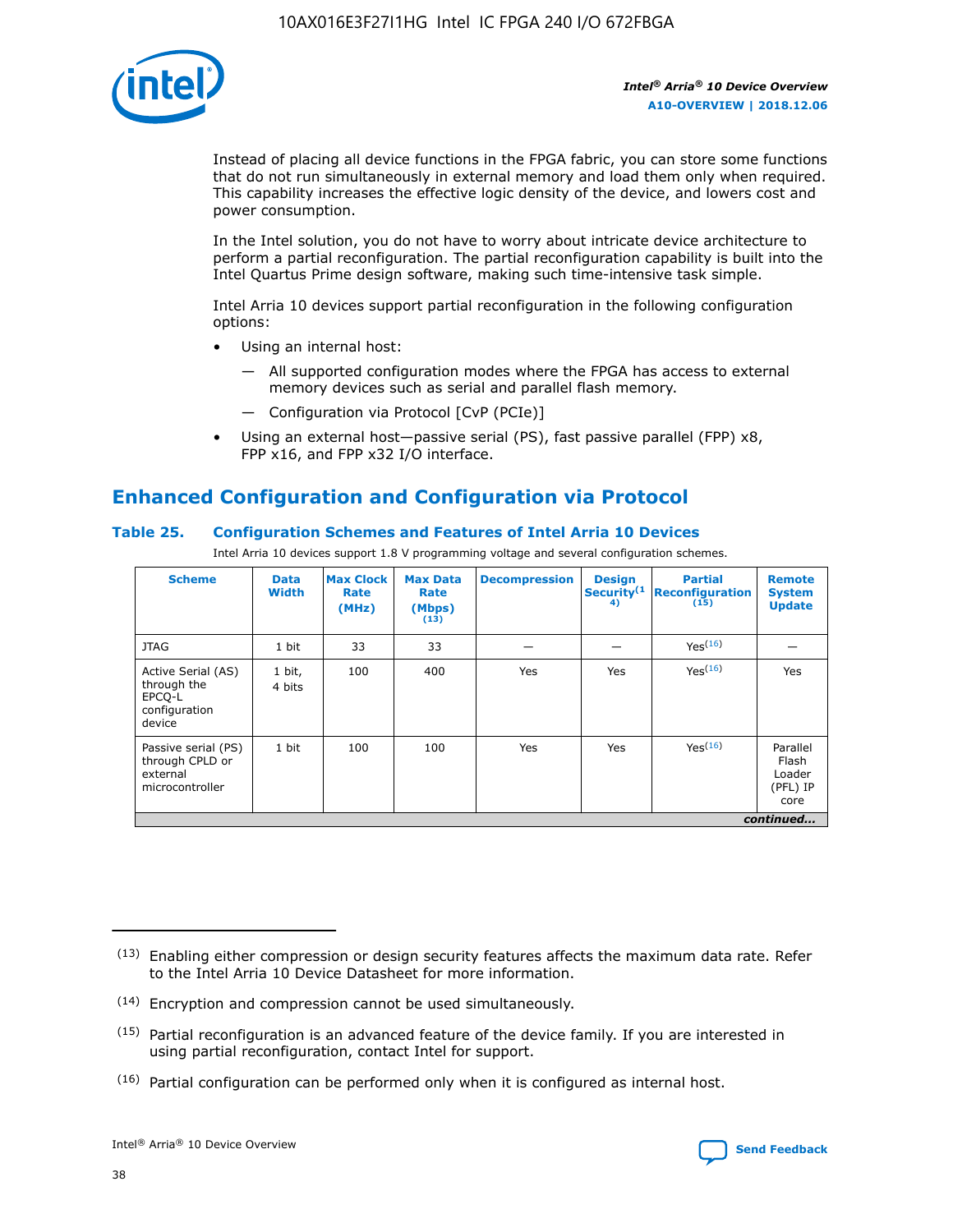Instead of placing all device functions in the FPGA fabric, you can store some functions that do not run simultaneously in external memory and load them only when required. This capability increases the effective logic density of the device, and lowers cost and power consumption.

In the Intel solution, you do not have to worry about intricate device architecture to perform a partial reconfiguration. The partial reconfiguration capability is built into the Intel Quartus Prime design software, making such time-intensive task simple.

Intel Arria 10 devices support partial reconfiguration in the following configuration options:

- Using an internal host:
  — All supported configuration modes where the FPGA has access to external memory devices such as serial and parallel flash memory.
  — Configuration via Protocol [CvP (PCIe)]
- Using an external host—passive serial (PS), fast passive parallel (FPP) x8, FPP x16, and FPP x32 I/O interface.

## Enhanced Configuration and Configuration via Protocol

**Table 25. Configuration Schemes and Features of Intel Arria 10 Devices**

Intel Arria 10 devices support 1.8 V programming voltage and several configuration schemes.

| Scheme | Data Width | Max Clock Rate (MHz) | Max Data Rate (Mbps) (13) | Decompression | Design Security(14) | Partial Reconfiguration (15) | Remote System Update |
|---|---|---|---|---|---|---|---|
| JTAG | 1 bit | 33 | 33 | — | — | Yes(16) | — |
| Active Serial (AS) through the EPCQ-L configuration device | 1 bit, 4 bits | 100 | 400 | Yes | Yes | Yes(16) | Yes |
| Passive serial (PS) through CPLD or external microcontroller | 1 bit | 100 | 100 | Yes | Yes | Yes(16) | Parallel Flash Loader (PFL) IP core |

*continued...*

(13) Enabling either compression or design security features affects the maximum data rate. Refer to the Intel Arria 10 Device Datasheet for more information.

(14) Encryption and compression cannot be used simultaneously.

(15) Partial reconfiguration is an advanced feature of the device family. If you are interested in using partial reconfiguration, contact Intel for support.

(16) Partial configuration can be performed only when it is configured as internal host.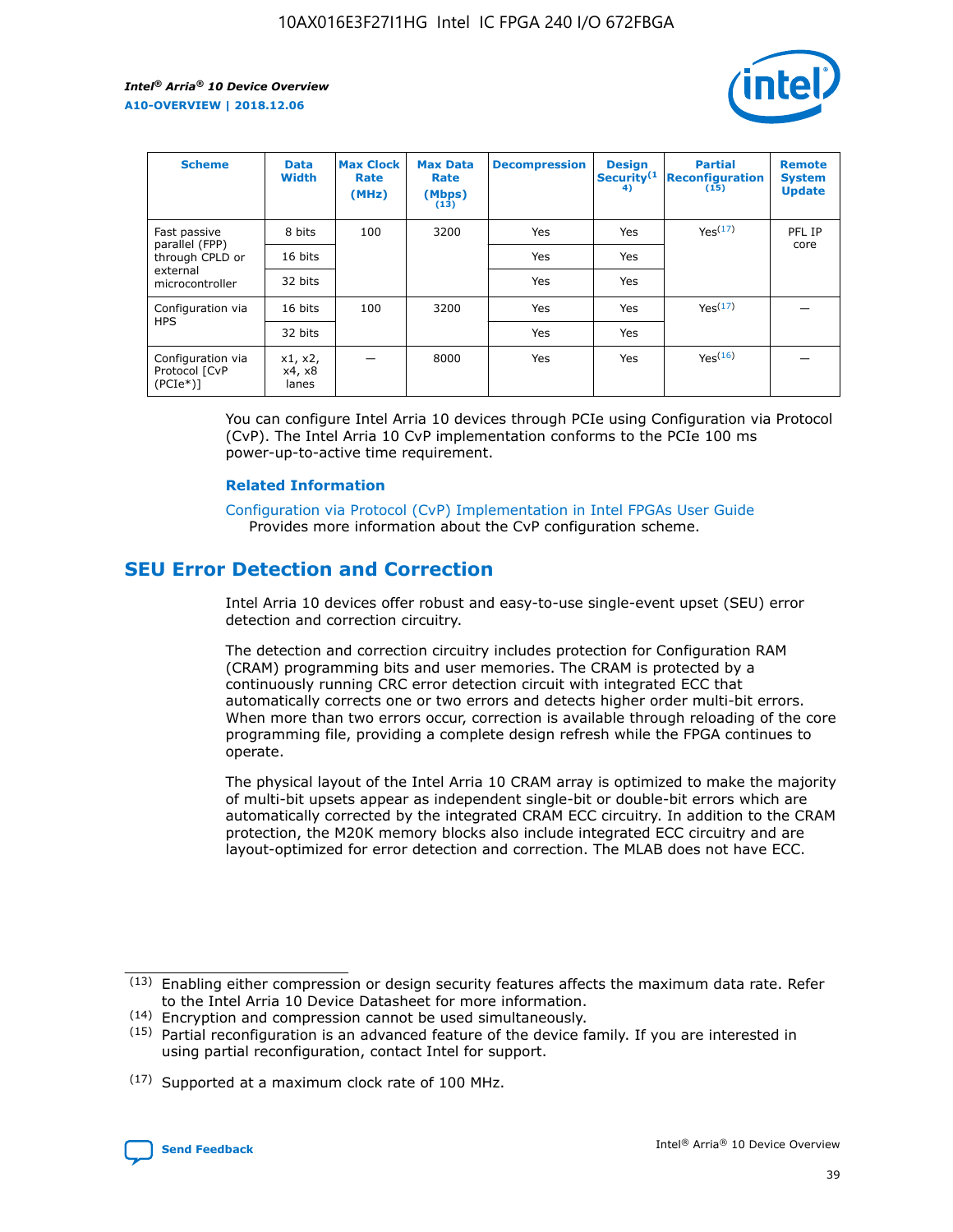| Scheme | Data Width | Max Clock Rate (MHz) | Max Data Rate (Mbps) (13) | Decompression | Design Security(14) | Partial Reconfiguration (15) | Remote System Update |
|---|---|---|---|---|---|---|---|
| Fast passive parallel (FPP) through CPLD or external microcontroller | 8 bits | 100 | 3200 | Yes | Yes | Yes(17) | PFL IP core |
| | 16 bits | | | Yes | Yes | | |
| | 32 bits | | | Yes | Yes | | |
| Configuration via HPS | 16 bits | 100 | 3200 | Yes | Yes | Yes(17) | — |
| | 32 bits | | | Yes | Yes | | |
| Configuration via Protocol [CvP (PCIe*)] | x1, x2, x4, x8 lanes | — | 8000 | Yes | Yes | Yes(16) | — |

You can configure Intel Arria 10 devices through PCIe using Configuration via Protocol (CvP). The Intel Arria 10 CvP implementation conforms to the PCIe 100 ms power-up-to-active time requirement.

**Related Information**

Configuration via Protocol (CvP) Implementation in Intel FPGAs User Guide
Provides more information about the CvP configuration scheme.

## SEU Error Detection and Correction

Intel Arria 10 devices offer robust and easy-to-use single-event upset (SEU) error detection and correction circuitry.

The detection and correction circuitry includes protection for Configuration RAM (CRAM) programming bits and user memories. The CRAM is protected by a continuously running CRC error detection circuit with integrated ECC that automatically corrects one or two errors and detects higher order multi-bit errors. When more than two errors occur, correction is available through reloading of the core programming file, providing a complete design refresh while the FPGA continues to operate.

The physical layout of the Intel Arria 10 CRAM array is optimized to make the majority of multi-bit upsets appear as independent single-bit or double-bit errors which are automatically corrected by the integrated CRAM ECC circuitry. In addition to the CRAM protection, the M20K memory blocks also include integrated ECC circuitry and are layout-optimized for error detection and correction. The MLAB does not have ECC.

(13) Enabling either compression or design security features affects the maximum data rate. Refer to the Intel Arria 10 Device Datasheet for more information.

(14) Encryption and compression cannot be used simultaneously.

(15) Partial reconfiguration is an advanced feature of the device family. If you are interested in using partial reconfiguration, contact Intel for support.

(17) Supported at a maximum clock rate of 100 MHz.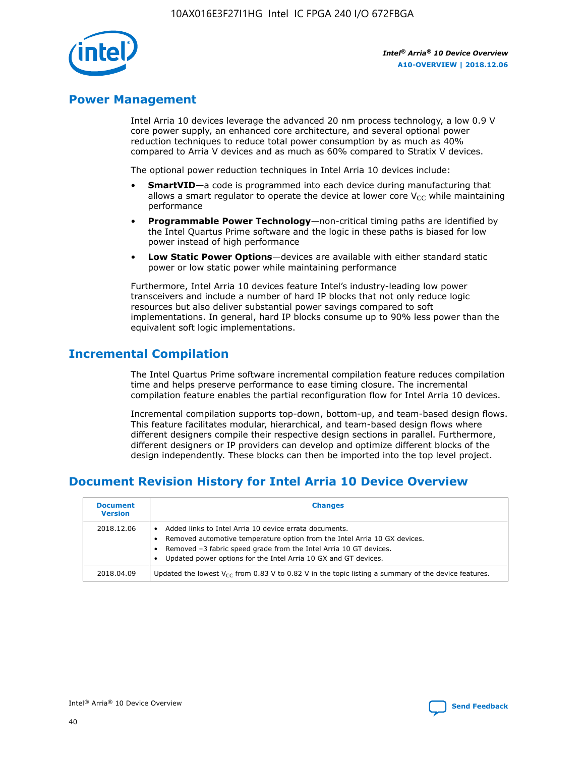## Power Management

Intel Arria 10 devices leverage the advanced 20 nm process technology, a low 0.9 V core power supply, an enhanced core architecture, and several optional power reduction techniques to reduce total power consumption by as much as 40% compared to Arria V devices and as much as 60% compared to Stratix V devices.

The optional power reduction techniques in Intel Arria 10 devices include:

- **SmartVID**—a code is programmed into each device during manufacturing that allows a smart regulator to operate the device at lower core $V_{CC}$ while maintaining performance
- **Programmable Power Technology**—non-critical timing paths are identified by the Intel Quartus Prime software and the logic in these paths is biased for low power instead of high performance
- **Low Static Power Options**—devices are available with either standard static power or low static power while maintaining performance

Furthermore, Intel Arria 10 devices feature Intel's industry-leading low power transceivers and include a number of hard IP blocks that not only reduce logic resources but also deliver substantial power savings compared to soft implementations. In general, hard IP blocks consume up to 90% less power than the equivalent soft logic implementations.

## Incremental Compilation

The Intel Quartus Prime software incremental compilation feature reduces compilation time and helps preserve performance to ease timing closure. The incremental compilation feature enables the partial reconfiguration flow for Intel Arria 10 devices.

Incremental compilation supports top-down, bottom-up, and team-based design flows. This feature facilitates modular, hierarchical, and team-based design flows where different designers compile their respective design sections in parallel. Furthermore, different designers or IP providers can develop and optimize different blocks of the design independently. These blocks can then be imported into the top level project.

## Document Revision History for Intel Arria 10 Device Overview

| Document Version | Changes |
| --- | --- |
| 2018.12.06 | • Added links to Intel Arria 10 device errata documents.<br>• Removed automotive temperature option from the Intel Arria 10 GX devices.<br>• Removed –3 fabric speed grade from the Intel Arria 10 GT devices.<br>• Updated power options for the Intel Arria 10 GX and GT devices. |
| 2018.04.09 | Updated the lowest $V_{CC}$ from 0.83 V to 0.82 V in the topic listing a summary of the device features. |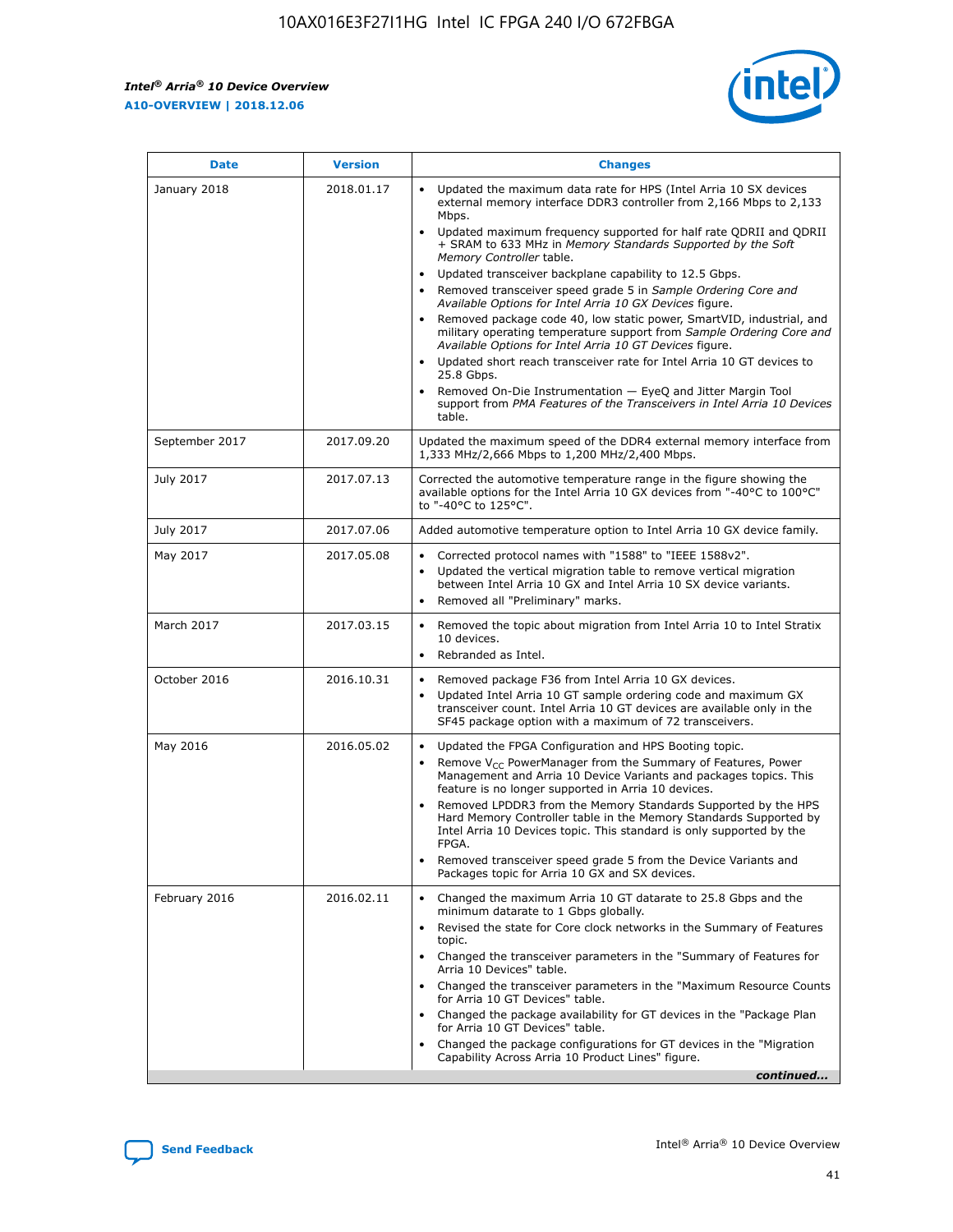| Date | Version | Changes |
| --- | --- | --- |
| January 2018 | 2018.01.17 | • Updated the maximum data rate for HPS (Intel Arria 10 SX devices external memory interface DDR3 controller from 2,166 Mbps to 2,133 Mbps.<br>• Updated maximum frequency supported for half rate QDRII and QDRII + SRAM to 633 MHz in *Memory Standards Supported by the Soft Memory Controller* table.<br>• Updated transceiver backplane capability to 12.5 Gbps.<br>• Removed transceiver speed grade 5 in *Sample Ordering Core and Available Options for Intel Arria 10 GX Devices* figure.<br>• Removed package code 40, low static power, SmartVID, industrial, and military operating temperature support from *Sample Ordering Core and Available Options for Intel Arria 10 GT Devices* figure.<br>• Updated short reach transceiver rate for Intel Arria 10 GT devices to 25.8 Gbps.<br>• Removed On-Die Instrumentation — EyeQ and Jitter Margin Tool support from *PMA Features of the Transceivers in Intel Arria 10 Devices* table. |
| September 2017 | 2017.09.20 | Updated the maximum speed of the DDR4 external memory interface from 1,333 MHz/2,666 Mbps to 1,200 MHz/2,400 Mbps. |
| July 2017 | 2017.07.13 | Corrected the automotive temperature range in the figure showing the available options for the Intel Arria 10 GX devices from "-40°C to 100°C" to "-40°C to 125°C". |
| July 2017 | 2017.07.06 | Added automotive temperature option to Intel Arria 10 GX device family. |
| May 2017 | 2017.05.08 | • Corrected protocol names with "1588" to "IEEE 1588v2".<br>• Updated the vertical migration table to remove vertical migration between Intel Arria 10 GX and Intel Arria 10 SX device variants.<br>• Removed all "Preliminary" marks. |
| March 2017 | 2017.03.15 | • Removed the topic about migration from Intel Arria 10 to Intel Stratix 10 devices.<br>• Rebranded as Intel. |
| October 2016 | 2016.10.31 | • Removed package F36 from Intel Arria 10 GX devices.<br>• Updated Intel Arria 10 GT sample ordering code and maximum GX transceiver count. Intel Arria 10 GT devices are available only in the SF45 package option with a maximum of 72 transceivers. |
| May 2016 | 2016.05.02 | • Updated the FPGA Configuration and HPS Booting topic.<br>• Remove $V_{CC}$ PowerManager from the Summary of Features, Power Management and Arria 10 Device Variants and packages topics. This feature is no longer supported in Arria 10 devices.<br>• Removed LPDDR3 from the Memory Standards Supported by the HPS Hard Memory Controller table in the Memory Standards Supported by Intel Arria 10 Devices topic. This standard is only supported by the FPGA.<br>• Removed transceiver speed grade 5 from the Device Variants and Packages topic for Arria 10 GX and SX devices. |
| February 2016 | 2016.02.11 | • Changed the maximum Arria 10 GT datarate to 25.8 Gbps and the minimum datarate to 1 Gbps globally.<br>• Revised the state for Core clock networks in the Summary of Features topic.<br>• Changed the transceiver parameters in the "Summary of Features for Arria 10 Devices" table.<br>• Changed the transceiver parameters in the "Maximum Resource Counts for Arria 10 GT Devices" table.<br>• Changed the package availability for GT devices in the "Package Plan for Arria 10 GT Devices" table.<br>• Changed the package configurations for GT devices in the "Migration Capability Across Arria 10 Product Lines" figure. |

*continued...*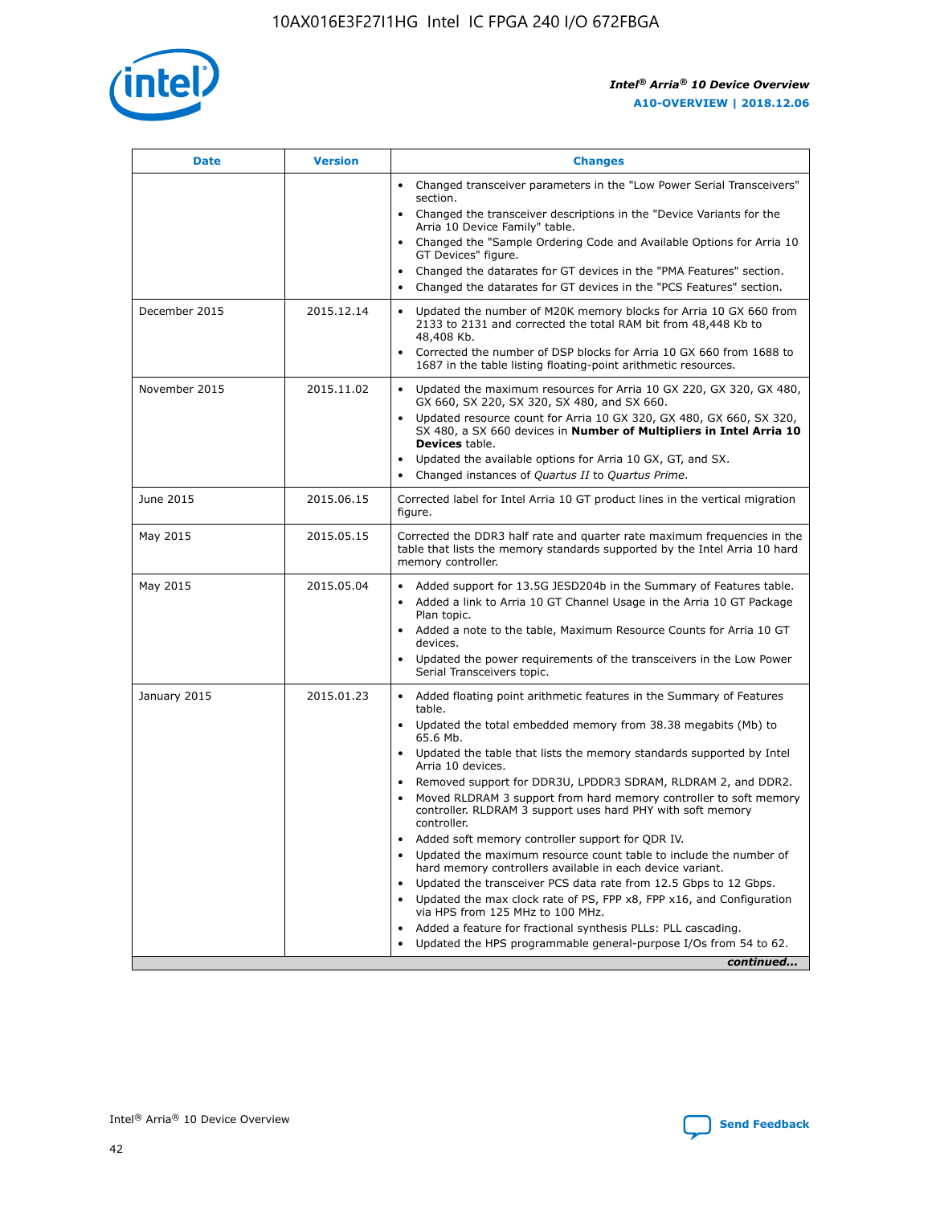| Date | Version | Changes |
|---|---|---|
| | | • Changed transceiver parameters in the "Low Power Serial Transceivers" section.<br>• Changed the transceiver descriptions in the "Device Variants for the Arria 10 Device Family" table.<br>• Changed the "Sample Ordering Code and Available Options for Arria 10 GT Devices" figure.<br>• Changed the datarates for GT devices in the "PMA Features" section.<br>• Changed the datarates for GT devices in the "PCS Features" section. |
| December 2015 | 2015.12.14 | • Updated the number of M20K memory blocks for Arria 10 GX 660 from 2133 to 2131 and corrected the total RAM bit from 48,448 Kb to 48,408 Kb.<br>• Corrected the number of DSP blocks for Arria 10 GX 660 from 1688 to 1687 in the table listing floating-point arithmetic resources. |
| November 2015 | 2015.11.02 | • Updated the maximum resources for Arria 10 GX 220, GX 320, GX 480, GX 660, SX 220, SX 320, SX 480, and SX 660.<br>• Updated resource count for Arria 10 GX 320, GX 480, GX 660, SX 320, SX 480, a SX 660 devices in **Number of Multipliers in Intel Arria 10 Devices** table.<br>• Updated the available options for Arria 10 GX, GT, and SX.<br>• Changed instances of *Quartus II* to *Quartus Prime*. |
| June 2015 | 2015.06.15 | Corrected label for Intel Arria 10 GT product lines in the vertical migration figure. |
| May 2015 | 2015.05.15 | Corrected the DDR3 half rate and quarter rate maximum frequencies in the table that lists the memory standards supported by the Intel Arria 10 hard memory controller. |
| May 2015 | 2015.05.04 | • Added support for 13.5G JESD204b in the Summary of Features table.<br>• Added a link to Arria 10 GT Channel Usage in the Arria 10 GT Package Plan topic.<br>• Added a note to the table, Maximum Resource Counts for Arria 10 GT devices.<br>• Updated the power requirements of the transceivers in the Low Power Serial Transceivers topic. |
| January 2015 | 2015.01.23 | • Added floating point arithmetic features in the Summary of Features table.<br>• Updated the total embedded memory from 38.38 megabits (Mb) to 65.6 Mb.<br>• Updated the table that lists the memory standards supported by Intel Arria 10 devices.<br>• Removed support for DDR3U, LPDDR3 SDRAM, RLDRAM 2, and DDR2.<br>• Moved RLDRAM 3 support from hard memory controller to soft memory controller. RLDRAM 3 support uses hard PHY with soft memory controller.<br>• Added soft memory controller support for QDR IV.<br>• Updated the maximum resource count table to include the number of hard memory controllers available in each device variant.<br>• Updated the transceiver PCS data rate from 12.5 Gbps to 12 Gbps.<br>• Updated the max clock rate of PS, FPP x8, FPP x16, and Configuration via HPS from 125 MHz to 100 MHz.<br>• Added a feature for fractional synthesis PLLs: PLL cascading.<br>• Updated the HPS programmable general-purpose I/Os from 54 to 62. |

*continued...*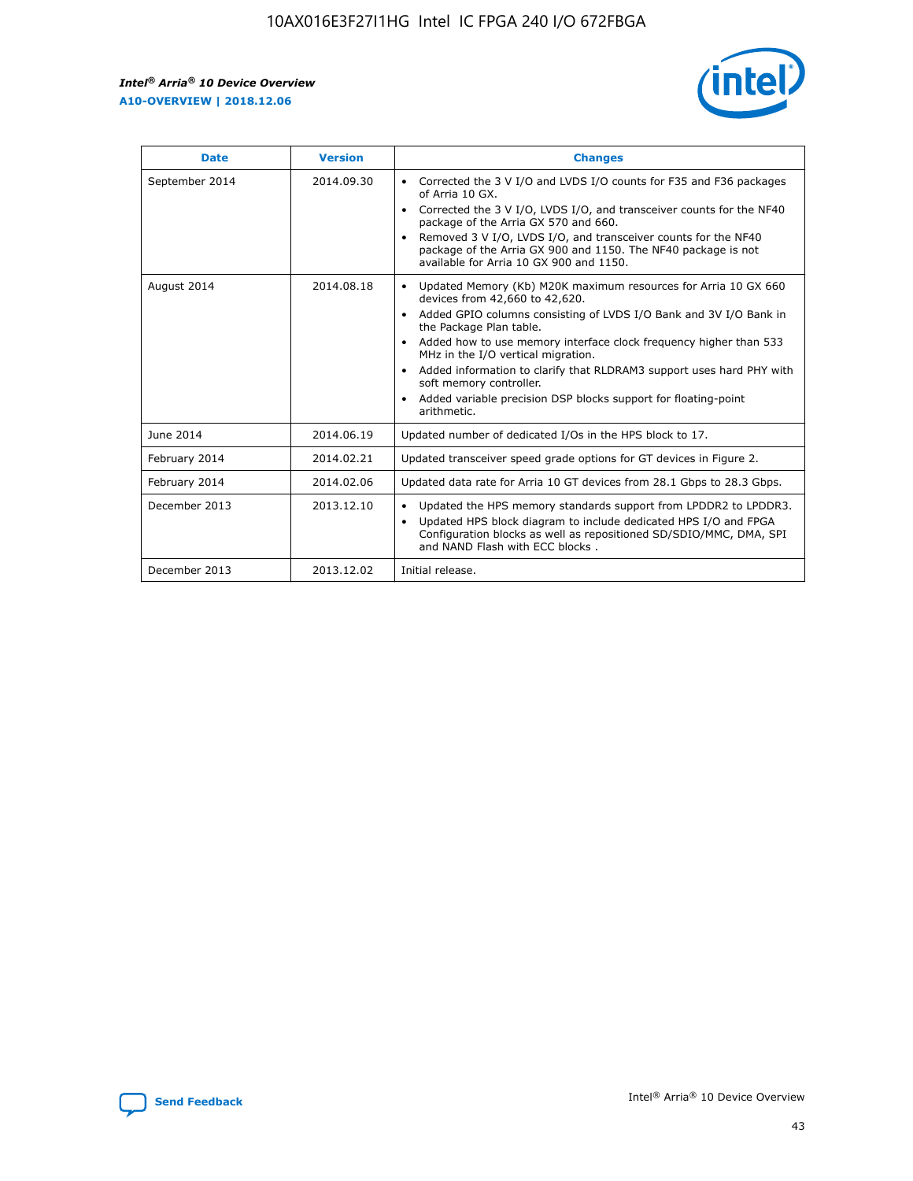| Date | Version | Changes |
| --- | --- | --- |
| September 2014 | 2014.09.30 | • Corrected the 3 V I/O and LVDS I/O counts for F35 and F36 packages of Arria 10 GX.<br>• Corrected the 3 V I/O, LVDS I/O, and transceiver counts for the NF40 package of the Arria GX 570 and 660.<br>• Removed 3 V I/O, LVDS I/O, and transceiver counts for the NF40 package of the Arria GX 900 and 1150. The NF40 package is not available for Arria 10 GX 900 and 1150. |
| August 2014 | 2014.08.18 | • Updated Memory (Kb) M20K maximum resources for Arria 10 GX 660 devices from 42,660 to 42,620.<br>• Added GPIO columns consisting of LVDS I/O Bank and 3V I/O Bank in the Package Plan table.<br>• Added how to use memory interface clock frequency higher than 533 MHz in the I/O vertical migration.<br>• Added information to clarify that RLDRAM3 support uses hard PHY with soft memory controller.<br>• Added variable precision DSP blocks support for floating-point arithmetic. |
| June 2014 | 2014.06.19 | Updated number of dedicated I/Os in the HPS block to 17. |
| February 2014 | 2014.02.21 | Updated transceiver speed grade options for GT devices in Figure 2. |
| February 2014 | 2014.02.06 | Updated data rate for Arria 10 GT devices from 28.1 Gbps to 28.3 Gbps. |
| December 2013 | 2013.12.10 | • Updated the HPS memory standards support from LPDDR2 to LPDDR3.<br>• Updated HPS block diagram to include dedicated HPS I/O and FPGA Configuration blocks as well as repositioned SD/SDIO/MMC, DMA, SPI and NAND Flash with ECC blocks . |
| December 2013 | 2013.12.02 | Initial release. |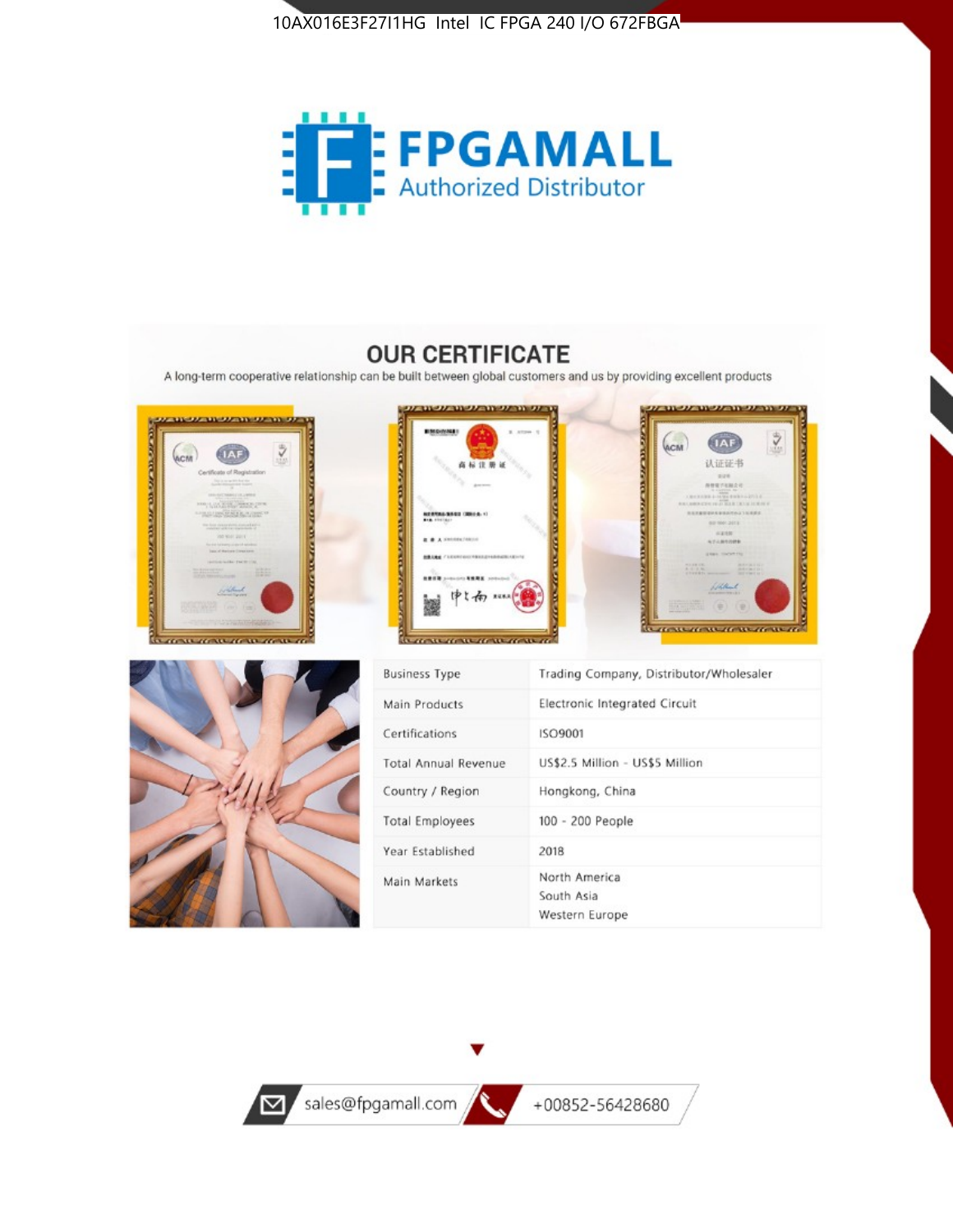# FPGAMALL

Authorized Distributor

## OUR CERTIFICATE

A long-term cooperative relationship can be built between global customers and us by providing excellent products

| | |
|---|---|
| Business Type | Trading Company, Distributor/Wholesaler |
| Main Products | Electronic Integrated Circuit |
| Certifications | ISO9001 |
| Total Annual Revenue | US$2.5 Million - US$5 Million |
| Country / Region | Hongkong, China |
| Total Employees | 100 - 200 People |
| Year Established | 2018 |
| Main Markets | North America<br>South Asia<br>Western Europe |

sales@fpgamall.com

+00852-56428680